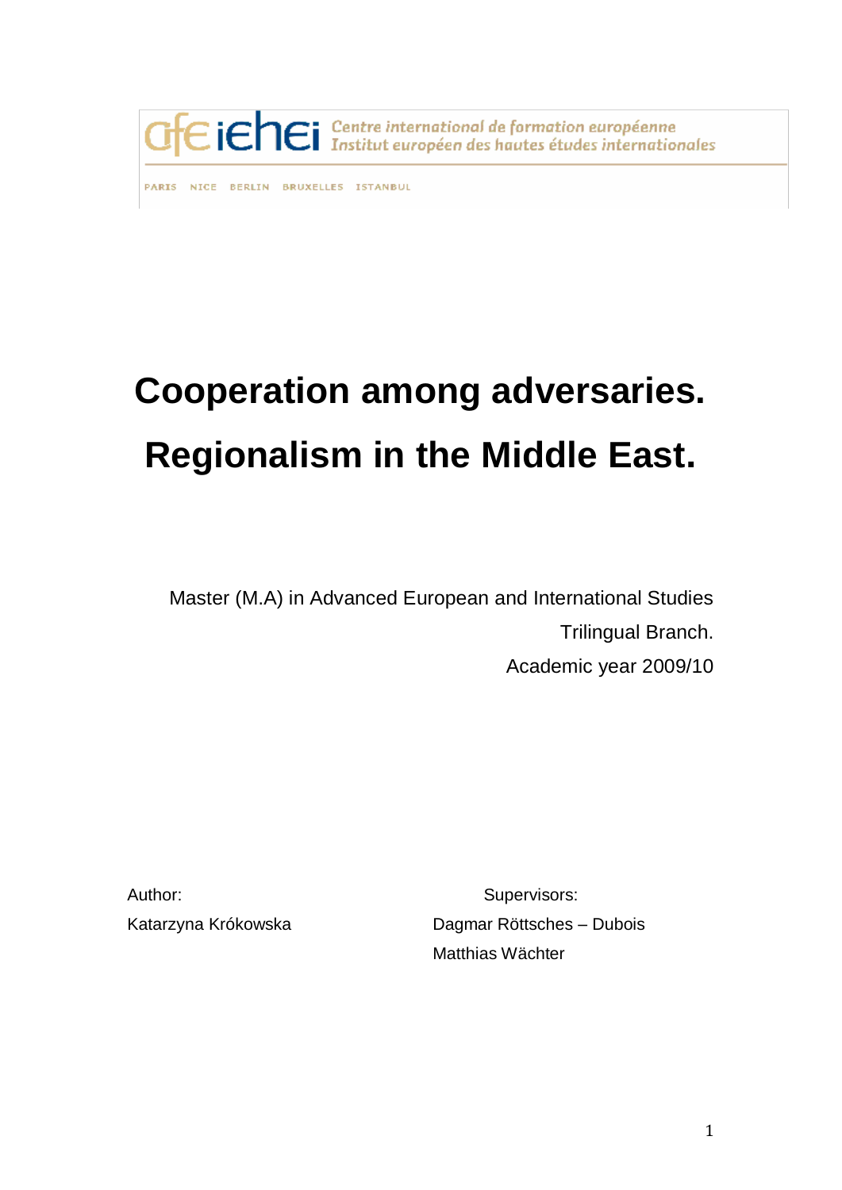cfe iehei Centre international de formation européenne
Institut européen des hautes études internationales

PARIS NICE BERLIN BRUXELLES ISTANBUL

# Cooperation among adversaries. Regionalism in the Middle East.

Master (M.A) in Advanced European and International Studies
Trilingual Branch.
Academic year 2009/10

Author:
Katarzyna Krókowska

Supervisors:
Dagmar Röttsches – Dubois
Matthias Wächter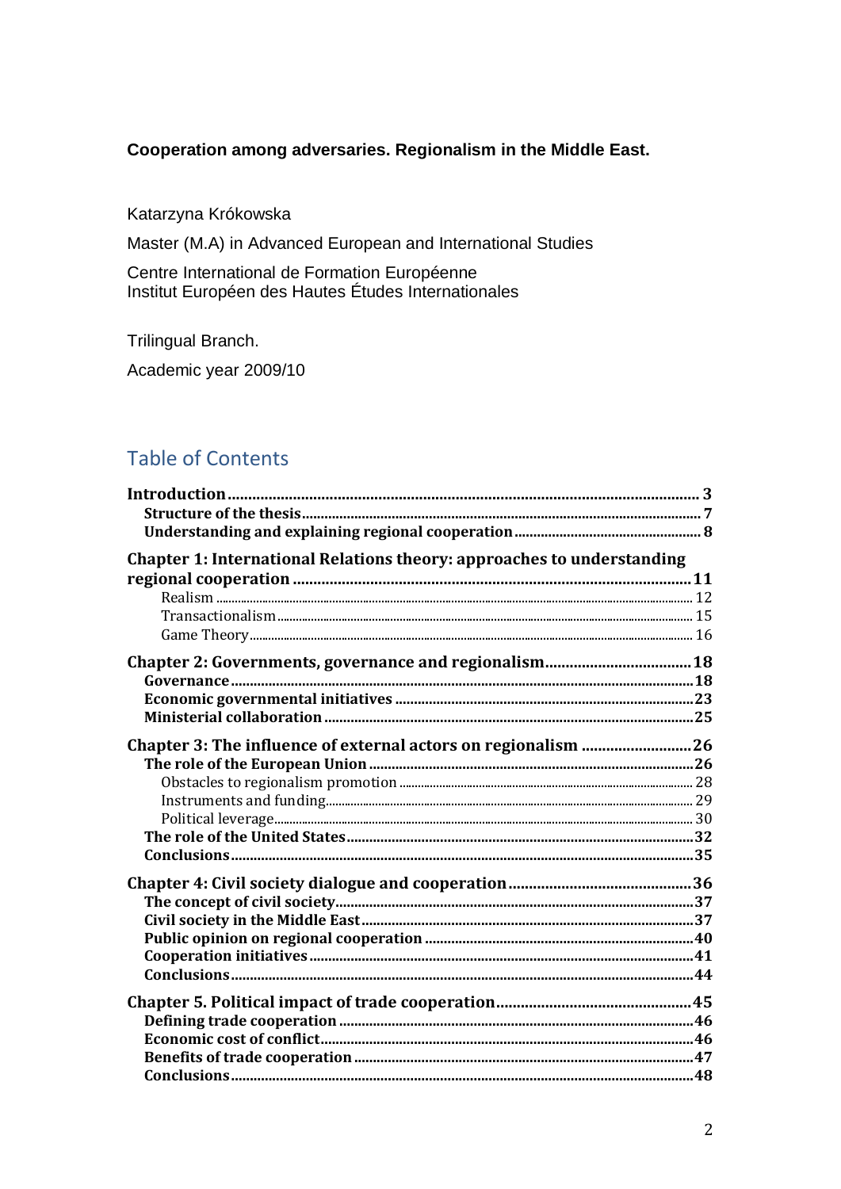**Cooperation among adversaries. Regionalism in the Middle East.**

Katarzyna Krókowska

Master (M.A) in Advanced European and International Studies

Centre International de Formation Européenne
Institut Européen des Hautes Études Internationales

Trilingual Branch.

Academic year 2009/10

## Table of Contents

**Introduction** .......... 3
- **Structure of the thesis** .......... 7
- **Understanding and explaining regional cooperation** .......... 8

**Chapter 1: International Relations theory: approaches to understanding regional cooperation** .......... 11
- Realism .......... 12
- Transactionalism .......... 15
- Game Theory .......... 16

**Chapter 2: Governments, governance and regionalism** .......... 18
- **Governance** .......... 18
- **Economic governmental initiatives** .......... 23
- **Ministerial collaboration** .......... 25

**Chapter 3: The influence of external actors on regionalism** .......... 26
- **The role of the European Union** .......... 26
  - Obstacles to regionalism promotion .......... 28
  - Instruments and funding .......... 29
  - Political leverage .......... 30
- **The role of the United States** .......... 32
- **Conclusions** .......... 35

**Chapter 4: Civil society dialogue and cooperation** .......... 36
- **The concept of civil society** .......... 37
- **Civil society in the Middle East** .......... 37
- **Public opinion on regional cooperation** .......... 40
- **Cooperation initiatives** .......... 41
- **Conclusions** .......... 44

**Chapter 5. Political impact of trade cooperation** .......... 45
- **Defining trade cooperation** .......... 46
- **Economic cost of conflict** .......... 46
- **Benefits of trade cooperation** .......... 47
- **Conclusions** .......... 48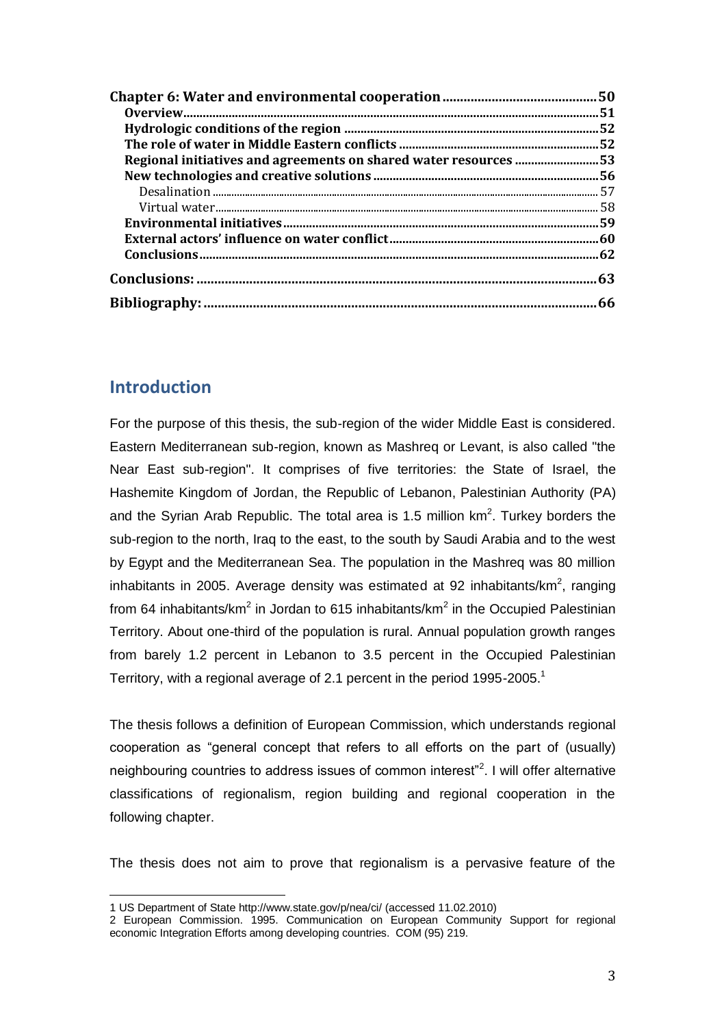**Chapter 6: Water and environmental cooperation** ........................................... 50

- **Overview** ........................................... 51
- **Hydrologic conditions of the region** ........................................... 52
- **The role of water in Middle Eastern conflicts** ........................................... 52
- **Regional initiatives and agreements on shared water resources** ........................................... 53
- **New technologies and creative solutions** ........................................... 56
  - Desalination ........................................... 57
  - Virtual water ........................................... 58
- **Environmental initiatives** ........................................... 59
- **External actors' influence on water conflict** ........................................... 60
- **Conclusions** ........................................... 62

**Conclusions:** ........................................... 63

**Bibliography:** ........................................... 66

## Introduction

For the purpose of this thesis, the sub-region of the wider Middle East is considered. Eastern Mediterranean sub-region, known as Mashreq or Levant, is also called "the Near East sub-region". It comprises of five territories: the State of Israel, the Hashemite Kingdom of Jordan, the Republic of Lebanon, Palestinian Authority (PA) and the Syrian Arab Republic. The total area is 1.5 million km$^2$. Turkey borders the sub-region to the north, Iraq to the east, to the south by Saudi Arabia and to the west by Egypt and the Mediterranean Sea. The population in the Mashreq was 80 million inhabitants in 2005. Average density was estimated at 92 inhabitants/km$^2$, ranging from 64 inhabitants/km$^2$ in Jordan to 615 inhabitants/km$^2$ in the Occupied Palestinian Territory. About one-third of the population is rural. Annual population growth ranges from barely 1.2 percent in Lebanon to 3.5 percent in the Occupied Palestinian Territory, with a regional average of 2.1 percent in the period 1995-2005.[1]

The thesis follows a definition of European Commission, which understands regional cooperation as "general concept that refers to all efforts on the part of (usually) neighbouring countries to address issues of common interest"[2]. I will offer alternative classifications of regionalism, region building and regional cooperation in the following chapter.

The thesis does not aim to prove that regionalism is a pervasive feature of the

---

1 US Department of State http://www.state.gov/p/nea/ci/ (accessed 11.02.2010)

2 European Commission. 1995. Communication on European Community Support for regional economic Integration Efforts among developing countries. COM (95) 219.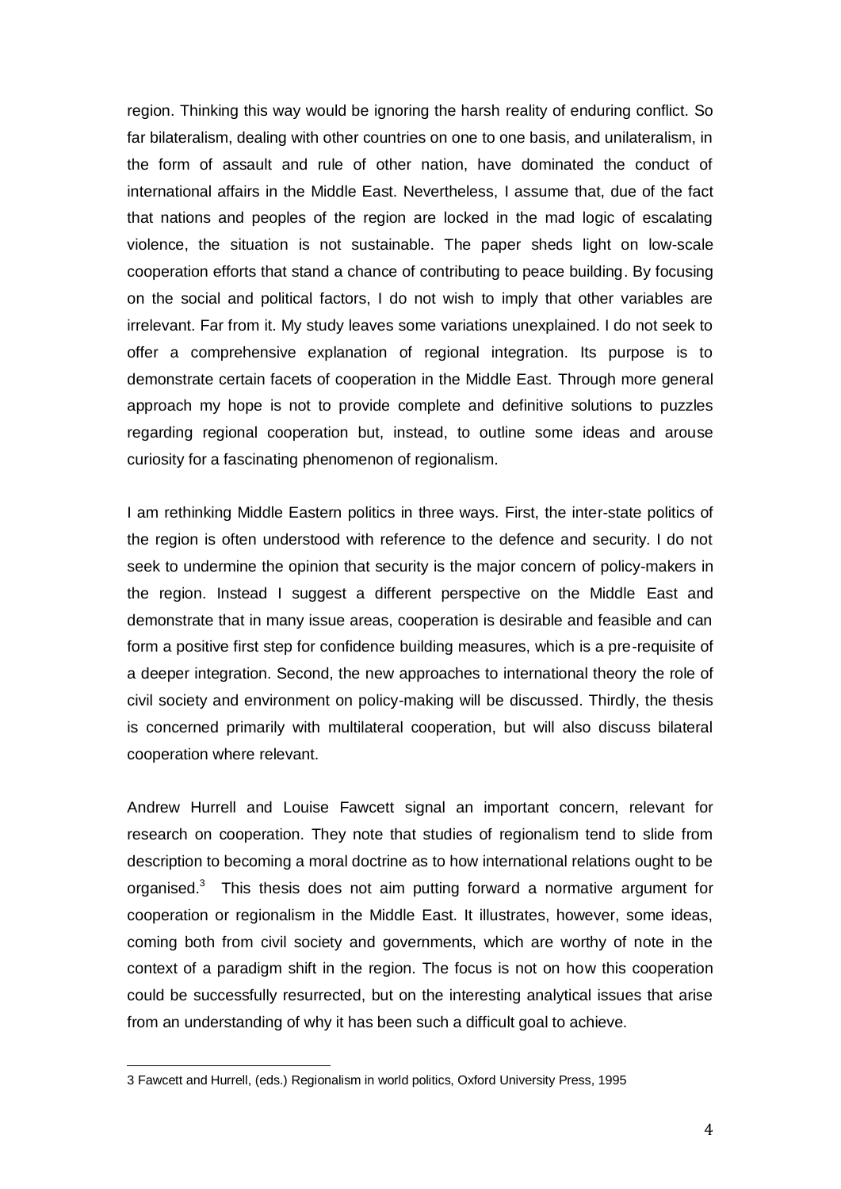region. Thinking this way would be ignoring the harsh reality of enduring conflict. So far bilateralism, dealing with other countries on one to one basis, and unilateralism, in the form of assault and rule of other nation, have dominated the conduct of international affairs in the Middle East. Nevertheless, I assume that, due of the fact that nations and peoples of the region are locked in the mad logic of escalating violence, the situation is not sustainable. The paper sheds light on low-scale cooperation efforts that stand a chance of contributing to peace building. By focusing on the social and political factors, I do not wish to imply that other variables are irrelevant. Far from it. My study leaves some variations unexplained. I do not seek to offer a comprehensive explanation of regional integration. Its purpose is to demonstrate certain facets of cooperation in the Middle East. Through more general approach my hope is not to provide complete and definitive solutions to puzzles regarding regional cooperation but, instead, to outline some ideas and arouse curiosity for a fascinating phenomenon of regionalism.

I am rethinking Middle Eastern politics in three ways. First, the inter-state politics of the region is often understood with reference to the defence and security. I do not seek to undermine the opinion that security is the major concern of policy-makers in the region. Instead I suggest a different perspective on the Middle East and demonstrate that in many issue areas, cooperation is desirable and feasible and can form a positive first step for confidence building measures, which is a pre-requisite of a deeper integration. Second, the new approaches to international theory the role of civil society and environment on policy-making will be discussed. Thirdly, the thesis is concerned primarily with multilateral cooperation, but will also discuss bilateral cooperation where relevant.

Andrew Hurrell and Louise Fawcett signal an important concern, relevant for research on cooperation. They note that studies of regionalism tend to slide from description to becoming a moral doctrine as to how international relations ought to be organised.[3] This thesis does not aim putting forward a normative argument for cooperation or regionalism in the Middle East. It illustrates, however, some ideas, coming both from civil society and governments, which are worthy of note in the context of a paradigm shift in the region. The focus is not on how this cooperation could be successfully resurrected, but on the interesting analytical issues that arise from an understanding of why it has been such a difficult goal to achieve.

3 Fawcett and Hurrell, (eds.) Regionalism in world politics, Oxford University Press, 1995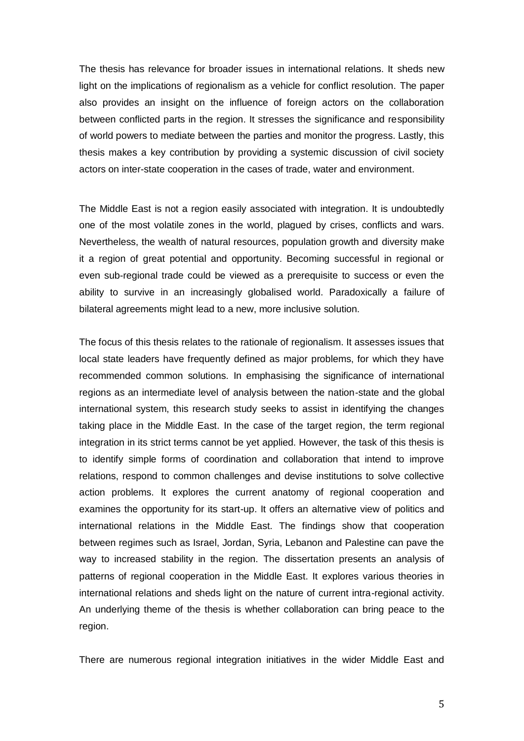The thesis has relevance for broader issues in international relations. It sheds new light on the implications of regionalism as a vehicle for conflict resolution. The paper also provides an insight on the influence of foreign actors on the collaboration between conflicted parts in the region. It stresses the significance and responsibility of world powers to mediate between the parties and monitor the progress. Lastly, this thesis makes a key contribution by providing a systemic discussion of civil society actors on inter-state cooperation in the cases of trade, water and environment.

The Middle East is not a region easily associated with integration. It is undoubtedly one of the most volatile zones in the world, plagued by crises, conflicts and wars. Nevertheless, the wealth of natural resources, population growth and diversity make it a region of great potential and opportunity. Becoming successful in regional or even sub-regional trade could be viewed as a prerequisite to success or even the ability to survive in an increasingly globalised world. Paradoxically a failure of bilateral agreements might lead to a new, more inclusive solution.

The focus of this thesis relates to the rationale of regionalism. It assesses issues that local state leaders have frequently defined as major problems, for which they have recommended common solutions. In emphasising the significance of international regions as an intermediate level of analysis between the nation-state and the global international system, this research study seeks to assist in identifying the changes taking place in the Middle East. In the case of the target region, the term regional integration in its strict terms cannot be yet applied. However, the task of this thesis is to identify simple forms of coordination and collaboration that intend to improve relations, respond to common challenges and devise institutions to solve collective action problems. It explores the current anatomy of regional cooperation and examines the opportunity for its start-up. It offers an alternative view of politics and international relations in the Middle East. The findings show that cooperation between regimes such as Israel, Jordan, Syria, Lebanon and Palestine can pave the way to increased stability in the region. The dissertation presents an analysis of patterns of regional cooperation in the Middle East. It explores various theories in international relations and sheds light on the nature of current intra-regional activity. An underlying theme of the thesis is whether collaboration can bring peace to the region.

There are numerous regional integration initiatives in the wider Middle East and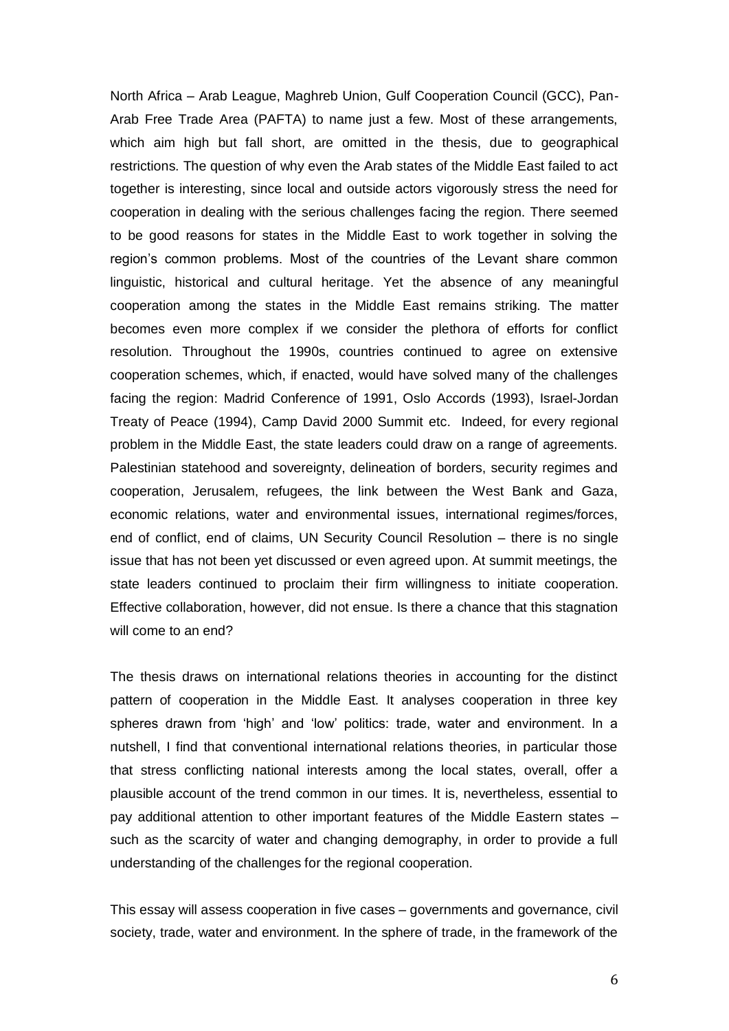North Africa – Arab League, Maghreb Union, Gulf Cooperation Council (GCC), Pan-Arab Free Trade Area (PAFTA) to name just a few. Most of these arrangements, which aim high but fall short, are omitted in the thesis, due to geographical restrictions. The question of why even the Arab states of the Middle East failed to act together is interesting, since local and outside actors vigorously stress the need for cooperation in dealing with the serious challenges facing the region. There seemed to be good reasons for states in the Middle East to work together in solving the region's common problems. Most of the countries of the Levant share common linguistic, historical and cultural heritage. Yet the absence of any meaningful cooperation among the states in the Middle East remains striking. The matter becomes even more complex if we consider the plethora of efforts for conflict resolution. Throughout the 1990s, countries continued to agree on extensive cooperation schemes, which, if enacted, would have solved many of the challenges facing the region: Madrid Conference of 1991, Oslo Accords (1993), Israel-Jordan Treaty of Peace (1994), Camp David 2000 Summit etc. Indeed, for every regional problem in the Middle East, the state leaders could draw on a range of agreements. Palestinian statehood and sovereignty, delineation of borders, security regimes and cooperation, Jerusalem, refugees, the link between the West Bank and Gaza, economic relations, water and environmental issues, international regimes/forces, end of conflict, end of claims, UN Security Council Resolution – there is no single issue that has not been yet discussed or even agreed upon. At summit meetings, the state leaders continued to proclaim their firm willingness to initiate cooperation. Effective collaboration, however, did not ensue. Is there a chance that this stagnation will come to an end?

The thesis draws on international relations theories in accounting for the distinct pattern of cooperation in the Middle East. It analyses cooperation in three key spheres drawn from 'high' and 'low' politics: trade, water and environment. In a nutshell, I find that conventional international relations theories, in particular those that stress conflicting national interests among the local states, overall, offer a plausible account of the trend common in our times. It is, nevertheless, essential to pay additional attention to other important features of the Middle Eastern states – such as the scarcity of water and changing demography, in order to provide a full understanding of the challenges for the regional cooperation.

This essay will assess cooperation in five cases – governments and governance, civil society, trade, water and environment. In the sphere of trade, in the framework of the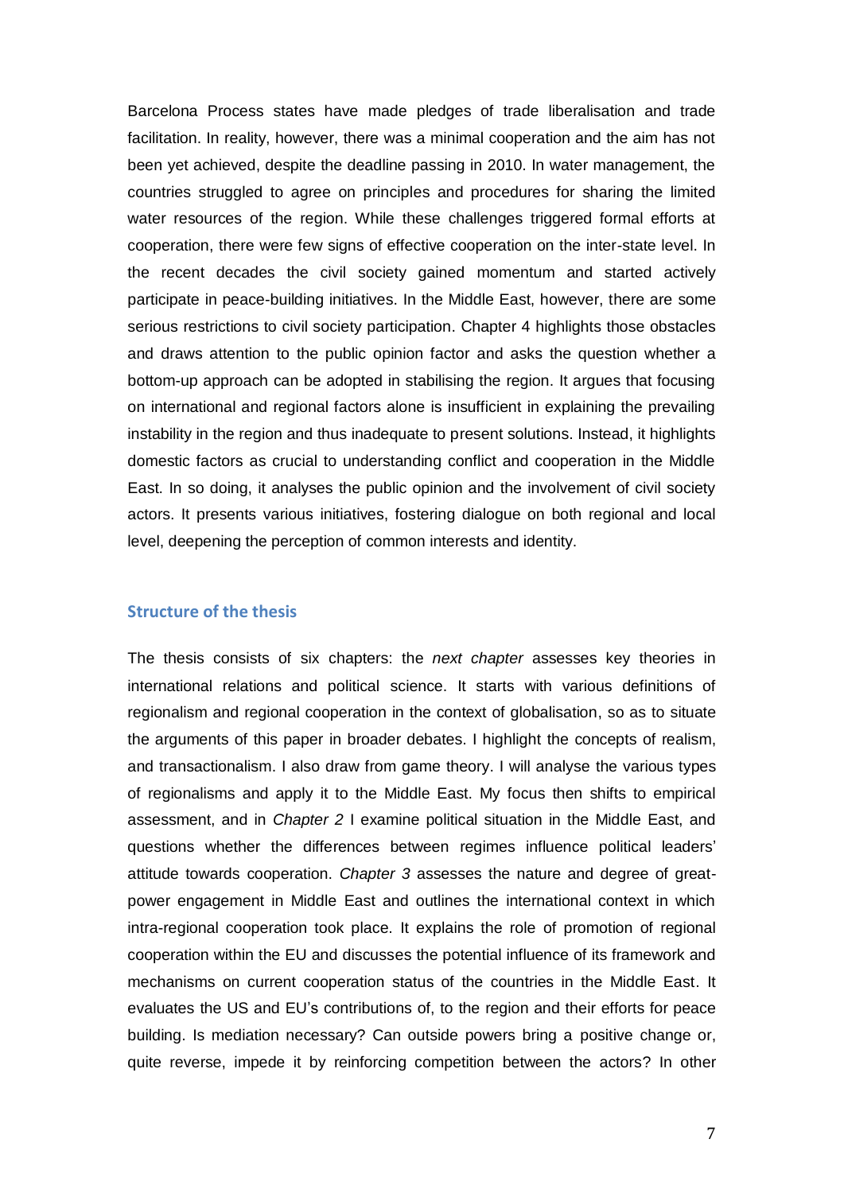Barcelona Process states have made pledges of trade liberalisation and trade facilitation. In reality, however, there was a minimal cooperation and the aim has not been yet achieved, despite the deadline passing in 2010. In water management, the countries struggled to agree on principles and procedures for sharing the limited water resources of the region. While these challenges triggered formal efforts at cooperation, there were few signs of effective cooperation on the inter-state level. In the recent decades the civil society gained momentum and started actively participate in peace-building initiatives. In the Middle East, however, there are some serious restrictions to civil society participation. Chapter 4 highlights those obstacles and draws attention to the public opinion factor and asks the question whether a bottom-up approach can be adopted in stabilising the region. It argues that focusing on international and regional factors alone is insufficient in explaining the prevailing instability in the region and thus inadequate to present solutions. Instead, it highlights domestic factors as crucial to understanding conflict and cooperation in the Middle East. In so doing, it analyses the public opinion and the involvement of civil society actors. It presents various initiatives, fostering dialogue on both regional and local level, deepening the perception of common interests and identity.

## Structure of the thesis

The thesis consists of six chapters: the *next chapter* assesses key theories in international relations and political science. It starts with various definitions of regionalism and regional cooperation in the context of globalisation, so as to situate the arguments of this paper in broader debates. I highlight the concepts of realism, and transactionalism. I also draw from game theory. I will analyse the various types of regionalisms and apply it to the Middle East. My focus then shifts to empirical assessment, and in *Chapter 2* I examine political situation in the Middle East, and questions whether the differences between regimes influence political leaders' attitude towards cooperation. *Chapter 3* assesses the nature and degree of great-power engagement in Middle East and outlines the international context in which intra-regional cooperation took place. It explains the role of promotion of regional cooperation within the EU and discusses the potential influence of its framework and mechanisms on current cooperation status of the countries in the Middle East. It evaluates the US and EU's contributions of, to the region and their efforts for peace building. Is mediation necessary? Can outside powers bring a positive change or, quite reverse, impede it by reinforcing competition between the actors? In other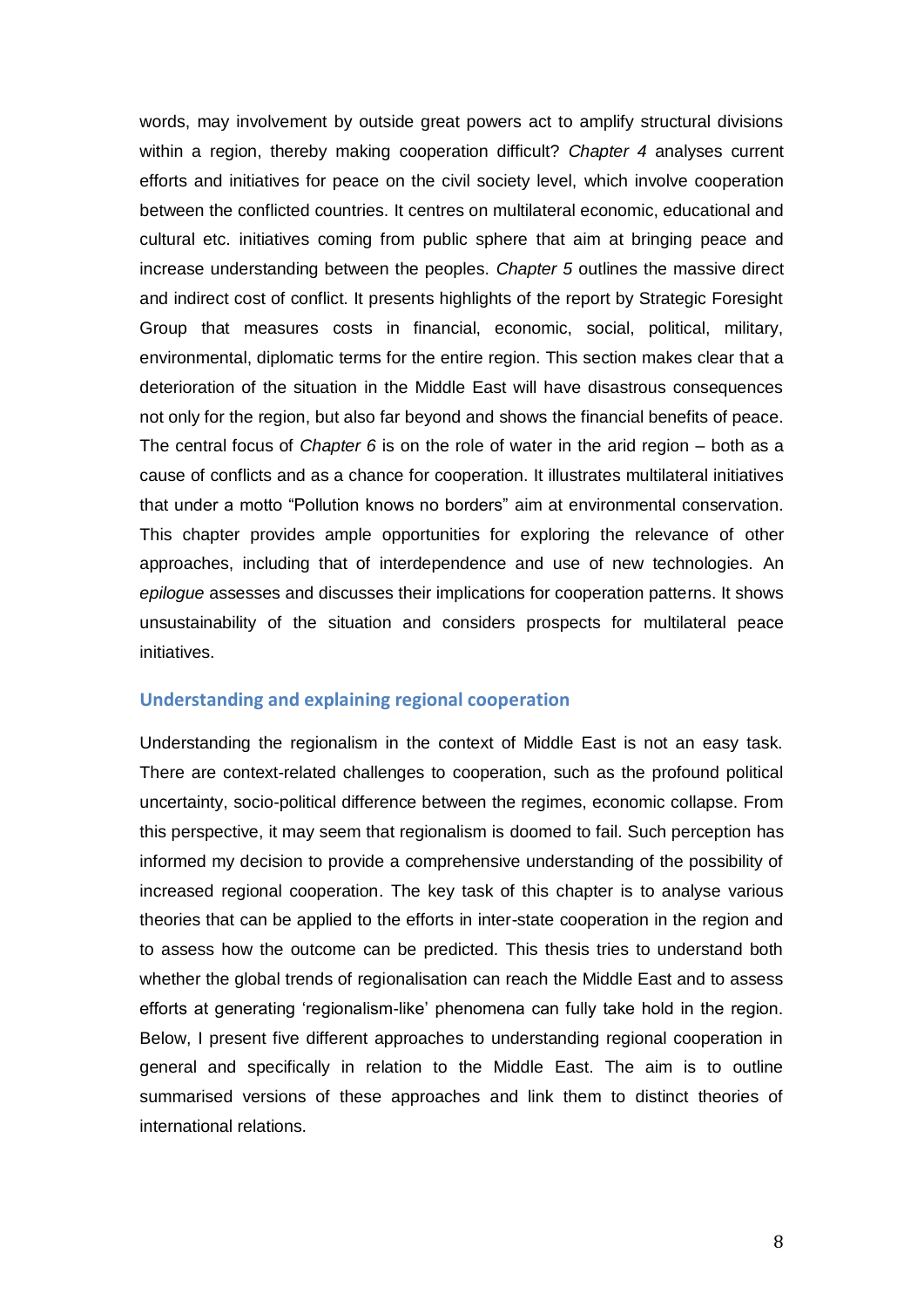words, may involvement by outside great powers act to amplify structural divisions within a region, thereby making cooperation difficult? *Chapter 4* analyses current efforts and initiatives for peace on the civil society level, which involve cooperation between the conflicted countries. It centres on multilateral economic, educational and cultural etc. initiatives coming from public sphere that aim at bringing peace and increase understanding between the peoples. *Chapter 5* outlines the massive direct and indirect cost of conflict. It presents highlights of the report by Strategic Foresight Group that measures costs in financial, economic, social, political, military, environmental, diplomatic terms for the entire region. This section makes clear that a deterioration of the situation in the Middle East will have disastrous consequences not only for the region, but also far beyond and shows the financial benefits of peace. The central focus of *Chapter 6* is on the role of water in the arid region – both as a cause of conflicts and as a chance for cooperation. It illustrates multilateral initiatives that under a motto "Pollution knows no borders" aim at environmental conservation. This chapter provides ample opportunities for exploring the relevance of other approaches, including that of interdependence and use of new technologies. An *epilogue* assesses and discusses their implications for cooperation patterns. It shows unsustainability of the situation and considers prospects for multilateral peace initiatives.

## Understanding and explaining regional cooperation

Understanding the regionalism in the context of Middle East is not an easy task. There are context-related challenges to cooperation, such as the profound political uncertainty, socio-political difference between the regimes, economic collapse. From this perspective, it may seem that regionalism is doomed to fail. Such perception has informed my decision to provide a comprehensive understanding of the possibility of increased regional cooperation. The key task of this chapter is to analyse various theories that can be applied to the efforts in inter-state cooperation in the region and to assess how the outcome can be predicted. This thesis tries to understand both whether the global trends of regionalisation can reach the Middle East and to assess efforts at generating 'regionalism-like' phenomena can fully take hold in the region. Below, I present five different approaches to understanding regional cooperation in general and specifically in relation to the Middle East. The aim is to outline summarised versions of these approaches and link them to distinct theories of international relations.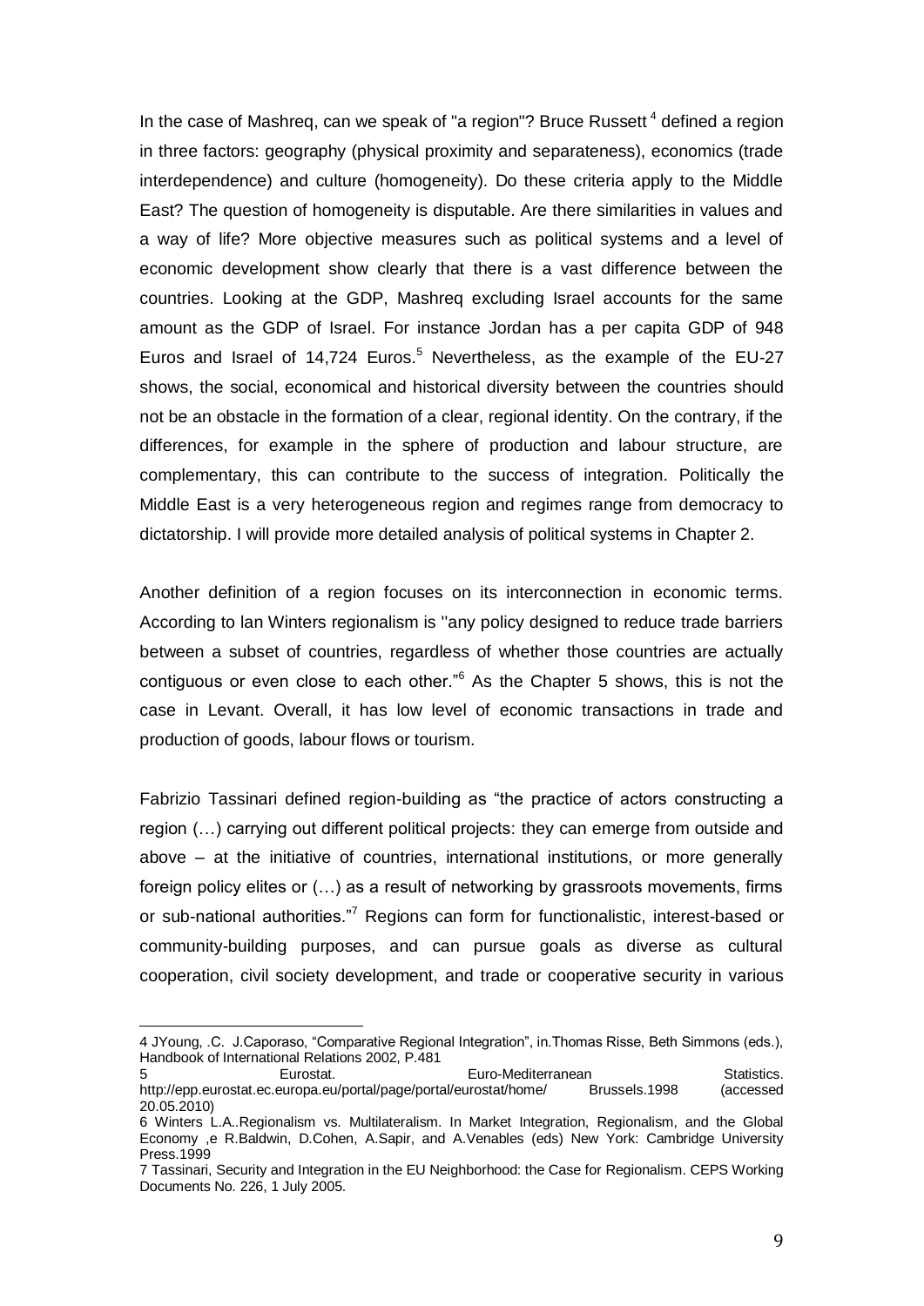In the case of Mashreq, can we speak of "a region"? Bruce Russett [4] defined a region in three factors: geography (physical proximity and separateness), economics (trade interdependence) and culture (homogeneity). Do these criteria apply to the Middle East? The question of homogeneity is disputable. Are there similarities in values and a way of life? More objective measures such as political systems and a level of economic development show clearly that there is a vast difference between the countries. Looking at the GDP, Mashreq excluding Israel accounts for the same amount as the GDP of Israel. For instance Jordan has a per capita GDP of 948 Euros and Israel of 14,724 Euros.[5] Nevertheless, as the example of the EU-27 shows, the social, economical and historical diversity between the countries should not be an obstacle in the formation of a clear, regional identity. On the contrary, if the differences, for example in the sphere of production and labour structure, are complementary, this can contribute to the success of integration. Politically the Middle East is a very heterogeneous region and regimes range from democracy to dictatorship. I will provide more detailed analysis of political systems in Chapter 2.

Another definition of a region focuses on its interconnection in economic terms. According to Ian Winters regionalism is "any policy designed to reduce trade barriers between a subset of countries, regardless of whether those countries are actually contiguous or even close to each other."[6] As the Chapter 5 shows, this is not the case in Levant. Overall, it has low level of economic transactions in trade and production of goods, labour flows or tourism.

Fabrizio Tassinari defined region-building as "the practice of actors constructing a region (…) carrying out different political projects: they can emerge from outside and above – at the initiative of countries, international institutions, or more generally foreign policy elites or (…) as a result of networking by grassroots movements, firms or sub-national authorities."[7] Regions can form for functionalistic, interest-based or community-building purposes, and can pursue goals as diverse as cultural cooperation, civil society development, and trade or cooperative security in various

4 JYoung, .C. J.Caporaso, "Comparative Regional Integration", in.Thomas Risse, Beth Simmons (eds.), Handbook of International Relations 2002, P.481

5 Eurostat. Euro-Mediterranean Statistics. http://epp.eurostat.ec.europa.eu/portal/page/portal/eurostat/home/ Brussels.1998 (accessed 20.05.2010)

6 Winters L.A..Regionalism vs. Multilateralism. In Market Integration, Regionalism, and the Global Economy ,e R.Baldwin, D.Cohen, A.Sapir, and A.Venables (eds) New York: Cambridge University Press.1999

7 Tassinari, Security and Integration in the EU Neighborhood: the Case for Regionalism. CEPS Working Documents No. 226, 1 July 2005.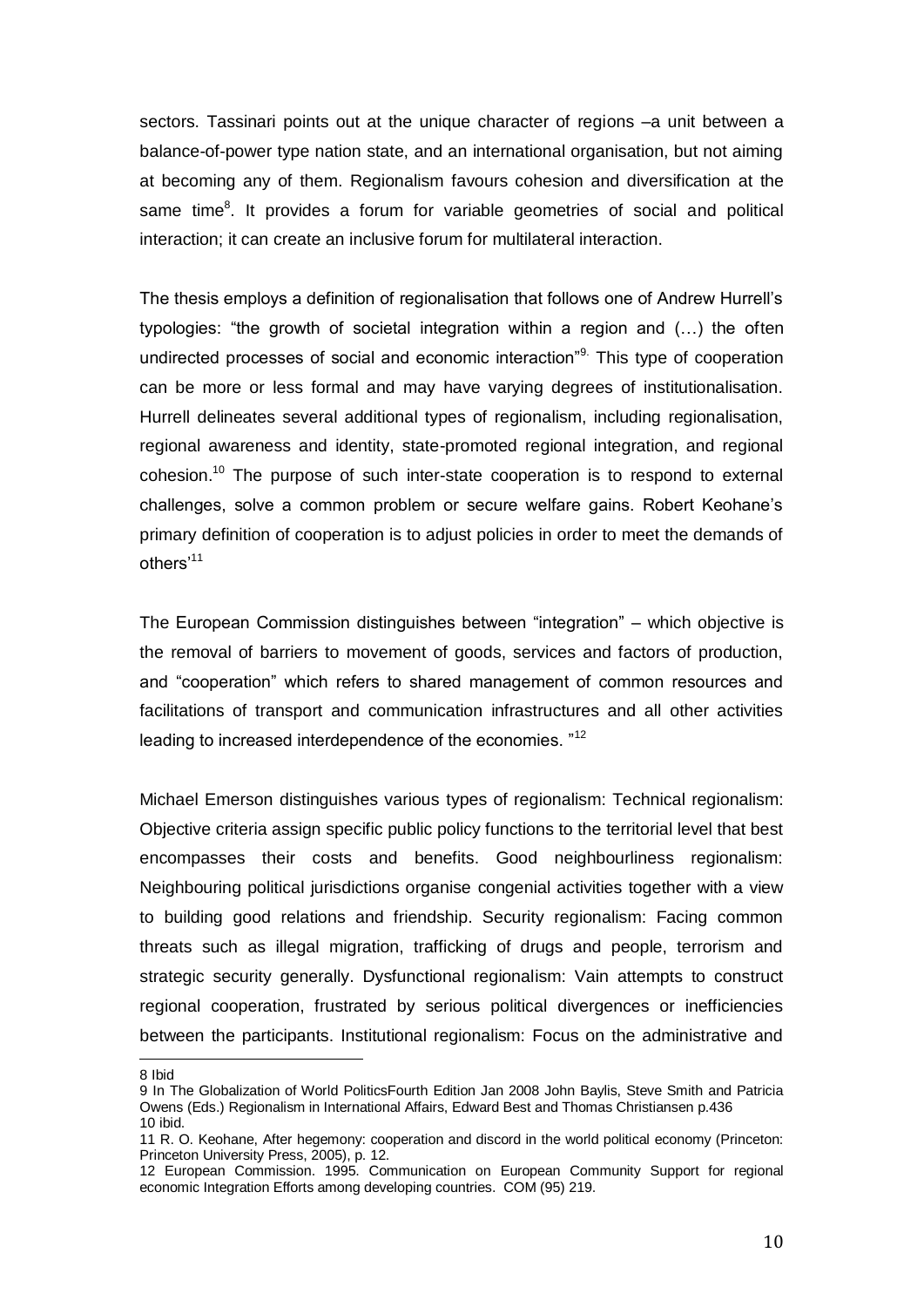sectors. Tassinari points out at the unique character of regions –a unit between a balance-of-power type nation state, and an international organisation, but not aiming at becoming any of them. Regionalism favours cohesion and diversification at the same time[8]. It provides a forum for variable geometries of social and political interaction; it can create an inclusive forum for multilateral interaction.

The thesis employs a definition of regionalisation that follows one of Andrew Hurrell's typologies: "the growth of societal integration within a region and (…) the often undirected processes of social and economic interaction"[9]. This type of cooperation can be more or less formal and may have varying degrees of institutionalisation. Hurrell delineates several additional types of regionalism, including regionalisation, regional awareness and identity, state-promoted regional integration, and regional cohesion.[10] The purpose of such inter-state cooperation is to respond to external challenges, solve a common problem or secure welfare gains. Robert Keohane's primary definition of cooperation is to adjust policies in order to meet the demands of others'[11]

The European Commission distinguishes between "integration" – which objective is the removal of barriers to movement of goods, services and factors of production, and "cooperation" which refers to shared management of common resources and facilitations of transport and communication infrastructures and all other activities leading to increased interdependence of the economies. "[12]

Michael Emerson distinguishes various types of regionalism: Technical regionalism: Objective criteria assign specific public policy functions to the territorial level that best encompasses their costs and benefits. Good neighbourliness regionalism: Neighbouring political jurisdictions organise congenial activities together with a view to building good relations and friendship. Security regionalism: Facing common threats such as illegal migration, trafficking of drugs and people, terrorism and strategic security generally. Dysfunctional regionalism: Vain attempts to construct regional cooperation, frustrated by serious political divergences or inefficiencies between the participants. Institutional regionalism: Focus on the administrative and

---

8 Ibid

9 In The Globalization of World PoliticsFourth Edition Jan 2008 John Baylis, Steve Smith and Patricia Owens (Eds.) Regionalism in International Affairs, Edward Best and Thomas Christiansen p.436

10 ibid.

11 R. O. Keohane, After hegemony: cooperation and discord in the world political economy (Princeton: Princeton University Press, 2005), p. 12.

12 European Commission. 1995. Communication on European Community Support for regional economic Integration Efforts among developing countries. COM (95) 219.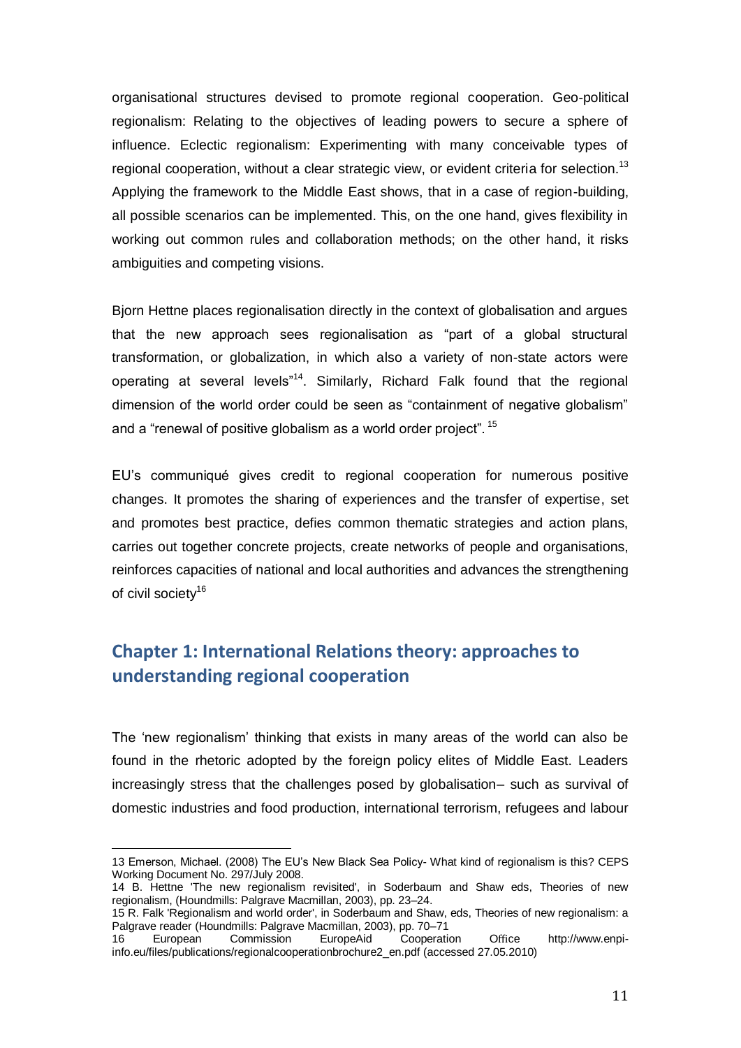organisational structures devised to promote regional cooperation. Geo-political regionalism: Relating to the objectives of leading powers to secure a sphere of influence. Eclectic regionalism: Experimenting with many conceivable types of regional cooperation, without a clear strategic view, or evident criteria for selection.[13] Applying the framework to the Middle East shows, that in a case of region-building, all possible scenarios can be implemented. This, on the one hand, gives flexibility in working out common rules and collaboration methods; on the other hand, it risks ambiguities and competing visions.

Bjorn Hettne places regionalisation directly in the context of globalisation and argues that the new approach sees regionalisation as "part of a global structural transformation, or globalization, in which also a variety of non-state actors were operating at several levels"[14]. Similarly, Richard Falk found that the regional dimension of the world order could be seen as "containment of negative globalism" and a "renewal of positive globalism as a world order project".[15]

EU's communiqué gives credit to regional cooperation for numerous positive changes. It promotes the sharing of experiences and the transfer of expertise, set and promotes best practice, defies common thematic strategies and action plans, carries out together concrete projects, create networks of people and organisations, reinforces capacities of national and local authorities and advances the strengthening of civil society[16]

## Chapter 1: International Relations theory: approaches to understanding regional cooperation

The 'new regionalism' thinking that exists in many areas of the world can also be found in the rhetoric adopted by the foreign policy elites of Middle East. Leaders increasingly stress that the challenges posed by globalisation– such as survival of domestic industries and food production, international terrorism, refugees and labour

---

13 Emerson, Michael. (2008) The EU's New Black Sea Policy- What kind of regionalism is this? CEPS Working Document No. 297/July 2008.

14 B. Hettne 'The new regionalism revisited', in Soderbaum and Shaw eds, Theories of new regionalism, (Houndmills: Palgrave Macmillan, 2003), pp. 23–24.

15 R. Falk 'Regionalism and world order', in Soderbaum and Shaw, eds, Theories of new regionalism: a Palgrave reader (Houndmills: Palgrave Macmillan, 2003), pp. 70–71

16 European Commission EuropeAid Cooperation Office http://www.enpi-info.eu/files/publications/regionalcooperationbrochure2_en.pdf (accessed 27.05.2010)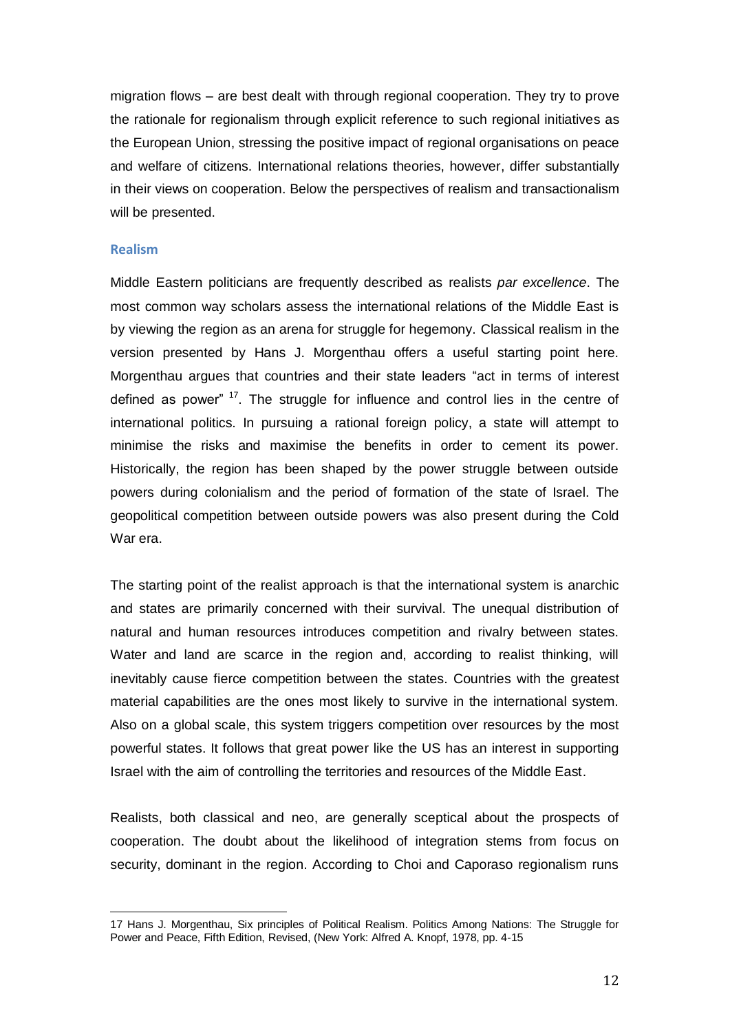migration flows – are best dealt with through regional cooperation. They try to prove the rationale for regionalism through explicit reference to such regional initiatives as the European Union, stressing the positive impact of regional organisations on peace and welfare of citizens. International relations theories, however, differ substantially in their views on cooperation. Below the perspectives of realism and transactionalism will be presented.

### Realism

Middle Eastern politicians are frequently described as realists *par excellence*. The most common way scholars assess the international relations of the Middle East is by viewing the region as an arena for struggle for hegemony. Classical realism in the version presented by Hans J. Morgenthau offers a useful starting point here. Morgenthau argues that countries and their state leaders "act in terms of interest defined as power" [17]. The struggle for influence and control lies in the centre of international politics. In pursuing a rational foreign policy, a state will attempt to minimise the risks and maximise the benefits in order to cement its power. Historically, the region has been shaped by the power struggle between outside powers during colonialism and the period of formation of the state of Israel. The geopolitical competition between outside powers was also present during the Cold War era.

The starting point of the realist approach is that the international system is anarchic and states are primarily concerned with their survival. The unequal distribution of natural and human resources introduces competition and rivalry between states. Water and land are scarce in the region and, according to realist thinking, will inevitably cause fierce competition between the states. Countries with the greatest material capabilities are the ones most likely to survive in the international system. Also on a global scale, this system triggers competition over resources by the most powerful states. It follows that great power like the US has an interest in supporting Israel with the aim of controlling the territories and resources of the Middle East.

Realists, both classical and neo, are generally sceptical about the prospects of cooperation. The doubt about the likelihood of integration stems from focus on security, dominant in the region. According to Choi and Caporaso regionalism runs

---

17 Hans J. Morgenthau, Six principles of Political Realism. Politics Among Nations: The Struggle for Power and Peace, Fifth Edition, Revised, (New York: Alfred A. Knopf, 1978, pp. 4-15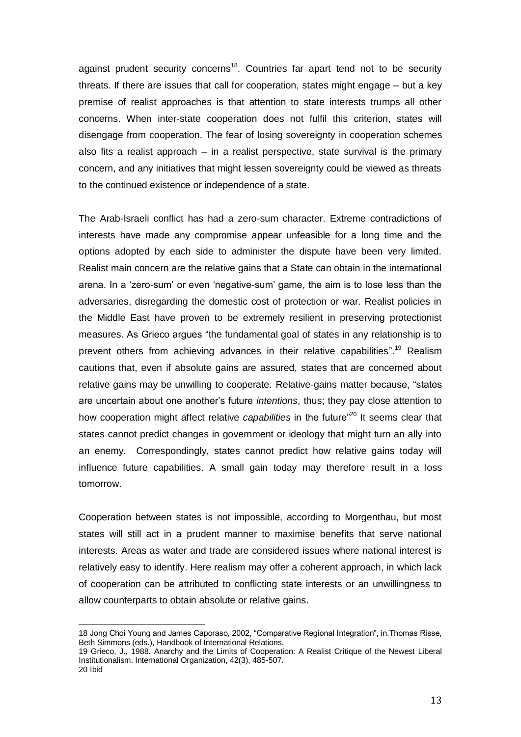against prudent security concerns[18]. Countries far apart tend not to be security threats. If there are issues that call for cooperation, states might engage – but a key premise of realist approaches is that attention to state interests trumps all other concerns. When inter-state cooperation does not fulfil this criterion, states will disengage from cooperation. The fear of losing sovereignty in cooperation schemes also fits a realist approach – in a realist perspective, state survival is the primary concern, and any initiatives that might lessen sovereignty could be viewed as threats to the continued existence or independence of a state.

The Arab-Israeli conflict has had a zero-sum character. Extreme contradictions of interests have made any compromise appear unfeasible for a long time and the options adopted by each side to administer the dispute have been very limited. Realist main concern are the relative gains that a State can obtain in the international arena. In a 'zero-sum' or even 'negative-sum' game, the aim is to lose less than the adversaries, disregarding the domestic cost of protection or war. Realist policies in the Middle East have proven to be extremely resilient in preserving protectionist measures. As Grieco argues "the fundamental goal of states in any relationship is to prevent others from achieving advances in their relative capabilities".[19] Realism cautions that, even if absolute gains are assured, states that are concerned about relative gains may be unwilling to cooperate. Relative-gains matter because, "states are uncertain about one another's future *intentions*, thus; they pay close attention to how cooperation might affect relative *capabilities* in the future"[20] It seems clear that states cannot predict changes in government or ideology that might turn an ally into an enemy. Correspondingly, states cannot predict how relative gains today will influence future capabilities. A small gain today may therefore result in a loss tomorrow.

Cooperation between states is not impossible, according to Morgenthau, but most states will still act in a prudent manner to maximise benefits that serve national interests. Areas as water and trade are considered issues where national interest is relatively easy to identify. Here realism may offer a coherent approach, in which lack of cooperation can be attributed to conflicting state interests or an unwillingness to allow counterparts to obtain absolute or relative gains.

---

18 Jong Choi Young and James Caporaso, 2002, "Comparative Regional Integration", in.Thomas Risse, Beth Simmons (eds.), Handbook of International Relations.

19 Grieco, J., 1988. Anarchy and the Limits of Cooperation: A Realist Critique of the Newest Liberal Institutionalism. International Organization, 42(3), 485-507.

20 Ibid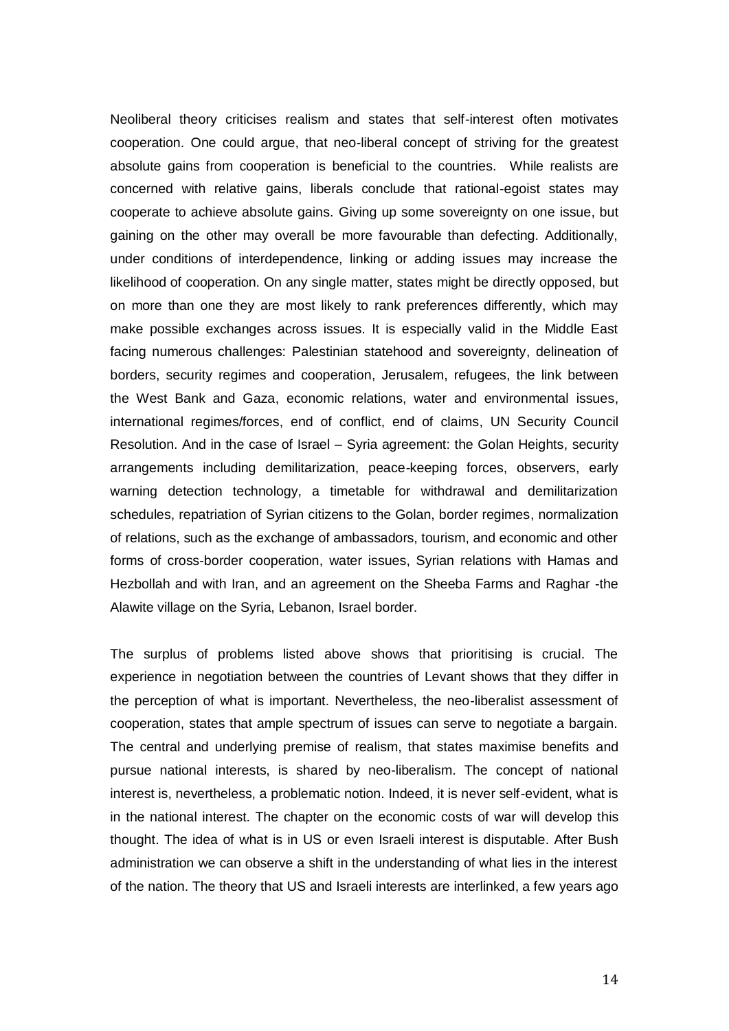Neoliberal theory criticises realism and states that self-interest often motivates cooperation. One could argue, that neo-liberal concept of striving for the greatest absolute gains from cooperation is beneficial to the countries. While realists are concerned with relative gains, liberals conclude that rational-egoist states may cooperate to achieve absolute gains. Giving up some sovereignty on one issue, but gaining on the other may overall be more favourable than defecting. Additionally, under conditions of interdependence, linking or adding issues may increase the likelihood of cooperation. On any single matter, states might be directly opposed, but on more than one they are most likely to rank preferences differently, which may make possible exchanges across issues. It is especially valid in the Middle East facing numerous challenges: Palestinian statehood and sovereignty, delineation of borders, security regimes and cooperation, Jerusalem, refugees, the link between the West Bank and Gaza, economic relations, water and environmental issues, international regimes/forces, end of conflict, end of claims, UN Security Council Resolution. And in the case of Israel – Syria agreement: the Golan Heights, security arrangements including demilitarization, peace-keeping forces, observers, early warning detection technology, a timetable for withdrawal and demilitarization schedules, repatriation of Syrian citizens to the Golan, border regimes, normalization of relations, such as the exchange of ambassadors, tourism, and economic and other forms of cross-border cooperation, water issues, Syrian relations with Hamas and Hezbollah and with Iran, and an agreement on the Sheeba Farms and Raghar -the Alawite village on the Syria, Lebanon, Israel border.

The surplus of problems listed above shows that prioritising is crucial. The experience in negotiation between the countries of Levant shows that they differ in the perception of what is important. Nevertheless, the neo-liberalist assessment of cooperation, states that ample spectrum of issues can serve to negotiate a bargain. The central and underlying premise of realism, that states maximise benefits and pursue national interests, is shared by neo-liberalism. The concept of national interest is, nevertheless, a problematic notion. Indeed, it is never self-evident, what is in the national interest. The chapter on the economic costs of war will develop this thought. The idea of what is in US or even Israeli interest is disputable. After Bush administration we can observe a shift in the understanding of what lies in the interest of the nation. The theory that US and Israeli interests are interlinked, a few years ago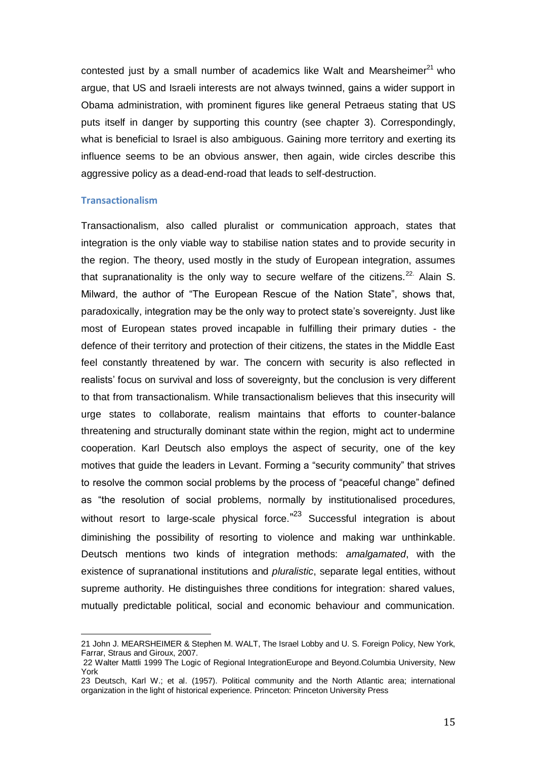contested just by a small number of academics like Walt and Mearsheimer[21] who argue, that US and Israeli interests are not always twinned, gains a wider support in Obama administration, with prominent figures like general Petraeus stating that US puts itself in danger by supporting this country (see chapter 3). Correspondingly, what is beneficial to Israel is also ambiguous. Gaining more territory and exerting its influence seems to be an obvious answer, then again, wide circles describe this aggressive policy as a dead-end-road that leads to self-destruction.

### Transactionalism

Transactionalism, also called pluralist or communication approach, states that integration is the only viable way to stabilise nation states and to provide security in the region. The theory, used mostly in the study of European integration, assumes that supranationality is the only way to secure welfare of the citizens.[22.] Alain S. Milward, the author of "The European Rescue of the Nation State", shows that, paradoxically, integration may be the only way to protect state's sovereignty. Just like most of European states proved incapable in fulfilling their primary duties - the defence of their territory and protection of their citizens, the states in the Middle East feel constantly threatened by war. The concern with security is also reflected in realists' focus on survival and loss of sovereignty, but the conclusion is very different to that from transactionalism. While transactionalism believes that this insecurity will urge states to collaborate, realism maintains that efforts to counter-balance threatening and structurally dominant state within the region, might act to undermine cooperation. Karl Deutsch also employs the aspect of security, one of the key motives that guide the leaders in Levant. Forming a "security community" that strives to resolve the common social problems by the process of "peaceful change" defined as "the resolution of social problems, normally by institutionalised procedures, without resort to large-scale physical force."[23] Successful integration is about diminishing the possibility of resorting to violence and making war unthinkable. Deutsch mentions two kinds of integration methods: *amalgamated*, with the existence of supranational institutions and *pluralistic*, separate legal entities, without supreme authority. He distinguishes three conditions for integration: shared values, mutually predictable political, social and economic behaviour and communication.

---

21 John J. MEARSHEIMER & Stephen M. WALT, The Israel Lobby and U. S. Foreign Policy, New York, Farrar, Straus and Giroux, 2007.

22 Walter Mattli 1999 The Logic of Regional IntegrationEurope and Beyond.Columbia University, New York

23 Deutsch, Karl W.; et al. (1957). Political community and the North Atlantic area; international organization in the light of historical experience. Princeton: Princeton University Press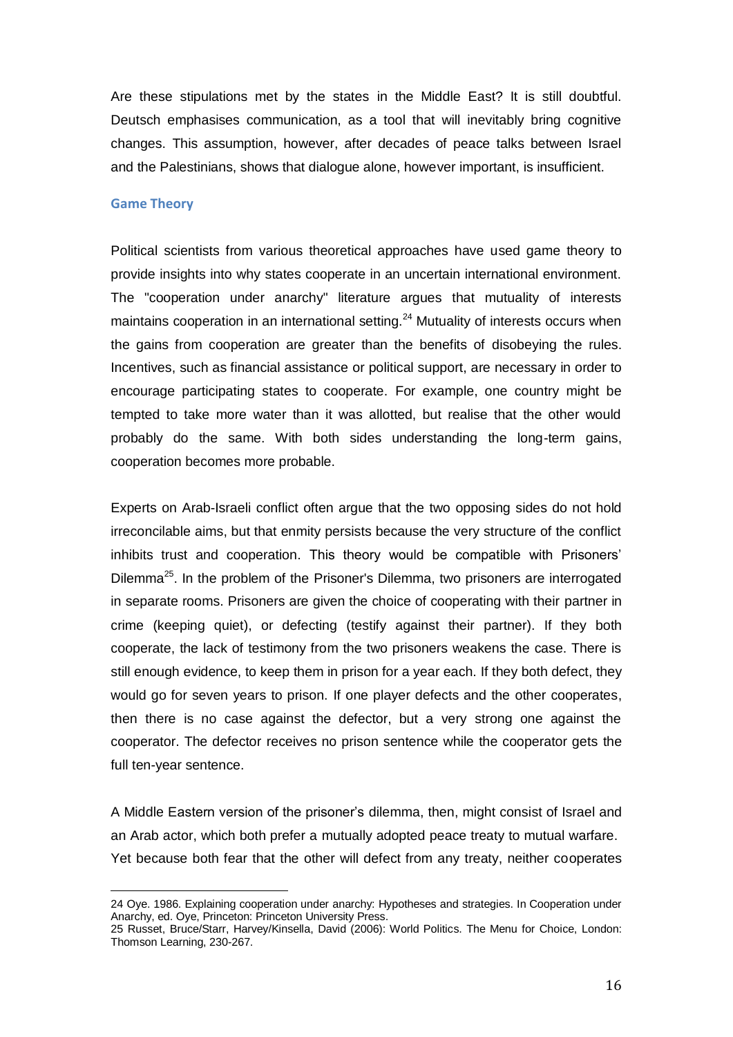Are these stipulations met by the states in the Middle East? It is still doubtful. Deutsch emphasises communication, as a tool that will inevitably bring cognitive changes. This assumption, however, after decades of peace talks between Israel and the Palestinians, shows that dialogue alone, however important, is insufficient.

### Game Theory

Political scientists from various theoretical approaches have used game theory to provide insights into why states cooperate in an uncertain international environment. The "cooperation under anarchy" literature argues that mutuality of interests maintains cooperation in an international setting.[24] Mutuality of interests occurs when the gains from cooperation are greater than the benefits of disobeying the rules. Incentives, such as financial assistance or political support, are necessary in order to encourage participating states to cooperate. For example, one country might be tempted to take more water than it was allotted, but realise that the other would probably do the same. With both sides understanding the long-term gains, cooperation becomes more probable.

Experts on Arab-Israeli conflict often argue that the two opposing sides do not hold irreconcilable aims, but that enmity persists because the very structure of the conflict inhibits trust and cooperation. This theory would be compatible with Prisoners' Dilemma[25]. In the problem of the Prisoner's Dilemma, two prisoners are interrogated in separate rooms. Prisoners are given the choice of cooperating with their partner in crime (keeping quiet), or defecting (testify against their partner). If they both cooperate, the lack of testimony from the two prisoners weakens the case. There is still enough evidence, to keep them in prison for a year each. If they both defect, they would go for seven years to prison. If one player defects and the other cooperates, then there is no case against the defector, but a very strong one against the cooperator. The defector receives no prison sentence while the cooperator gets the full ten-year sentence.

A Middle Eastern version of the prisoner's dilemma, then, might consist of Israel and an Arab actor, which both prefer a mutually adopted peace treaty to mutual warfare. Yet because both fear that the other will defect from any treaty, neither cooperates

---

24 Oye. 1986. Explaining cooperation under anarchy: Hypotheses and strategies. In Cooperation under Anarchy, ed. Oye, Princeton: Princeton University Press.

25 Russet, Bruce/Starr, Harvey/Kinsella, David (2006): World Politics. The Menu for Choice, London: Thomson Learning, 230-267.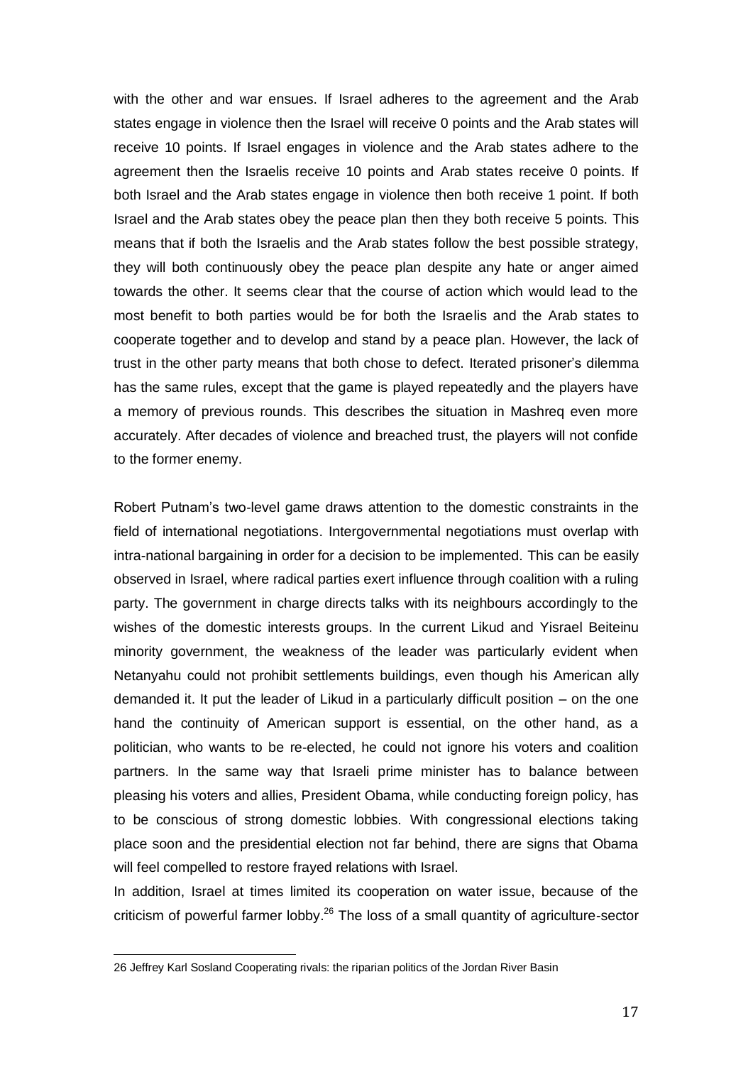with the other and war ensues. If Israel adheres to the agreement and the Arab states engage in violence then the Israel will receive 0 points and the Arab states will receive 10 points. If Israel engages in violence and the Arab states adhere to the agreement then the Israelis receive 10 points and Arab states receive 0 points. If both Israel and the Arab states engage in violence then both receive 1 point. If both Israel and the Arab states obey the peace plan then they both receive 5 points. This means that if both the Israelis and the Arab states follow the best possible strategy, they will both continuously obey the peace plan despite any hate or anger aimed towards the other. It seems clear that the course of action which would lead to the most benefit to both parties would be for both the Israelis and the Arab states to cooperate together and to develop and stand by a peace plan. However, the lack of trust in the other party means that both chose to defect. Iterated prisoner's dilemma has the same rules, except that the game is played repeatedly and the players have a memory of previous rounds. This describes the situation in Mashreq even more accurately. After decades of violence and breached trust, the players will not confide to the former enemy.

Robert Putnam's two-level game draws attention to the domestic constraints in the field of international negotiations. Intergovernmental negotiations must overlap with intra-national bargaining in order for a decision to be implemented. This can be easily observed in Israel, where radical parties exert influence through coalition with a ruling party. The government in charge directs talks with its neighbours accordingly to the wishes of the domestic interests groups. In the current Likud and Yisrael Beiteinu minority government, the weakness of the leader was particularly evident when Netanyahu could not prohibit settlements buildings, even though his American ally demanded it. It put the leader of Likud in a particularly difficult position – on the one hand the continuity of American support is essential, on the other hand, as a politician, who wants to be re-elected, he could not ignore his voters and coalition partners. In the same way that Israeli prime minister has to balance between pleasing his voters and allies, President Obama, while conducting foreign policy, has to be conscious of strong domestic lobbies. With congressional elections taking place soon and the presidential election not far behind, there are signs that Obama will feel compelled to restore frayed relations with Israel.

In addition, Israel at times limited its cooperation on water issue, because of the criticism of powerful farmer lobby.[26] The loss of a small quantity of agriculture-sector

---

26 Jeffrey Karl Sosland Cooperating rivals: the riparian politics of the Jordan River Basin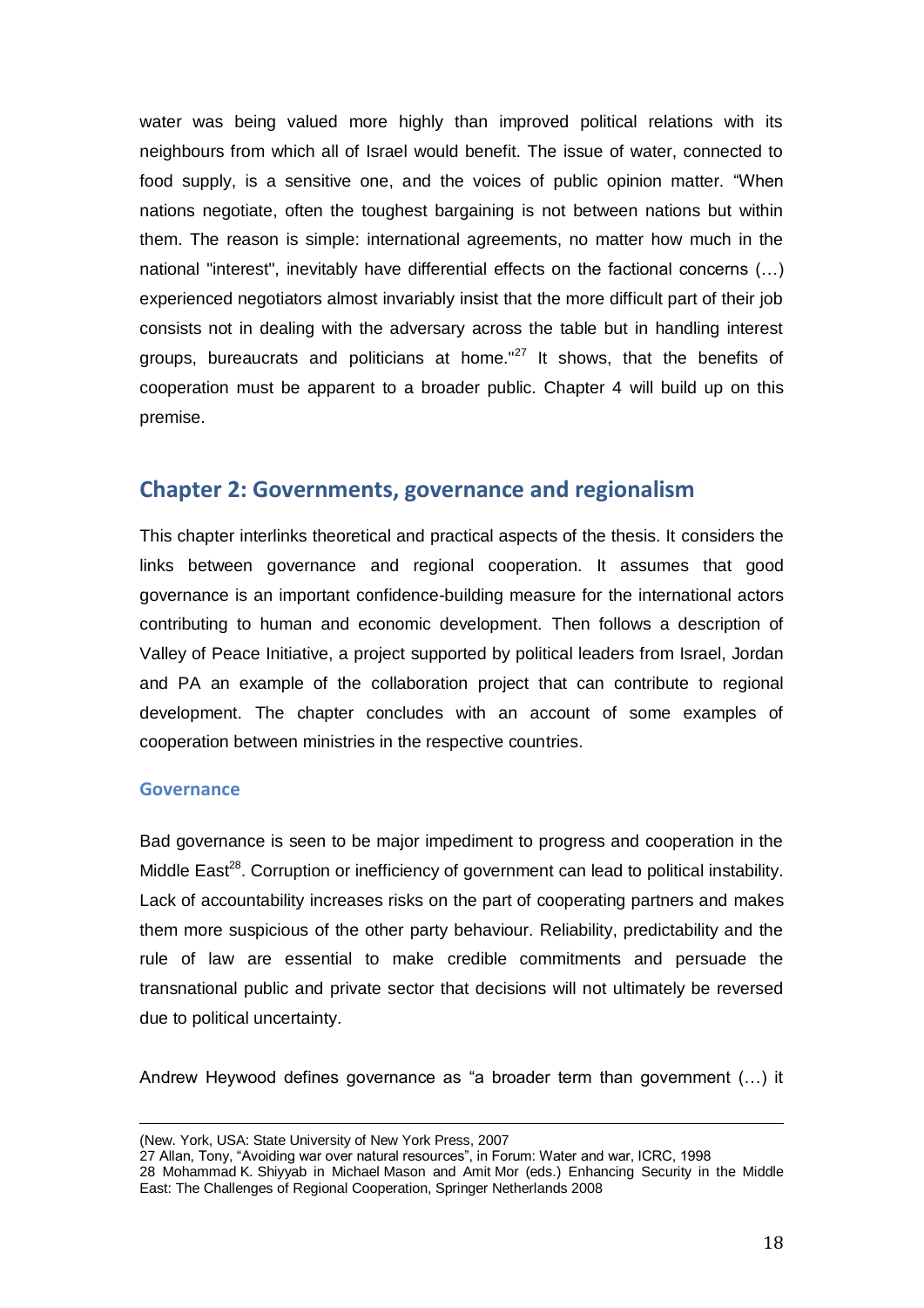water was being valued more highly than improved political relations with its neighbours from which all of Israel would benefit. The issue of water, connected to food supply, is a sensitive one, and the voices of public opinion matter. "When nations negotiate, often the toughest bargaining is not between nations but within them. The reason is simple: international agreements, no matter how much in the national "interest", inevitably have differential effects on the factional concerns (…) experienced negotiators almost invariably insist that the more difficult part of their job consists not in dealing with the adversary across the table but in handling interest groups, bureaucrats and politicians at home."[27] It shows, that the benefits of cooperation must be apparent to a broader public. Chapter 4 will build up on this premise.

## Chapter 2: Governments, governance and regionalism

This chapter interlinks theoretical and practical aspects of the thesis. It considers the links between governance and regional cooperation. It assumes that good governance is an important confidence-building measure for the international actors contributing to human and economic development. Then follows a description of Valley of Peace Initiative, a project supported by political leaders from Israel, Jordan and PA an example of the collaboration project that can contribute to regional development. The chapter concludes with an account of some examples of cooperation between ministries in the respective countries.

### Governance

Bad governance is seen to be major impediment to progress and cooperation in the Middle East[28]. Corruption or inefficiency of government can lead to political instability. Lack of accountability increases risks on the part of cooperating partners and makes them more suspicious of the other party behaviour. Reliability, predictability and the rule of law are essential to make credible commitments and persuade the transnational public and private sector that decisions will not ultimately be reversed due to political uncertainty.

Andrew Heywood defines governance as "a broader term than government (…) it

---

(New. York, USA: State University of New York Press, 2007

27 Allan, Tony, "Avoiding war over natural resources", in Forum: Water and war, ICRC, 1998

28 Mohammad K. Shiyyab in Michael Mason and Amit Mor (eds.) Enhancing Security in the Middle East: The Challenges of Regional Cooperation, Springer Netherlands 2008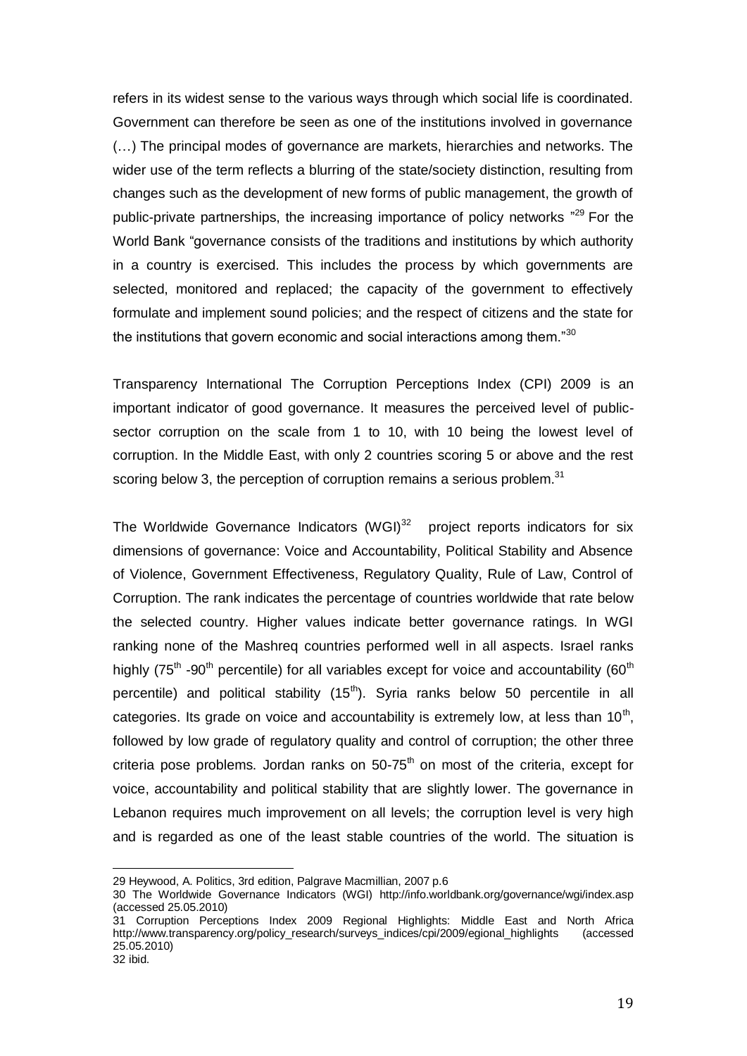refers in its widest sense to the various ways through which social life is coordinated. Government can therefore be seen as one of the institutions involved in governance (…) The principal modes of governance are markets, hierarchies and networks. The wider use of the term reflects a blurring of the state/society distinction, resulting from changes such as the development of new forms of public management, the growth of public-private partnerships, the increasing importance of policy networks "[29] For the World Bank "governance consists of the traditions and institutions by which authority in a country is exercised. This includes the process by which governments are selected, monitored and replaced; the capacity of the government to effectively formulate and implement sound policies; and the respect of citizens and the state for the institutions that govern economic and social interactions among them."[30]

Transparency International The Corruption Perceptions Index (CPI) 2009 is an important indicator of good governance. It measures the perceived level of public-sector corruption on the scale from 1 to 10, with 10 being the lowest level of corruption. In the Middle East, with only 2 countries scoring 5 or above and the rest scoring below 3, the perception of corruption remains a serious problem.[31]

The Worldwide Governance Indicators (WGI)[32] project reports indicators for six dimensions of governance: Voice and Accountability, Political Stability and Absence of Violence, Government Effectiveness, Regulatory Quality, Rule of Law, Control of Corruption. The rank indicates the percentage of countries worldwide that rate below the selected country. Higher values indicate better governance ratings. In WGI ranking none of the Mashreq countries performed well in all aspects. Israel ranks highly (75th -90th percentile) for all variables except for voice and accountability (60th percentile) and political stability (15th). Syria ranks below 50 percentile in all categories. Its grade on voice and accountability is extremely low, at less than 10th, followed by low grade of regulatory quality and control of corruption; the other three criteria pose problems. Jordan ranks on 50-75th on most of the criteria, except for voice, accountability and political stability that are slightly lower. The governance in Lebanon requires much improvement on all levels; the corruption level is very high and is regarded as one of the least stable countries of the world. The situation is

---

29 Heywood, A. Politics, 3rd edition, Palgrave Macmillian, 2007 p.6

30 The Worldwide Governance Indicators (WGI) http://info.worldbank.org/governance/wgi/index.asp (accessed 25.05.2010)

31 Corruption Perceptions Index 2009 Regional Highlights: Middle East and North Africa http://www.transparency.org/policy_research/surveys_indices/cpi/2009/egional_highlights (accessed 25.05.2010)

32 ibid.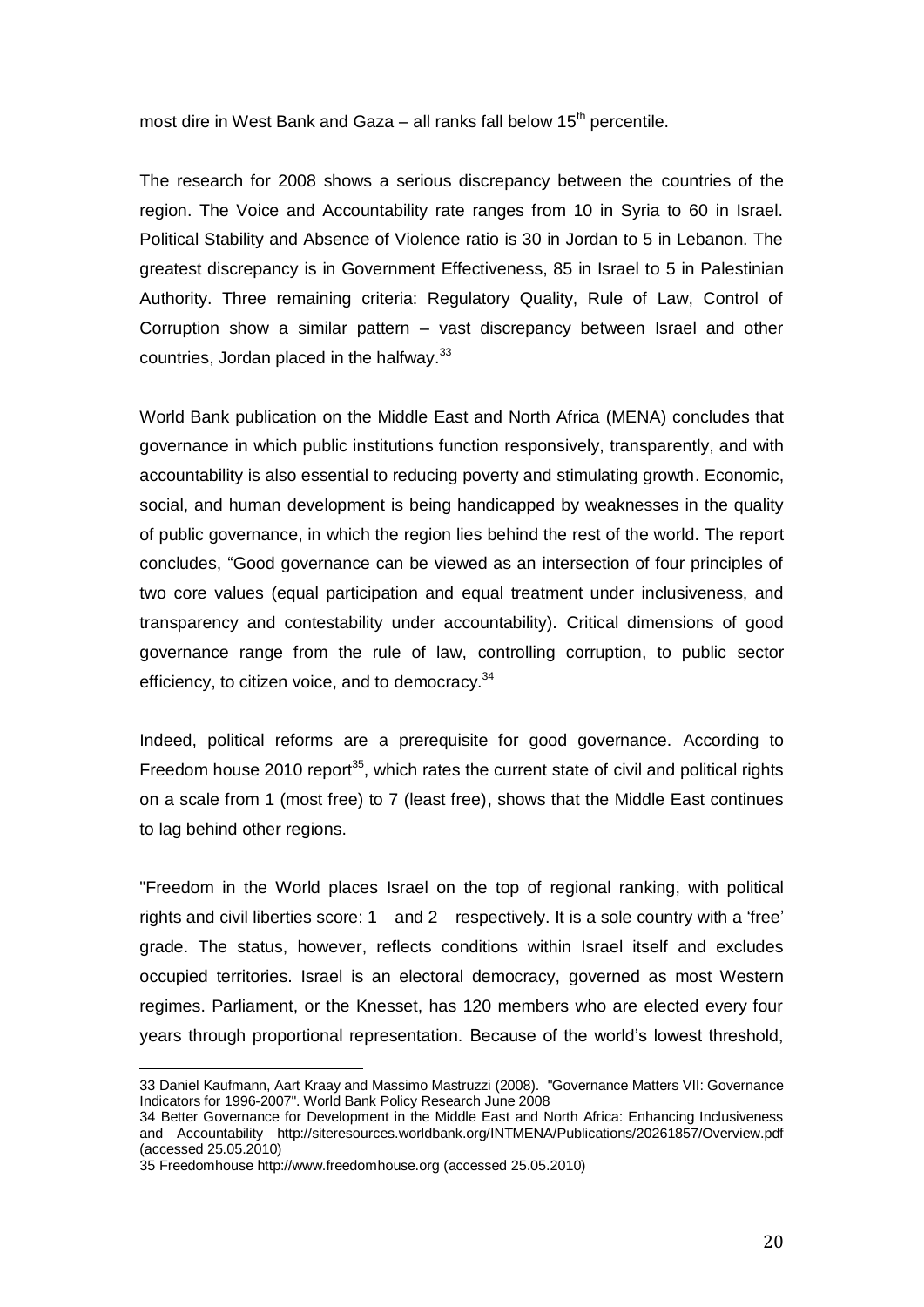most dire in West Bank and Gaza – all ranks fall below 15th percentile.

The research for 2008 shows a serious discrepancy between the countries of the region. The Voice and Accountability rate ranges from 10 in Syria to 60 in Israel. Political Stability and Absence of Violence ratio is 30 in Jordan to 5 in Lebanon. The greatest discrepancy is in Government Effectiveness, 85 in Israel to 5 in Palestinian Authority. Three remaining criteria: Regulatory Quality, Rule of Law, Control of Corruption show a similar pattern – vast discrepancy between Israel and other countries, Jordan placed in the halfway.[33]

World Bank publication on the Middle East and North Africa (MENA) concludes that governance in which public institutions function responsively, transparently, and with accountability is also essential to reducing poverty and stimulating growth. Economic, social, and human development is being handicapped by weaknesses in the quality of public governance, in which the region lies behind the rest of the world. The report concludes, "Good governance can be viewed as an intersection of four principles of two core values (equal participation and equal treatment under inclusiveness, and transparency and contestability under accountability). Critical dimensions of good governance range from the rule of law, controlling corruption, to public sector efficiency, to citizen voice, and to democracy.[34]

Indeed, political reforms are a prerequisite for good governance. According to Freedom house 2010 report[35], which rates the current state of civil and political rights on a scale from 1 (most free) to 7 (least free), shows that the Middle East continues to lag behind other regions.

"Freedom in the World places Israel on the top of regional ranking, with political rights and civil liberties score: 1 and 2 respectively. It is a sole country with a 'free' grade. The status, however, reflects conditions within Israel itself and excludes occupied territories. Israel is an electoral democracy, governed as most Western regimes. Parliament, or the Knesset, has 120 members who are elected every four years through proportional representation. Because of the world's lowest threshold,

---

33 Daniel Kaufmann, Aart Kraay and Massimo Mastruzzi (2008). "Governance Matters VII: Governance Indicators for 1996-2007". World Bank Policy Research June 2008

34 Better Governance for Development in the Middle East and North Africa: Enhancing Inclusiveness and Accountability http://siteresources.worldbank.org/INTMENA/Publications/20261857/Overview.pdf (accessed 25.05.2010)

35 Freedomhouse http://www.freedomhouse.org (accessed 25.05.2010)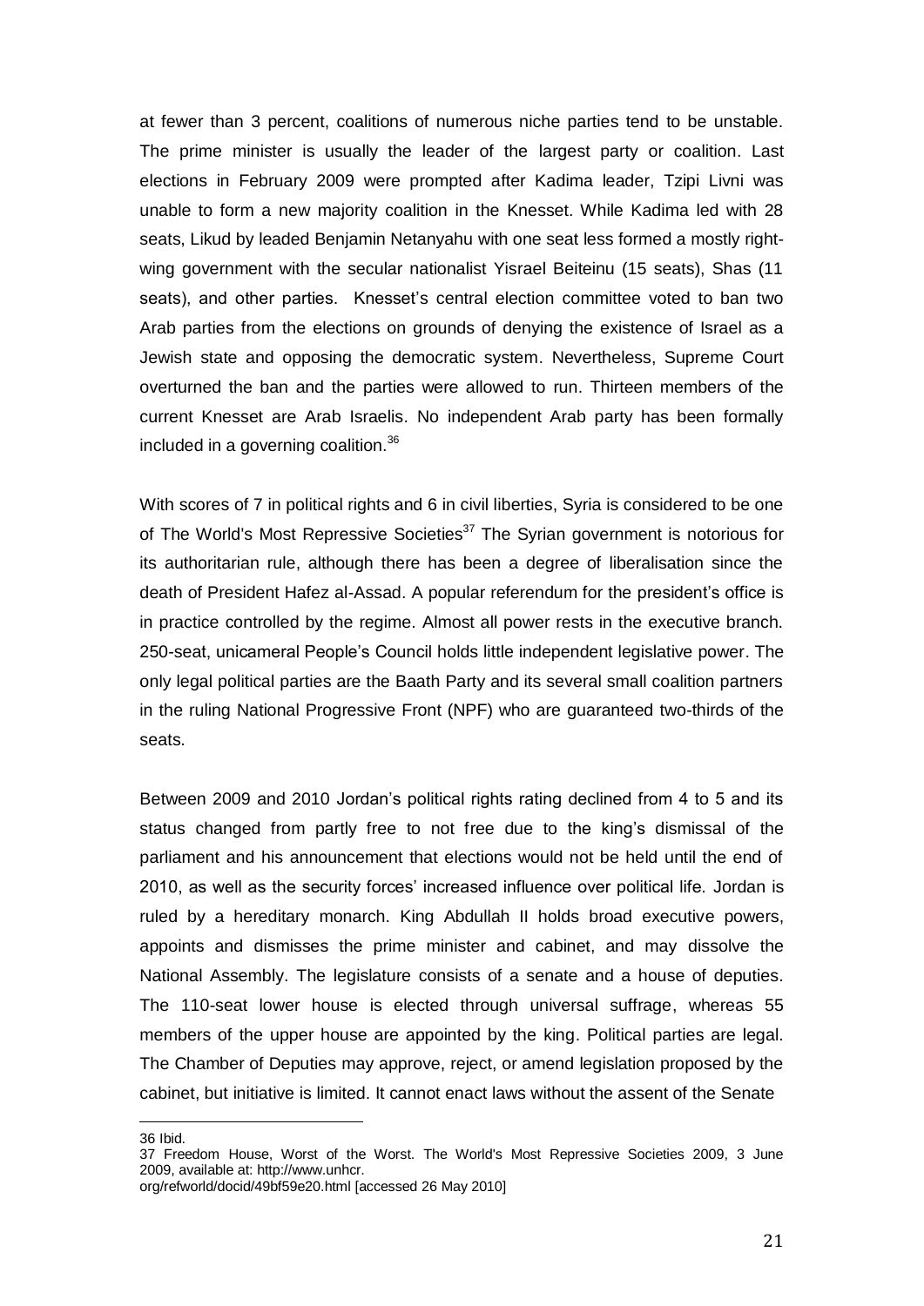at fewer than 3 percent, coalitions of numerous niche parties tend to be unstable. The prime minister is usually the leader of the largest party or coalition. Last elections in February 2009 were prompted after Kadima leader, Tzipi Livni was unable to form a new majority coalition in the Knesset. While Kadima led with 28 seats, Likud by leaded Benjamin Netanyahu with one seat less formed a mostly right-wing government with the secular nationalist Yisrael Beiteinu (15 seats), Shas (11 seats), and other parties. Knesset's central election committee voted to ban two Arab parties from the elections on grounds of denying the existence of Israel as a Jewish state and opposing the democratic system. Nevertheless, Supreme Court overturned the ban and the parties were allowed to run. Thirteen members of the current Knesset are Arab Israelis. No independent Arab party has been formally included in a governing coalition.[36]

With scores of 7 in political rights and 6 in civil liberties, Syria is considered to be one of The World's Most Repressive Societies[37] The Syrian government is notorious for its authoritarian rule, although there has been a degree of liberalisation since the death of President Hafez al-Assad. A popular referendum for the president's office is in practice controlled by the regime. Almost all power rests in the executive branch. 250-seat, unicameral People's Council holds little independent legislative power. The only legal political parties are the Baath Party and its several small coalition partners in the ruling National Progressive Front (NPF) who are guaranteed two-thirds of the seats.

Between 2009 and 2010 Jordan's political rights rating declined from 4 to 5 and its status changed from partly free to not free due to the king's dismissal of the parliament and his announcement that elections would not be held until the end of 2010, as well as the security forces' increased influence over political life. Jordan is ruled by a hereditary monarch. King Abdullah II holds broad executive powers, appoints and dismisses the prime minister and cabinet, and may dissolve the National Assembly. The legislature consists of a senate and a house of deputies. The 110-seat lower house is elected through universal suffrage, whereas 55 members of the upper house are appointed by the king. Political parties are legal. The Chamber of Deputies may approve, reject, or amend legislation proposed by the cabinet, but initiative is limited. It cannot enact laws without the assent of the Senate

---

36 Ibid.

37 Freedom House, Worst of the Worst. The World's Most Repressive Societies 2009, 3 June 2009, available at: http://www.unhcr.org/refworld/docid/49bf59e20.html [accessed 26 May 2010]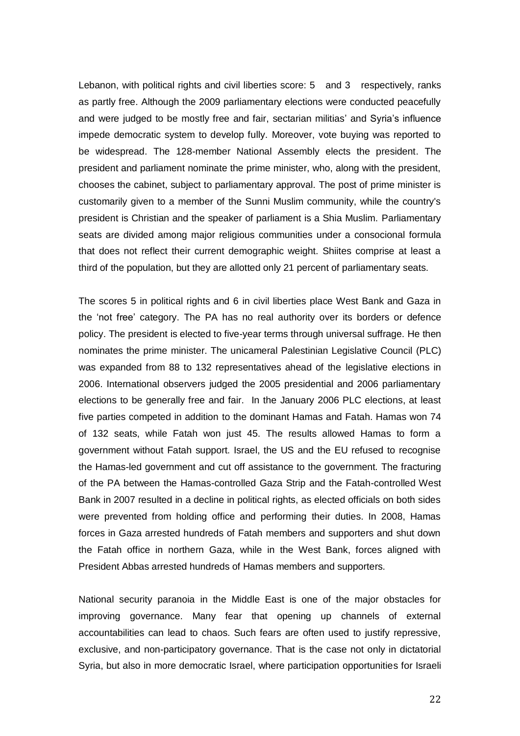Lebanon, with political rights and civil liberties score: 5 and 3 respectively, ranks as partly free. Although the 2009 parliamentary elections were conducted peacefully and were judged to be mostly free and fair, sectarian militias' and Syria's influence impede democratic system to develop fully. Moreover, vote buying was reported to be widespread. The 128-member National Assembly elects the president. The president and parliament nominate the prime minister, who, along with the president, chooses the cabinet, subject to parliamentary approval. The post of prime minister is customarily given to a member of the Sunni Muslim community, while the country's president is Christian and the speaker of parliament is a Shia Muslim. Parliamentary seats are divided among major religious communities under a consocional formula that does not reflect their current demographic weight. Shiites comprise at least a third of the population, but they are allotted only 21 percent of parliamentary seats.

The scores 5 in political rights and 6 in civil liberties place West Bank and Gaza in the 'not free' category. The PA has no real authority over its borders or defence policy. The president is elected to five-year terms through universal suffrage. He then nominates the prime minister. The unicameral Palestinian Legislative Council (PLC) was expanded from 88 to 132 representatives ahead of the legislative elections in 2006. International observers judged the 2005 presidential and 2006 parliamentary elections to be generally free and fair. In the January 2006 PLC elections, at least five parties competed in addition to the dominant Hamas and Fatah. Hamas won 74 of 132 seats, while Fatah won just 45. The results allowed Hamas to form a government without Fatah support. Israel, the US and the EU refused to recognise the Hamas-led government and cut off assistance to the government. The fracturing of the PA between the Hamas-controlled Gaza Strip and the Fatah-controlled West Bank in 2007 resulted in a decline in political rights, as elected officials on both sides were prevented from holding office and performing their duties. In 2008, Hamas forces in Gaza arrested hundreds of Fatah members and supporters and shut down the Fatah office in northern Gaza, while in the West Bank, forces aligned with President Abbas arrested hundreds of Hamas members and supporters.

National security paranoia in the Middle East is one of the major obstacles for improving governance. Many fear that opening up channels of external accountabilities can lead to chaos. Such fears are often used to justify repressive, exclusive, and non-participatory governance. That is the case not only in dictatorial Syria, but also in more democratic Israel, where participation opportunities for Israeli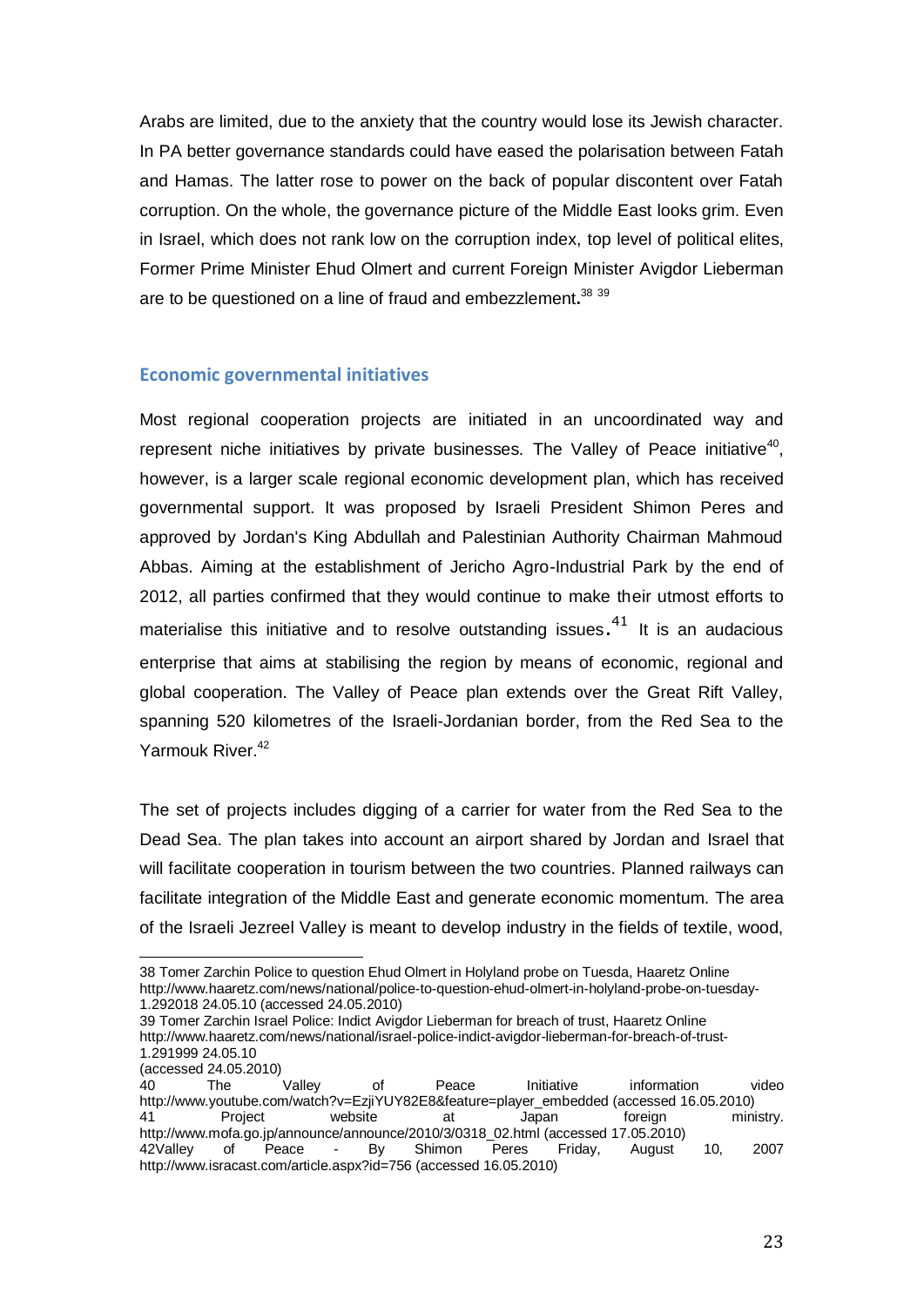Arabs are limited, due to the anxiety that the country would lose its Jewish character. In PA better governance standards could have eased the polarisation between Fatah and Hamas. The latter rose to power on the back of popular discontent over Fatah corruption. On the whole, the governance picture of the Middle East looks grim. Even in Israel, which does not rank low on the corruption index, top level of political elites, Former Prime Minister Ehud Olmert and current Foreign Minister Avigdor Lieberman are to be questioned on a line of fraud and embezzlement.[38] [39]

## Economic governmental initiatives

Most regional cooperation projects are initiated in an uncoordinated way and represent niche initiatives by private businesses. The Valley of Peace initiative[40], however, is a larger scale regional economic development plan, which has received governmental support. It was proposed by Israeli President Shimon Peres and approved by Jordan's King Abdullah and Palestinian Authority Chairman Mahmoud Abbas. Aiming at the establishment of Jericho Agro-Industrial Park by the end of 2012, all parties confirmed that they would continue to make their utmost efforts to materialise this initiative and to resolve outstanding issues.[41] It is an audacious enterprise that aims at stabilising the region by means of economic, regional and global cooperation. The Valley of Peace plan extends over the Great Rift Valley, spanning 520 kilometres of the Israeli-Jordanian border, from the Red Sea to the Yarmouk River.[42]

The set of projects includes digging of a carrier for water from the Red Sea to the Dead Sea. The plan takes into account an airport shared by Jordan and Israel that will facilitate cooperation in tourism between the two countries. Planned railways can facilitate integration of the Middle East and generate economic momentum. The area of the Israeli Jezreel Valley is meant to develop industry in the fields of textile, wood,

---

38 Tomer Zarchin Police to question Ehud Olmert in Holyland probe on Tuesda, Haaretz Online http://www.haaretz.com/news/national/police-to-question-ehud-olmert-in-holyland-probe-on-tuesday-1.292018 24.05.10 (accessed 24.05.2010)

39 Tomer Zarchin Israel Police: Indict Avigdor Lieberman for breach of trust, Haaretz Online http://www.haaretz.com/news/national/israel-police-indict-avigdor-lieberman-for-breach-of-trust-1.291999 24.05.10 (accessed 24.05.2010)

40 The Valley of Peace Initiative information video http://www.youtube.com/watch?v=EzjiYUY82E8&feature=player_embedded (accessed 16.05.2010)

41 Project website at Japan foreign ministry. http://www.mofa.go.jp/announce/announce/2010/3/0318_02.html (accessed 17.05.2010)

42Valley of Peace - By Shimon Peres Friday, August 10, 2007 http://www.isracast.com/article.aspx?id=756 (accessed 16.05.2010)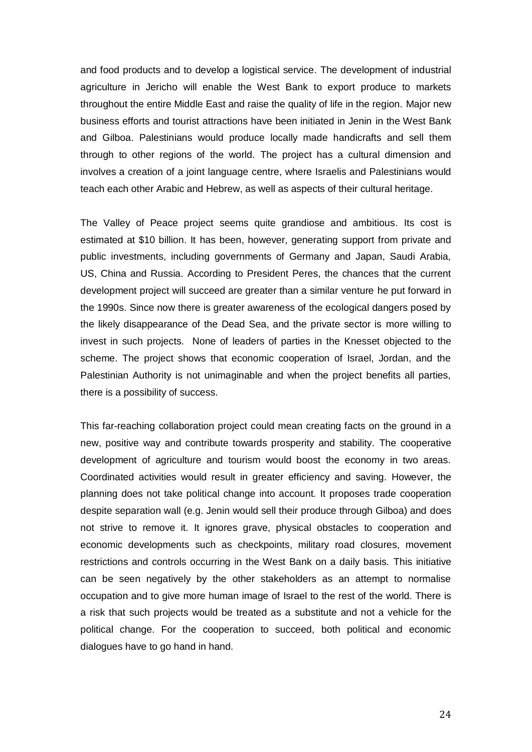and food products and to develop a logistical service. The development of industrial agriculture in Jericho will enable the West Bank to export produce to markets throughout the entire Middle East and raise the quality of life in the region. Major new business efforts and tourist attractions have been initiated in Jenin in the West Bank and Gilboa. Palestinians would produce locally made handicrafts and sell them through to other regions of the world. The project has a cultural dimension and involves a creation of a joint language centre, where Israelis and Palestinians would teach each other Arabic and Hebrew, as well as aspects of their cultural heritage.

The Valley of Peace project seems quite grandiose and ambitious. Its cost is estimated at $10 billion. It has been, however, generating support from private and public investments, including governments of Germany and Japan, Saudi Arabia, US, China and Russia. According to President Peres, the chances that the current development project will succeed are greater than a similar venture he put forward in the 1990s. Since now there is greater awareness of the ecological dangers posed by the likely disappearance of the Dead Sea, and the private sector is more willing to invest in such projects. None of leaders of parties in the Knesset objected to the scheme. The project shows that economic cooperation of Israel, Jordan, and the Palestinian Authority is not unimaginable and when the project benefits all parties, there is a possibility of success.

This far-reaching collaboration project could mean creating facts on the ground in a new, positive way and contribute towards prosperity and stability. The cooperative development of agriculture and tourism would boost the economy in two areas. Coordinated activities would result in greater efficiency and saving. However, the planning does not take political change into account. It proposes trade cooperation despite separation wall (e.g. Jenin would sell their produce through Gilboa) and does not strive to remove it. It ignores grave, physical obstacles to cooperation and economic developments such as checkpoints, military road closures, movement restrictions and controls occurring in the West Bank on a daily basis. This initiative can be seen negatively by the other stakeholders as an attempt to normalise occupation and to give more human image of Israel to the rest of the world. There is a risk that such projects would be treated as a substitute and not a vehicle for the political change. For the cooperation to succeed, both political and economic dialogues have to go hand in hand.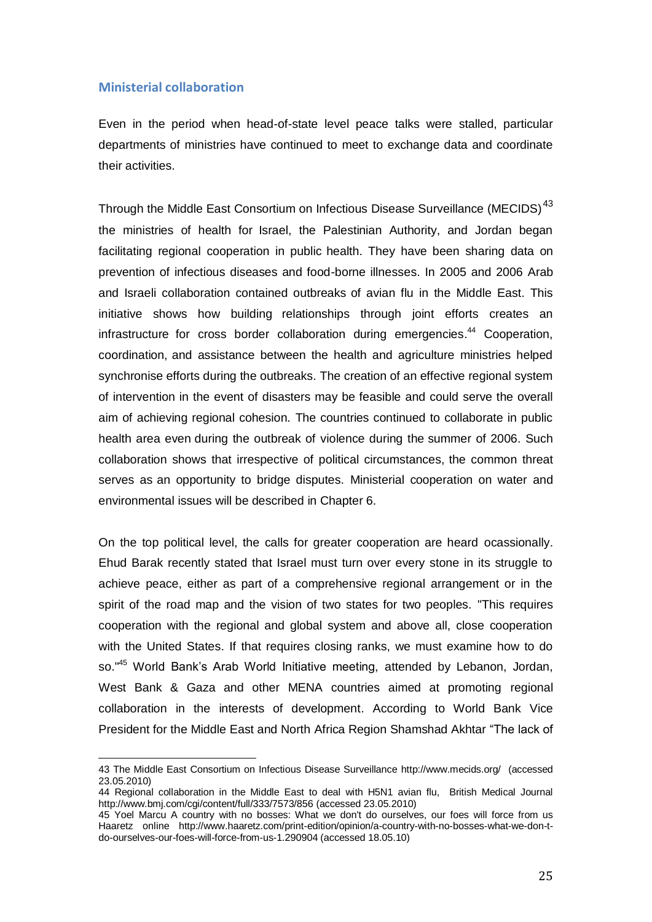### Ministerial collaboration

Even in the period when head-of-state level peace talks were stalled, particular departments of ministries have continued to meet to exchange data and coordinate their activities.

Through the Middle East Consortium on Infectious Disease Surveillance (MECIDS)[43] the ministries of health for Israel, the Palestinian Authority, and Jordan began facilitating regional cooperation in public health. They have been sharing data on prevention of infectious diseases and food-borne illnesses. In 2005 and 2006 Arab and Israeli collaboration contained outbreaks of avian flu in the Middle East. This initiative shows how building relationships through joint efforts creates an infrastructure for cross border collaboration during emergencies.[44] Cooperation, coordination, and assistance between the health and agriculture ministries helped synchronise efforts during the outbreaks. The creation of an effective regional system of intervention in the event of disasters may be feasible and could serve the overall aim of achieving regional cohesion. The countries continued to collaborate in public health area even during the outbreak of violence during the summer of 2006. Such collaboration shows that irrespective of political circumstances, the common threat serves as an opportunity to bridge disputes. Ministerial cooperation on water and environmental issues will be described in Chapter 6.

On the top political level, the calls for greater cooperation are heard ocassionally. Ehud Barak recently stated that Israel must turn over every stone in its struggle to achieve peace, either as part of a comprehensive regional arrangement or in the spirit of the road map and the vision of two states for two peoples. "This requires cooperation with the regional and global system and above all, close cooperation with the United States. If that requires closing ranks, we must examine how to do so."[45] World Bank's Arab World Initiative meeting, attended by Lebanon, Jordan, West Bank & Gaza and other MENA countries aimed at promoting regional collaboration in the interests of development. According to World Bank Vice President for the Middle East and North Africa Region Shamshad Akhtar "The lack of

---

43 The Middle East Consortium on Infectious Disease Surveillance http://www.mecids.org/ (accessed 23.05.2010)

44 Regional collaboration in the Middle East to deal with H5N1 avian flu, British Medical Journal http://www.bmj.com/cgi/content/full/333/7573/856 (accessed 23.05.2010)

45 Yoel Marcu A country with no bosses: What we don't do ourselves, our foes will force from us Haaretz online http://www.haaretz.com/print-edition/opinion/a-country-with-no-bosses-what-we-don-t-do-ourselves-our-foes-will-force-from-us-1.290904 (accessed 18.05.10)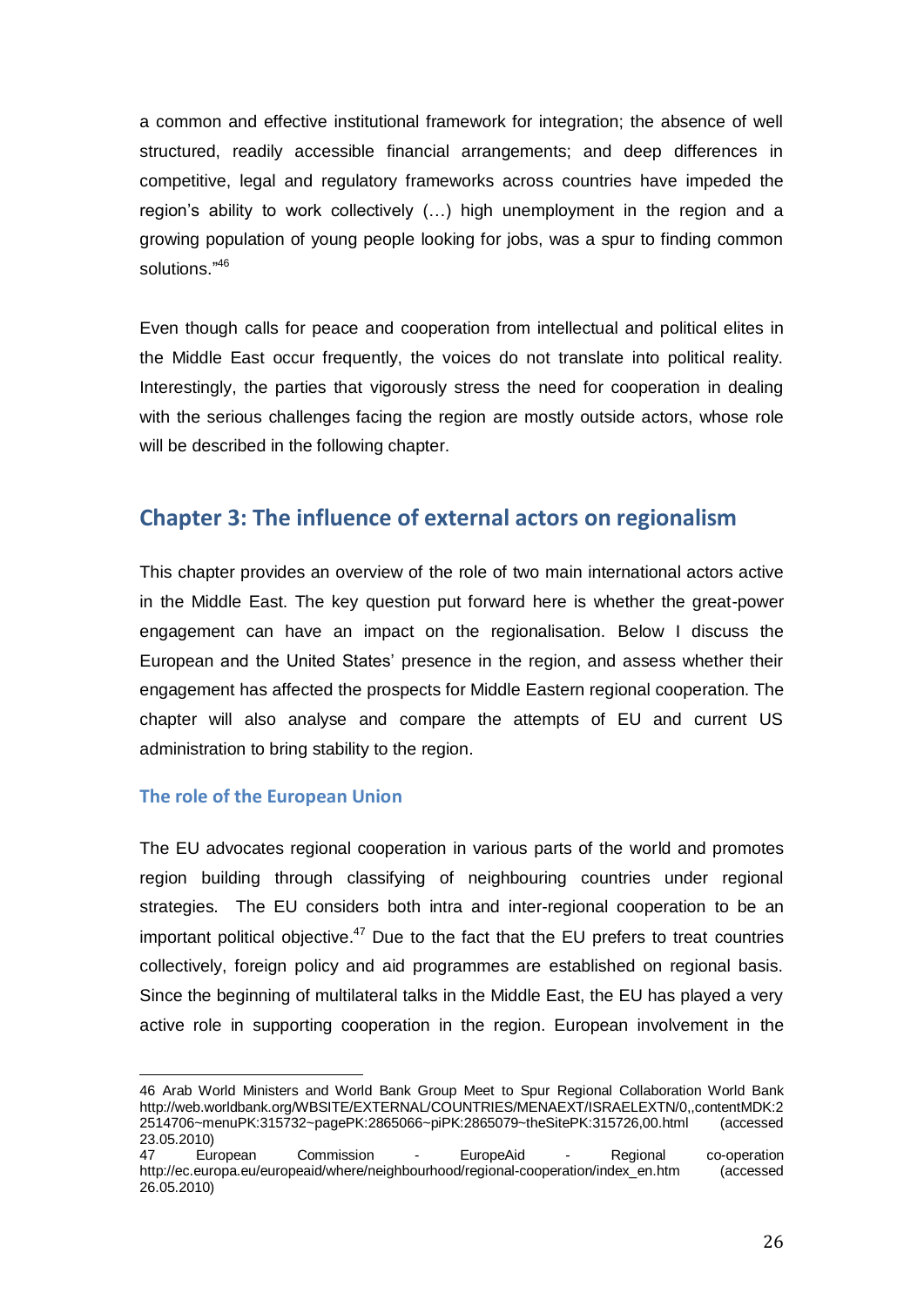a common and effective institutional framework for integration; the absence of well structured, readily accessible financial arrangements; and deep differences in competitive, legal and regulatory frameworks across countries have impeded the region's ability to work collectively (…) high unemployment in the region and a growing population of young people looking for jobs, was a spur to finding common solutions."[46]

Even though calls for peace and cooperation from intellectual and political elites in the Middle East occur frequently, the voices do not translate into political reality. Interestingly, the parties that vigorously stress the need for cooperation in dealing with the serious challenges facing the region are mostly outside actors, whose role will be described in the following chapter.

## Chapter 3: The influence of external actors on regionalism

This chapter provides an overview of the role of two main international actors active in the Middle East. The key question put forward here is whether the great-power engagement can have an impact on the regionalisation. Below I discuss the European and the United States' presence in the region, and assess whether their engagement has affected the prospects for Middle Eastern regional cooperation. The chapter will also analyse and compare the attempts of EU and current US administration to bring stability to the region.

### The role of the European Union

The EU advocates regional cooperation in various parts of the world and promotes region building through classifying of neighbouring countries under regional strategies. The EU considers both intra and inter-regional cooperation to be an important political objective.[47] Due to the fact that the EU prefers to treat countries collectively, foreign policy and aid programmes are established on regional basis. Since the beginning of multilateral talks in the Middle East, the EU has played a very active role in supporting cooperation in the region. European involvement in the

---

46 Arab World Ministers and World Bank Group Meet to Spur Regional Collaboration World Bank http://web.worldbank.org/WBSITE/EXTERNAL/COUNTRIES/MENAEXT/ISRAELEXTN/0,,contentMDK:22514706~menuPK:315732~pagePK:2865066~piPK:2865079~theSitePK:315726,00.html (accessed 23.05.2010)

47 European Commission - EuropeAid - Regional co-operation http://ec.europa.eu/europeaid/where/neighbourhood/regional-cooperation/index_en.htm (accessed 26.05.2010)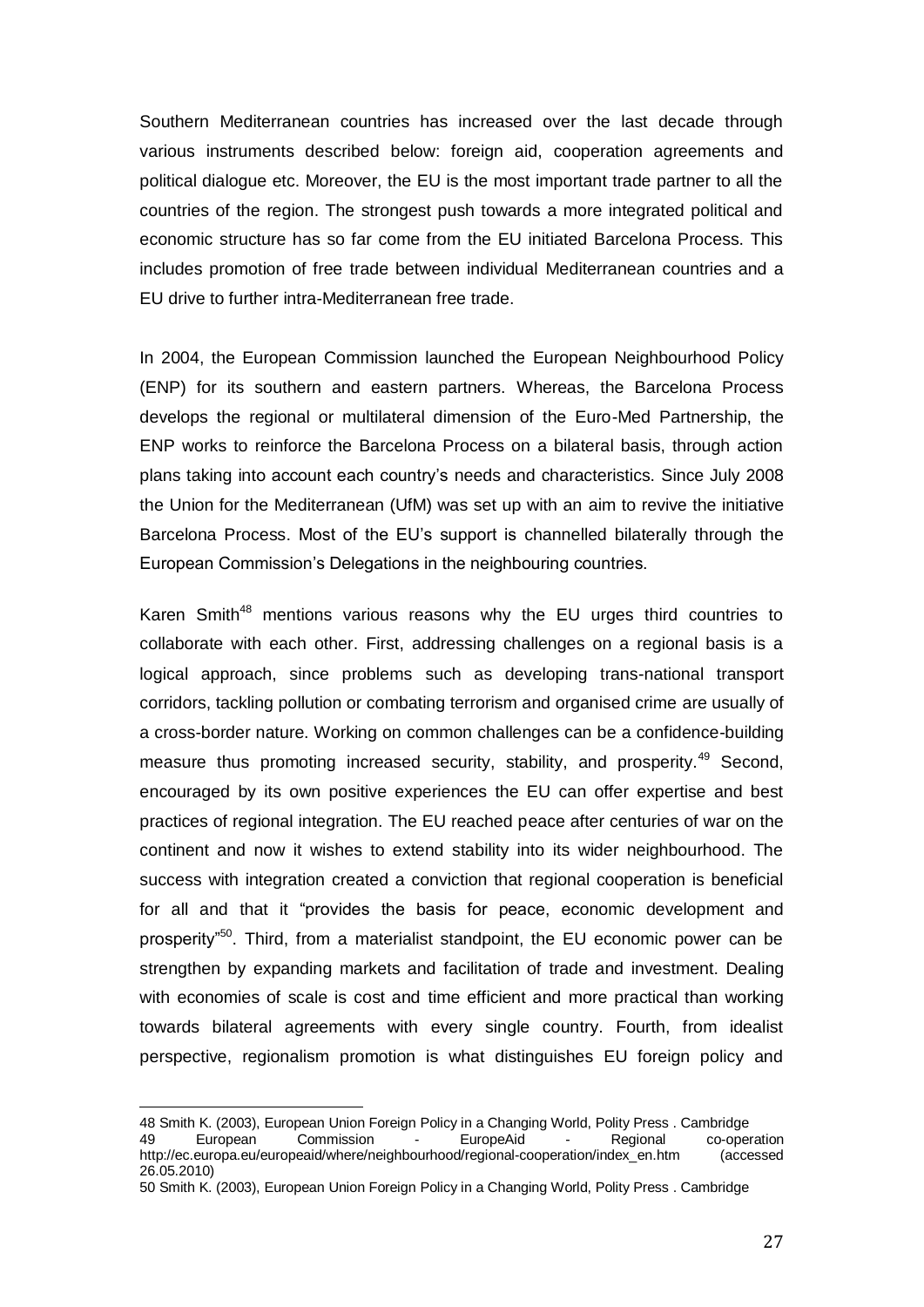Southern Mediterranean countries has increased over the last decade through various instruments described below: foreign aid, cooperation agreements and political dialogue etc. Moreover, the EU is the most important trade partner to all the countries of the region. The strongest push towards a more integrated political and economic structure has so far come from the EU initiated Barcelona Process. This includes promotion of free trade between individual Mediterranean countries and a EU drive to further intra-Mediterranean free trade.

In 2004, the European Commission launched the European Neighbourhood Policy (ENP) for its southern and eastern partners. Whereas, the Barcelona Process develops the regional or multilateral dimension of the Euro-Med Partnership, the ENP works to reinforce the Barcelona Process on a bilateral basis, through action plans taking into account each country's needs and characteristics. Since July 2008 the Union for the Mediterranean (UfM) was set up with an aim to revive the initiative Barcelona Process. Most of the EU's support is channelled bilaterally through the European Commission's Delegations in the neighbouring countries.

Karen Smith[48] mentions various reasons why the EU urges third countries to collaborate with each other. First, addressing challenges on a regional basis is a logical approach, since problems such as developing trans-national transport corridors, tackling pollution or combating terrorism and organised crime are usually of a cross-border nature. Working on common challenges can be a confidence-building measure thus promoting increased security, stability, and prosperity.[49] Second, encouraged by its own positive experiences the EU can offer expertise and best practices of regional integration. The EU reached peace after centuries of war on the continent and now it wishes to extend stability into its wider neighbourhood. The success with integration created a conviction that regional cooperation is beneficial for all and that it "provides the basis for peace, economic development and prosperity"[50]. Third, from a materialist standpoint, the EU economic power can be strengthen by expanding markets and facilitation of trade and investment. Dealing with economies of scale is cost and time efficient and more practical than working towards bilateral agreements with every single country. Fourth, from idealist perspective, regionalism promotion is what distinguishes EU foreign policy and

---

48 Smith K. (2003), European Union Foreign Policy in a Changing World, Polity Press . Cambridge

49 European Commission - EuropeAid - Regional co-operation http://ec.europa.eu/europeaid/where/neighbourhood/regional-cooperation/index_en.htm (accessed 26.05.2010)

50 Smith K. (2003), European Union Foreign Policy in a Changing World, Polity Press . Cambridge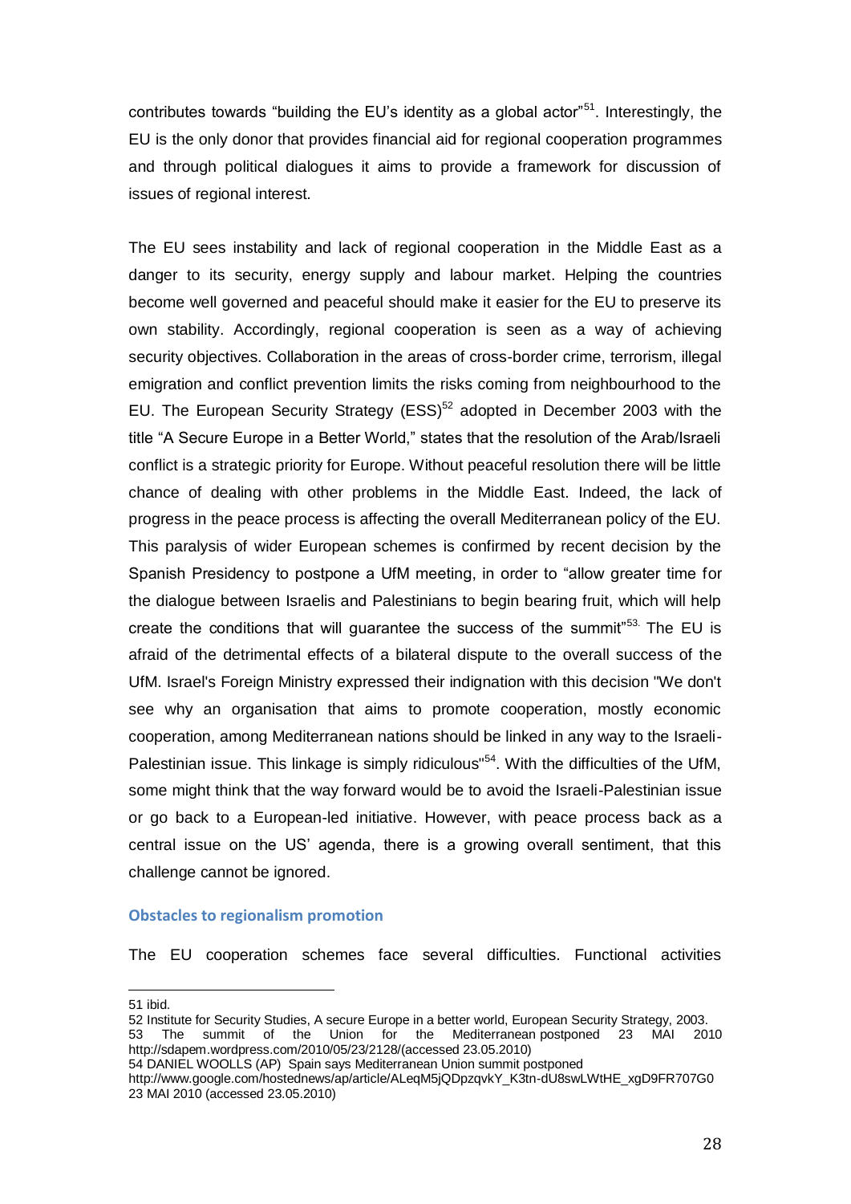contributes towards "building the EU's identity as a global actor"[51]. Interestingly, the EU is the only donor that provides financial aid for regional cooperation programmes and through political dialogues it aims to provide a framework for discussion of issues of regional interest.

The EU sees instability and lack of regional cooperation in the Middle East as a danger to its security, energy supply and labour market. Helping the countries become well governed and peaceful should make it easier for the EU to preserve its own stability. Accordingly, regional cooperation is seen as a way of achieving security objectives. Collaboration in the areas of cross-border crime, terrorism, illegal emigration and conflict prevention limits the risks coming from neighbourhood to the EU. The European Security Strategy (ESS)[52] adopted in December 2003 with the title "A Secure Europe in a Better World," states that the resolution of the Arab/Israeli conflict is a strategic priority for Europe. Without peaceful resolution there will be little chance of dealing with other problems in the Middle East. Indeed, the lack of progress in the peace process is affecting the overall Mediterranean policy of the EU. This paralysis of wider European schemes is confirmed by recent decision by the Spanish Presidency to postpone a UfM meeting, in order to "allow greater time for the dialogue between Israelis and Palestinians to begin bearing fruit, which will help create the conditions that will guarantee the success of the summit"[53]. The EU is afraid of the detrimental effects of a bilateral dispute to the overall success of the UfM. Israel's Foreign Ministry expressed their indignation with this decision "We don't see why an organisation that aims to promote cooperation, mostly economic cooperation, among Mediterranean nations should be linked in any way to the Israeli-Palestinian issue. This linkage is simply ridiculous"[54]. With the difficulties of the UfM, some might think that the way forward would be to avoid the Israeli-Palestinian issue or go back to a European-led initiative. However, with peace process back as a central issue on the US' agenda, there is a growing overall sentiment, that this challenge cannot be ignored.

### Obstacles to regionalism promotion

The EU cooperation schemes face several difficulties. Functional activities

---

51 ibid.

52 Institute for Security Studies, A secure Europe in a better world, European Security Strategy, 2003.

53 The summit of the Union for the Mediterranean postponed 23 MAI 2010 http://sdapem.wordpress.com/2010/05/23/2128/(accessed 23.05.2010)

54 DANIEL WOOLLS (AP) Spain says Mediterranean Union summit postponed http://www.google.com/hostednews/ap/article/ALeqM5jQDpzqvkY_K3tn-dU8swLWtHE_xgD9FR707G0 23 MAI 2010 (accessed 23.05.2010)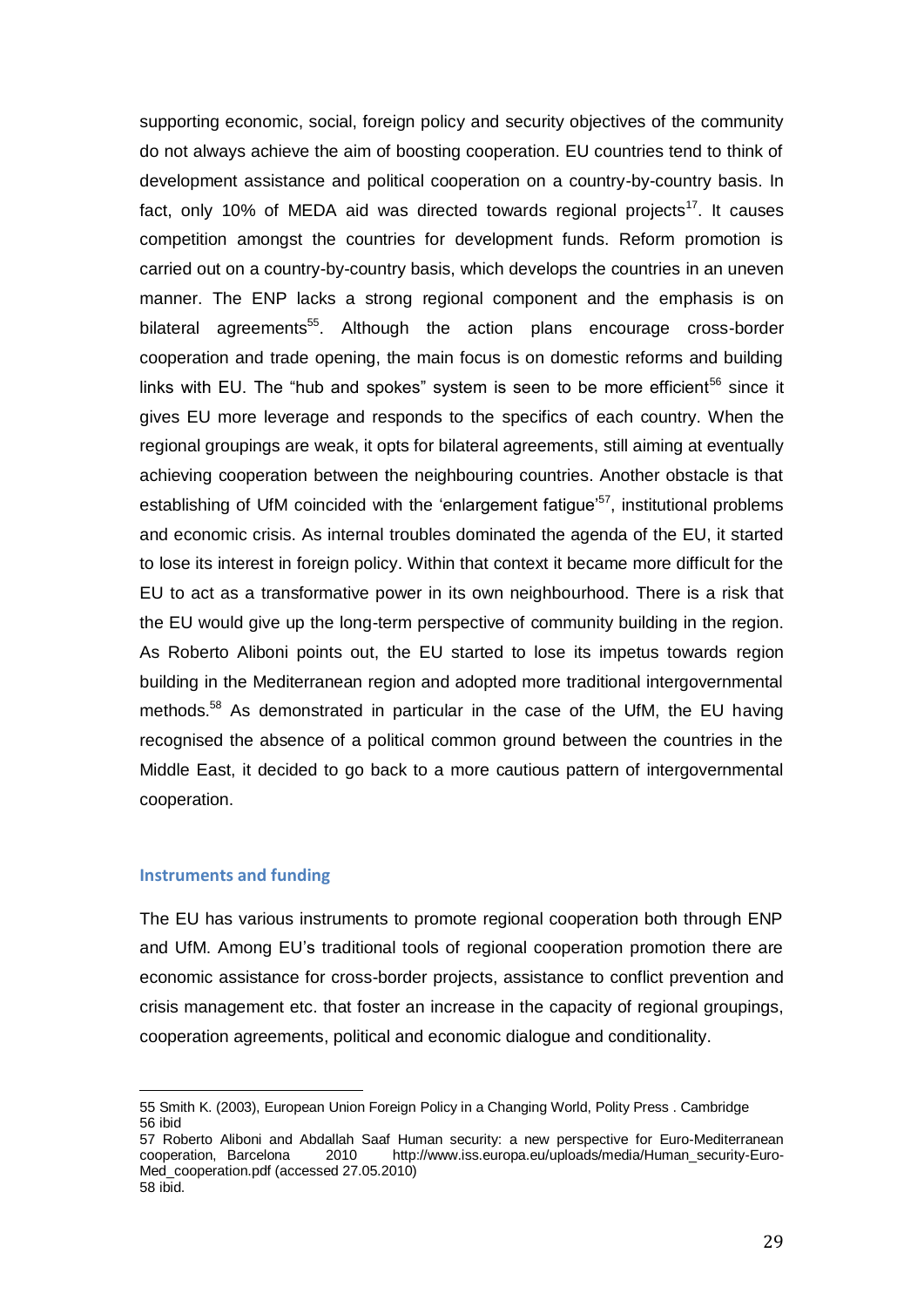supporting economic, social, foreign policy and security objectives of the community do not always achieve the aim of boosting cooperation. EU countries tend to think of development assistance and political cooperation on a country-by-country basis. In fact, only 10% of MEDA aid was directed towards regional projects[17]. It causes competition amongst the countries for development funds. Reform promotion is carried out on a country-by-country basis, which develops the countries in an uneven manner. The ENP lacks a strong regional component and the emphasis is on bilateral agreements[55]. Although the action plans encourage cross-border cooperation and trade opening, the main focus is on domestic reforms and building links with EU. The "hub and spokes" system is seen to be more efficient[56] since it gives EU more leverage and responds to the specifics of each country. When the regional groupings are weak, it opts for bilateral agreements, still aiming at eventually achieving cooperation between the neighbouring countries. Another obstacle is that establishing of UfM coincided with the 'enlargement fatigue'[57], institutional problems and economic crisis. As internal troubles dominated the agenda of the EU, it started to lose its interest in foreign policy. Within that context it became more difficult for the EU to act as a transformative power in its own neighbourhood. There is a risk that the EU would give up the long-term perspective of community building in the region. As Roberto Aliboni points out, the EU started to lose its impetus towards region building in the Mediterranean region and adopted more traditional intergovernmental methods.[58] As demonstrated in particular in the case of the UfM, the EU having recognised the absence of a political common ground between the countries in the Middle East, it decided to go back to a more cautious pattern of intergovernmental cooperation.

### Instruments and funding

The EU has various instruments to promote regional cooperation both through ENP and UfM. Among EU's traditional tools of regional cooperation promotion there are economic assistance for cross-border projects, assistance to conflict prevention and crisis management etc. that foster an increase in the capacity of regional groupings, cooperation agreements, political and economic dialogue and conditionality.

---

55 Smith K. (2003), European Union Foreign Policy in a Changing World, Polity Press . Cambridge
56 ibid
57 Roberto Aliboni and Abdallah Saaf Human security: a new perspective for Euro-Mediterranean cooperation, Barcelona 2010 http://www.iss.europa.eu/uploads/media/Human_security-Euro-Med_cooperation.pdf (accessed 27.05.2010)
58 ibid.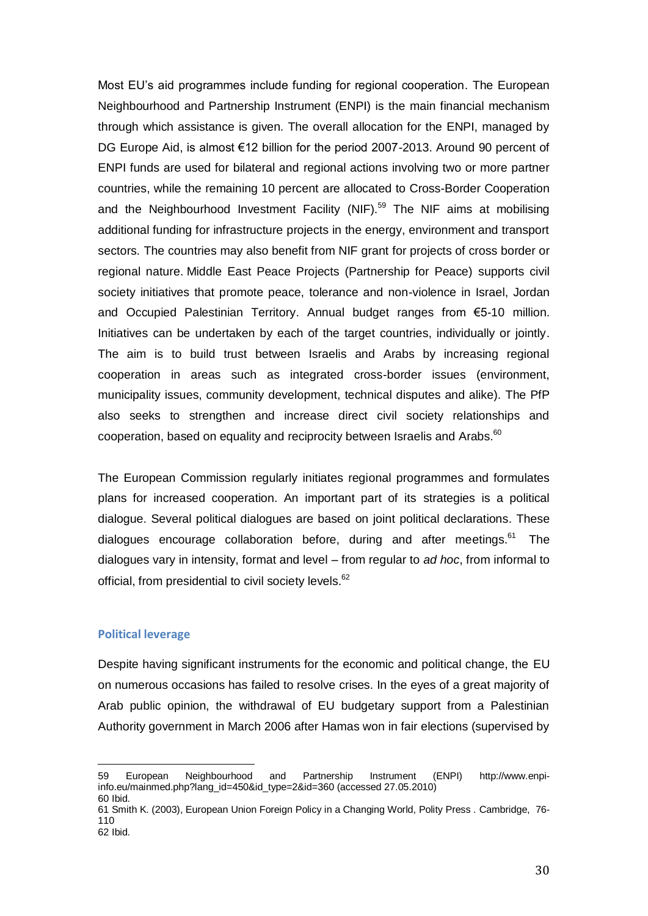Most EU's aid programmes include funding for regional cooperation. The European Neighbourhood and Partnership Instrument (ENPI) is the main financial mechanism through which assistance is given. The overall allocation for the ENPI, managed by DG Europe Aid, is almost €12 billion for the period 2007-2013. Around 90 percent of ENPI funds are used for bilateral and regional actions involving two or more partner countries, while the remaining 10 percent are allocated to Cross-Border Cooperation and the Neighbourhood Investment Facility (NIF).[59] The NIF aims at mobilising additional funding for infrastructure projects in the energy, environment and transport sectors. The countries may also benefit from NIF grant for projects of cross border or regional nature. Middle East Peace Projects (Partnership for Peace) supports civil society initiatives that promote peace, tolerance and non-violence in Israel, Jordan and Occupied Palestinian Territory. Annual budget ranges from €5-10 million. Initiatives can be undertaken by each of the target countries, individually or jointly. The aim is to build trust between Israelis and Arabs by increasing regional cooperation in areas such as integrated cross-border issues (environment, municipality issues, community development, technical disputes and alike). The PfP also seeks to strengthen and increase direct civil society relationships and cooperation, based on equality and reciprocity between Israelis and Arabs.[60]

The European Commission regularly initiates regional programmes and formulates plans for increased cooperation. An important part of its strategies is a political dialogue. Several political dialogues are based on joint political declarations. These dialogues encourage collaboration before, during and after meetings.[61] The dialogues vary in intensity, format and level – from regular to *ad hoc*, from informal to official, from presidential to civil society levels.[62]

### Political leverage

Despite having significant instruments for the economic and political change, the EU on numerous occasions has failed to resolve crises. In the eyes of a great majority of Arab public opinion, the withdrawal of EU budgetary support from a Palestinian Authority government in March 2006 after Hamas won in fair elections (supervised by

---

59 European Neighbourhood and Partnership Instrument (ENPI) http://www.enpi-info.eu/mainmed.php?lang_id=450&id_type=2&id=360 (accessed 27.05.2010)
60 Ibid.
61 Smith K. (2003), European Union Foreign Policy in a Changing World, Polity Press . Cambridge, 76-110
62 Ibid.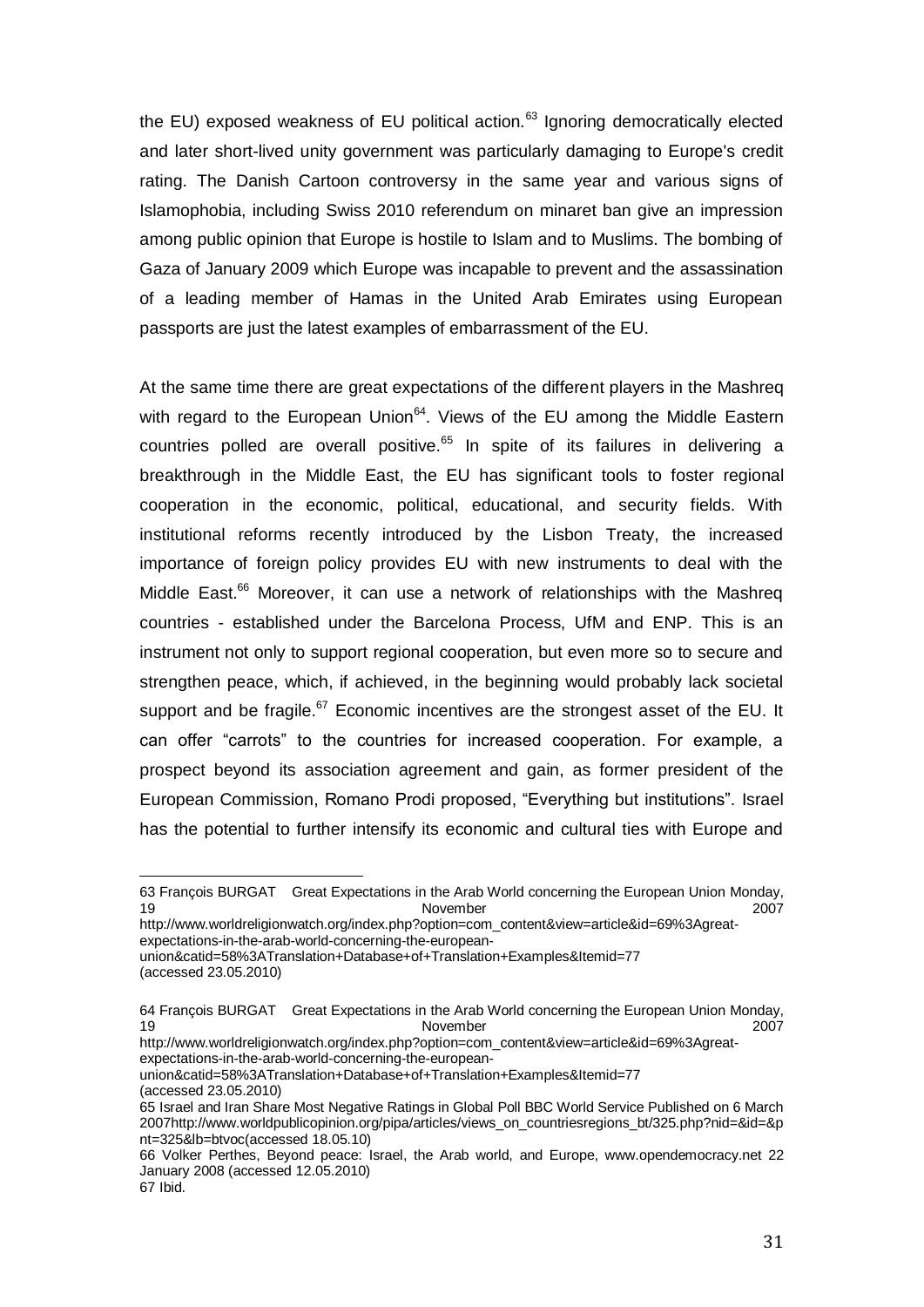the EU) exposed weakness of EU political action.[63] Ignoring democratically elected and later short-lived unity government was particularly damaging to Europe's credit rating. The Danish Cartoon controversy in the same year and various signs of Islamophobia, including Swiss 2010 referendum on minaret ban give an impression among public opinion that Europe is hostile to Islam and to Muslims. The bombing of Gaza of January 2009 which Europe was incapable to prevent and the assassination of a leading member of Hamas in the United Arab Emirates using European passports are just the latest examples of embarrassment of the EU.

At the same time there are great expectations of the different players in the Mashreq with regard to the European Union[64]. Views of the EU among the Middle Eastern countries polled are overall positive.[65] In spite of its failures in delivering a breakthrough in the Middle East, the EU has significant tools to foster regional cooperation in the economic, political, educational, and security fields. With institutional reforms recently introduced by the Lisbon Treaty, the increased importance of foreign policy provides EU with new instruments to deal with the Middle East.[66] Moreover, it can use a network of relationships with the Mashreq countries - established under the Barcelona Process, UfM and ENP. This is an instrument not only to support regional cooperation, but even more so to secure and strengthen peace, which, if achieved, in the beginning would probably lack societal support and be fragile.[67] Economic incentives are the strongest asset of the EU. It can offer "carrots" to the countries for increased cooperation. For example, a prospect beyond its association agreement and gain, as former president of the European Commission, Romano Prodi proposed, "Everything but institutions". Israel has the potential to further intensify its economic and cultural ties with Europe and

---

63 François BURGAT Great Expectations in the Arab World concerning the European Union Monday, 19 November 2007 http://www.worldreligionwatch.org/index.php?option=com_content&view=article&id=69%3Agreat-expectations-in-the-arab-world-concerning-the-european-union&catid=58%3ATranslation+Database+of+Translation+Examples&Itemid=77 (accessed 23.05.2010)

64 François BURGAT Great Expectations in the Arab World concerning the European Union Monday, 19 November 2007 http://www.worldreligionwatch.org/index.php?option=com_content&view=article&id=69%3Agreat-expectations-in-the-arab-world-concerning-the-european-union&catid=58%3ATranslation+Database+of+Translation+Examples&Itemid=77 (accessed 23.05.2010)

65 Israel and Iran Share Most Negative Ratings in Global Poll BBC World Service Published on 6 March 2007http://www.worldpublicopinion.org/pipa/articles/views_on_countriesregions_bt/325.php?nid=&id=&pnt=325&lb=btvoc(accessed 18.05.10)

66 Volker Perthes, Beyond peace: Israel, the Arab world, and Europe, www.opendemocracy.net 22 January 2008 (accessed 12.05.2010)

67 Ibid.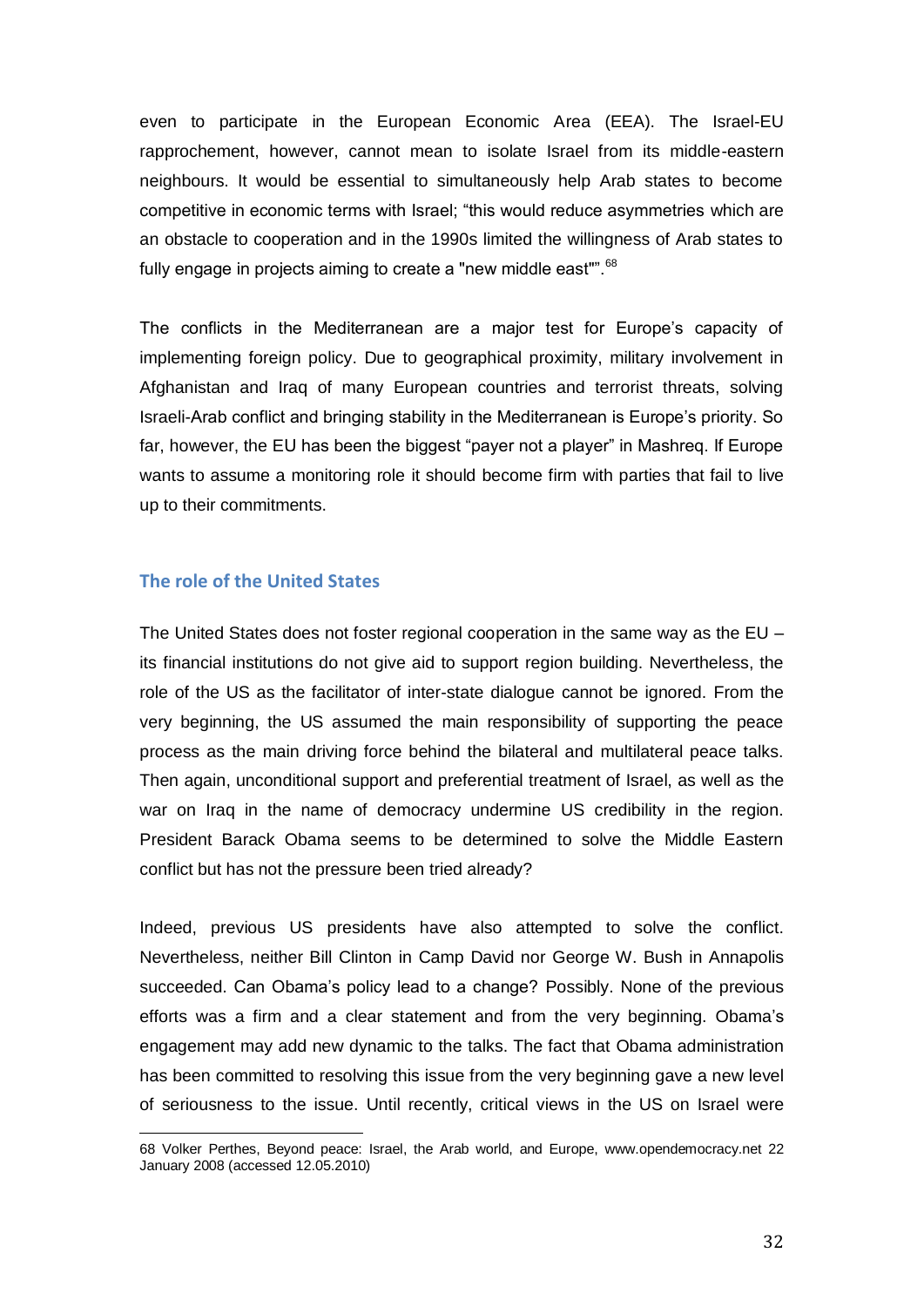even to participate in the European Economic Area (EEA). The Israel-EU rapprochement, however, cannot mean to isolate Israel from its middle-eastern neighbours. It would be essential to simultaneously help Arab states to become competitive in economic terms with Israel; "this would reduce asymmetries which are an obstacle to cooperation and in the 1990s limited the willingness of Arab states to fully engage in projects aiming to create a "new middle east"".[68]

The conflicts in the Mediterranean are a major test for Europe's capacity of implementing foreign policy. Due to geographical proximity, military involvement in Afghanistan and Iraq of many European countries and terrorist threats, solving Israeli-Arab conflict and bringing stability in the Mediterranean is Europe's priority. So far, however, the EU has been the biggest "payer not a player" in Mashreq. If Europe wants to assume a monitoring role it should become firm with parties that fail to live up to their commitments.

## The role of the United States

The United States does not foster regional cooperation in the same way as the EU – its financial institutions do not give aid to support region building. Nevertheless, the role of the US as the facilitator of inter-state dialogue cannot be ignored. From the very beginning, the US assumed the main responsibility of supporting the peace process as the main driving force behind the bilateral and multilateral peace talks. Then again, unconditional support and preferential treatment of Israel, as well as the war on Iraq in the name of democracy undermine US credibility in the region. President Barack Obama seems to be determined to solve the Middle Eastern conflict but has not the pressure been tried already?

Indeed, previous US presidents have also attempted to solve the conflict. Nevertheless, neither Bill Clinton in Camp David nor George W. Bush in Annapolis succeeded. Can Obama's policy lead to a change? Possibly. None of the previous efforts was a firm and a clear statement and from the very beginning. Obama's engagement may add new dynamic to the talks. The fact that Obama administration has been committed to resolving this issue from the very beginning gave a new level of seriousness to the issue. Until recently, critical views in the US on Israel were

---

68 Volker Perthes, Beyond peace: Israel, the Arab world, and Europe, www.opendemocracy.net 22 January 2008 (accessed 12.05.2010)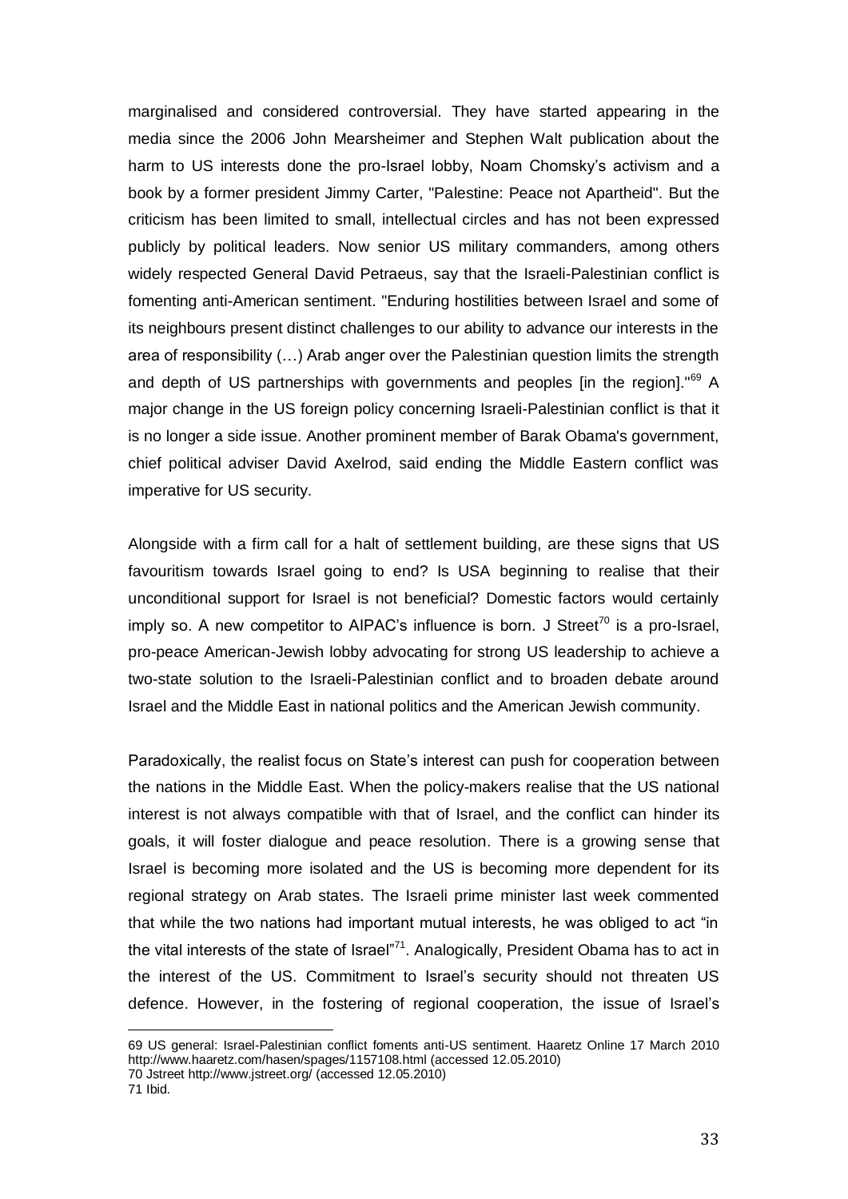marginalised and considered controversial. They have started appearing in the media since the 2006 John Mearsheimer and Stephen Walt publication about the harm to US interests done the pro-Israel lobby, Noam Chomsky's activism and a book by a former president Jimmy Carter, "Palestine: Peace not Apartheid". But the criticism has been limited to small, intellectual circles and has not been expressed publicly by political leaders. Now senior US military commanders, among others widely respected General David Petraeus, say that the Israeli-Palestinian conflict is fomenting anti-American sentiment. "Enduring hostilities between Israel and some of its neighbours present distinct challenges to our ability to advance our interests in the area of responsibility (…) Arab anger over the Palestinian question limits the strength and depth of US partnerships with governments and peoples [in the region]."[69] A major change in the US foreign policy concerning Israeli-Palestinian conflict is that it is no longer a side issue. Another prominent member of Barak Obama's government, chief political adviser David Axelrod, said ending the Middle Eastern conflict was imperative for US security.

Alongside with a firm call for a halt of settlement building, are these signs that US favouritism towards Israel going to end? Is USA beginning to realise that their unconditional support for Israel is not beneficial? Domestic factors would certainly imply so. A new competitor to AIPAC's influence is born. J Street[70] is a pro-Israel, pro-peace American-Jewish lobby advocating for strong US leadership to achieve a two-state solution to the Israeli-Palestinian conflict and to broaden debate around Israel and the Middle East in national politics and the American Jewish community.

Paradoxically, the realist focus on State's interest can push for cooperation between the nations in the Middle East. When the policy-makers realise that the US national interest is not always compatible with that of Israel, and the conflict can hinder its goals, it will foster dialogue and peace resolution. There is a growing sense that Israel is becoming more isolated and the US is becoming more dependent for its regional strategy on Arab states. The Israeli prime minister last week commented that while the two nations had important mutual interests, he was obliged to act "in the vital interests of the state of Israel"[71]. Analogically, President Obama has to act in the interest of the US. Commitment to Israel's security should not threaten US defence. However, in the fostering of regional cooperation, the issue of Israel's

---

69 US general: Israel-Palestinian conflict foments anti-US sentiment. Haaretz Online 17 March 2010 http://www.haaretz.com/hasen/spages/1157108.html (accessed 12.05.2010)

70 Jstreet http://www.jstreet.org/ (accessed 12.05.2010)

71 Ibid.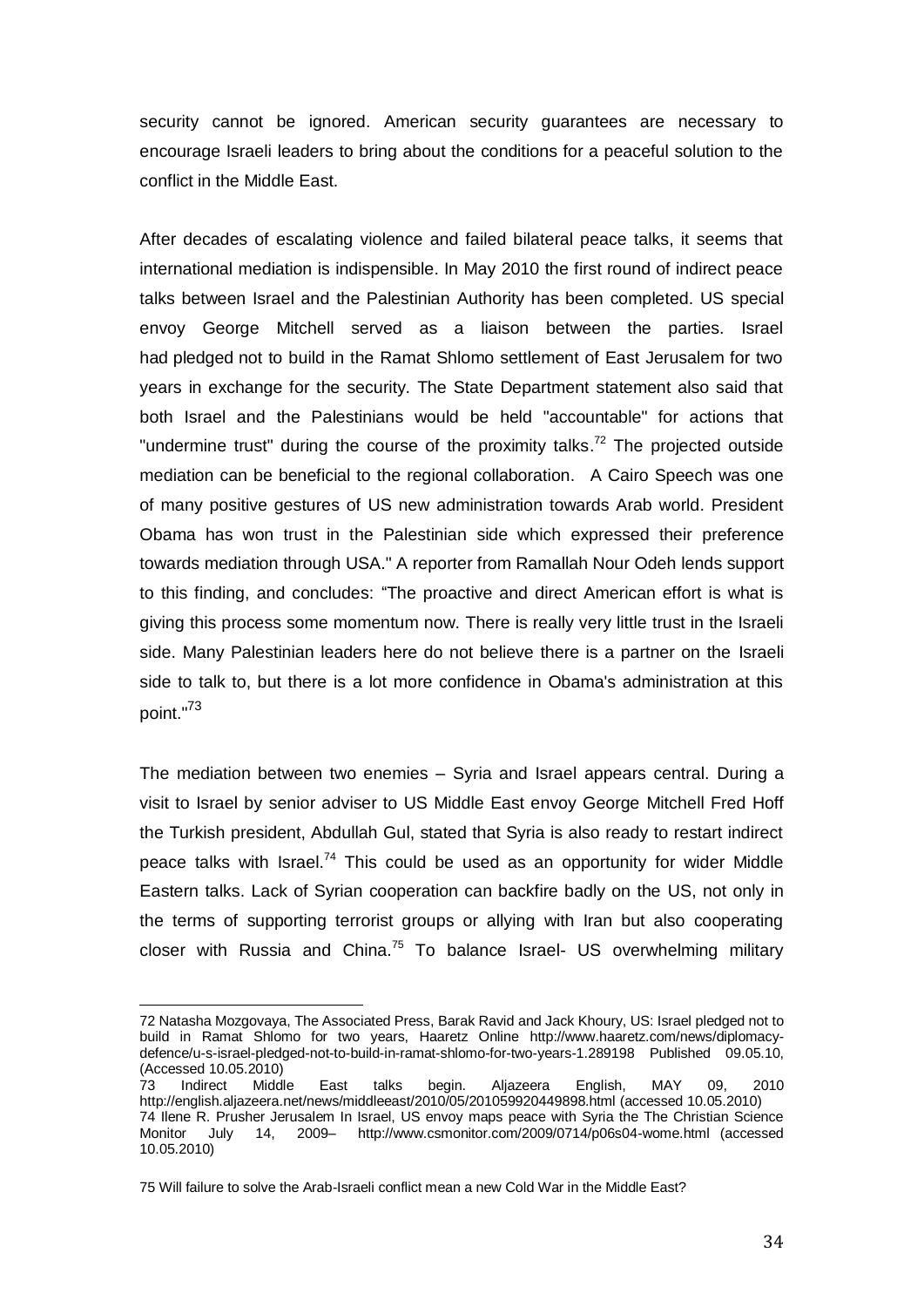security cannot be ignored. American security guarantees are necessary to encourage Israeli leaders to bring about the conditions for a peaceful solution to the conflict in the Middle East.

After decades of escalating violence and failed bilateral peace talks, it seems that international mediation is indispensible. In May 2010 the first round of indirect peace talks between Israel and the Palestinian Authority has been completed. US special envoy George Mitchell served as a liaison between the parties. Israel had pledged not to build in the Ramat Shlomo settlement of East Jerusalem for two years in exchange for the security. The State Department statement also said that both Israel and the Palestinians would be held "accountable" for actions that "undermine trust" during the course of the proximity talks.[72] The projected outside mediation can be beneficial to the regional collaboration. A Cairo Speech was one of many positive gestures of US new administration towards Arab world. President Obama has won trust in the Palestinian side which expressed their preference towards mediation through USA." A reporter from Ramallah Nour Odeh lends support to this finding, and concludes: "The proactive and direct American effort is what is giving this process some momentum now. There is really very little trust in the Israeli side. Many Palestinian leaders here do not believe there is a partner on the Israeli side to talk to, but there is a lot more confidence in Obama's administration at this point."[73]

The mediation between two enemies – Syria and Israel appears central. During a visit to Israel by senior adviser to US Middle East envoy George Mitchell Fred Hoff the Turkish president, Abdullah Gul, stated that Syria is also ready to restart indirect peace talks with Israel.[74] This could be used as an opportunity for wider Middle Eastern talks. Lack of Syrian cooperation can backfire badly on the US, not only in the terms of supporting terrorist groups or allying with Iran but also cooperating closer with Russia and China.[75] To balance Israel- US overwhelming military

---

72 Natasha Mozgovaya, The Associated Press, Barak Ravid and Jack Khoury, US: Israel pledged not to build in Ramat Shlomo for two years, Haaretz Online http://www.haaretz.com/news/diplomacy-defence/u-s-israel-pledged-not-to-build-in-ramat-shlomo-for-two-years-1.289198 Published 09.05.10, (Accessed 10.05.2010)

73 Indirect Middle East talks begin. Aljazeera English, MAY 09, 2010 http://english.aljazeera.net/news/middleeast/2010/05/201059920449898.html (accessed 10.05.2010)

74 Ilene R. Prusher Jerusalem In Israel, US envoy maps peace with Syria the The Christian Science Monitor July 14, 2009– http://www.csmonitor.com/2009/0714/p06s04-wome.html (accessed 10.05.2010)

75 Will failure to solve the Arab-Israeli conflict mean a new Cold War in the Middle East?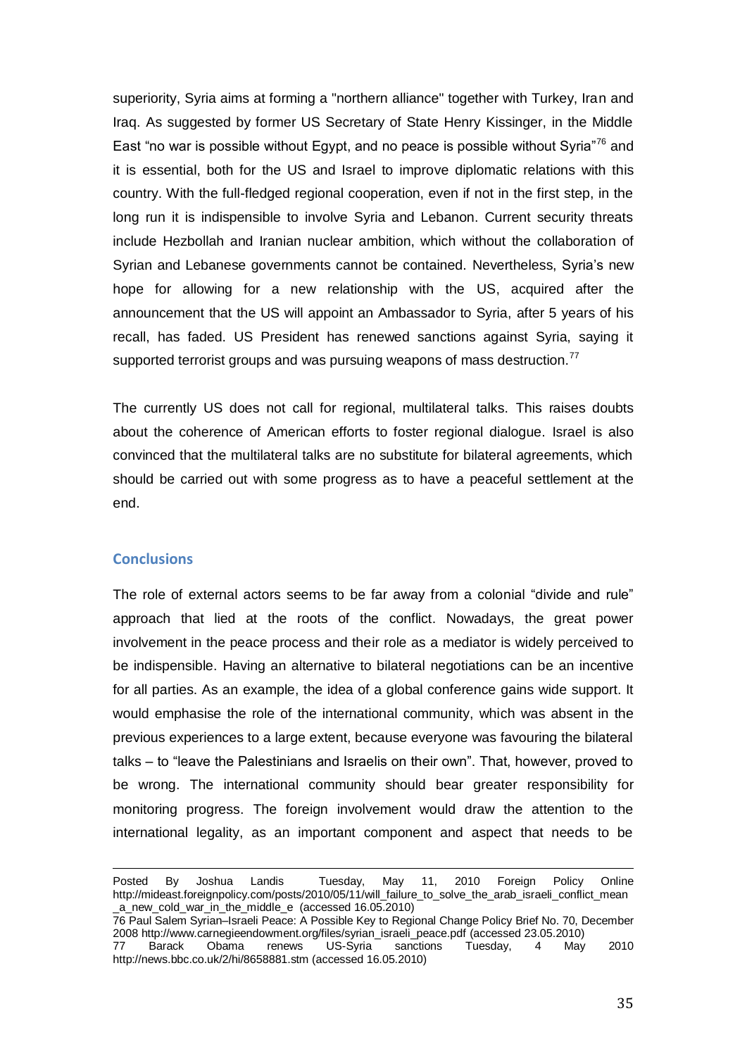superiority, Syria aims at forming a "northern alliance" together with Turkey, Iran and Iraq. As suggested by former US Secretary of State Henry Kissinger, in the Middle East "no war is possible without Egypt, and no peace is possible without Syria"[76] and it is essential, both for the US and Israel to improve diplomatic relations with this country. With the full-fledged regional cooperation, even if not in the first step, in the long run it is indispensible to involve Syria and Lebanon. Current security threats include Hezbollah and Iranian nuclear ambition, which without the collaboration of Syrian and Lebanese governments cannot be contained. Nevertheless, Syria's new hope for allowing for a new relationship with the US, acquired after the announcement that the US will appoint an Ambassador to Syria, after 5 years of his recall, has faded. US President has renewed sanctions against Syria, saying it supported terrorist groups and was pursuing weapons of mass destruction.[77]

The currently US does not call for regional, multilateral talks. This raises doubts about the coherence of American efforts to foster regional dialogue. Israel is also convinced that the multilateral talks are no substitute for bilateral agreements, which should be carried out with some progress as to have a peaceful settlement at the end.

## Conclusions

The role of external actors seems to be far away from a colonial "divide and rule" approach that lied at the roots of the conflict. Nowadays, the great power involvement in the peace process and their role as a mediator is widely perceived to be indispensible. Having an alternative to bilateral negotiations can be an incentive for all parties. As an example, the idea of a global conference gains wide support. It would emphasise the role of the international community, which was absent in the previous experiences to a large extent, because everyone was favouring the bilateral talks – to "leave the Palestinians and Israelis on their own". That, however, proved to be wrong. The international community should bear greater responsibility for monitoring progress. The foreign involvement would draw the attention to the international legality, as an important component and aspect that needs to be

---

Posted By Joshua Landis Tuesday, May 11, 2010 Foreign Policy Online http://mideast.foreignpolicy.com/posts/2010/05/11/will_failure_to_solve_the_arab_israeli_conflict_mean_a_new_cold_war_in_the_middle_e (accessed 16.05.2010)

76 Paul Salem Syrian–Israeli Peace: A Possible Key to Regional Change Policy Brief No. 70, December 2008 http://www.carnegieendowment.org/files/syrian_israeli_peace.pdf (accessed 23.05.2010)

77 Barack Obama renews US-Syria sanctions Tuesday, 4 May 2010 http://news.bbc.co.uk/2/hi/8658881.stm (accessed 16.05.2010)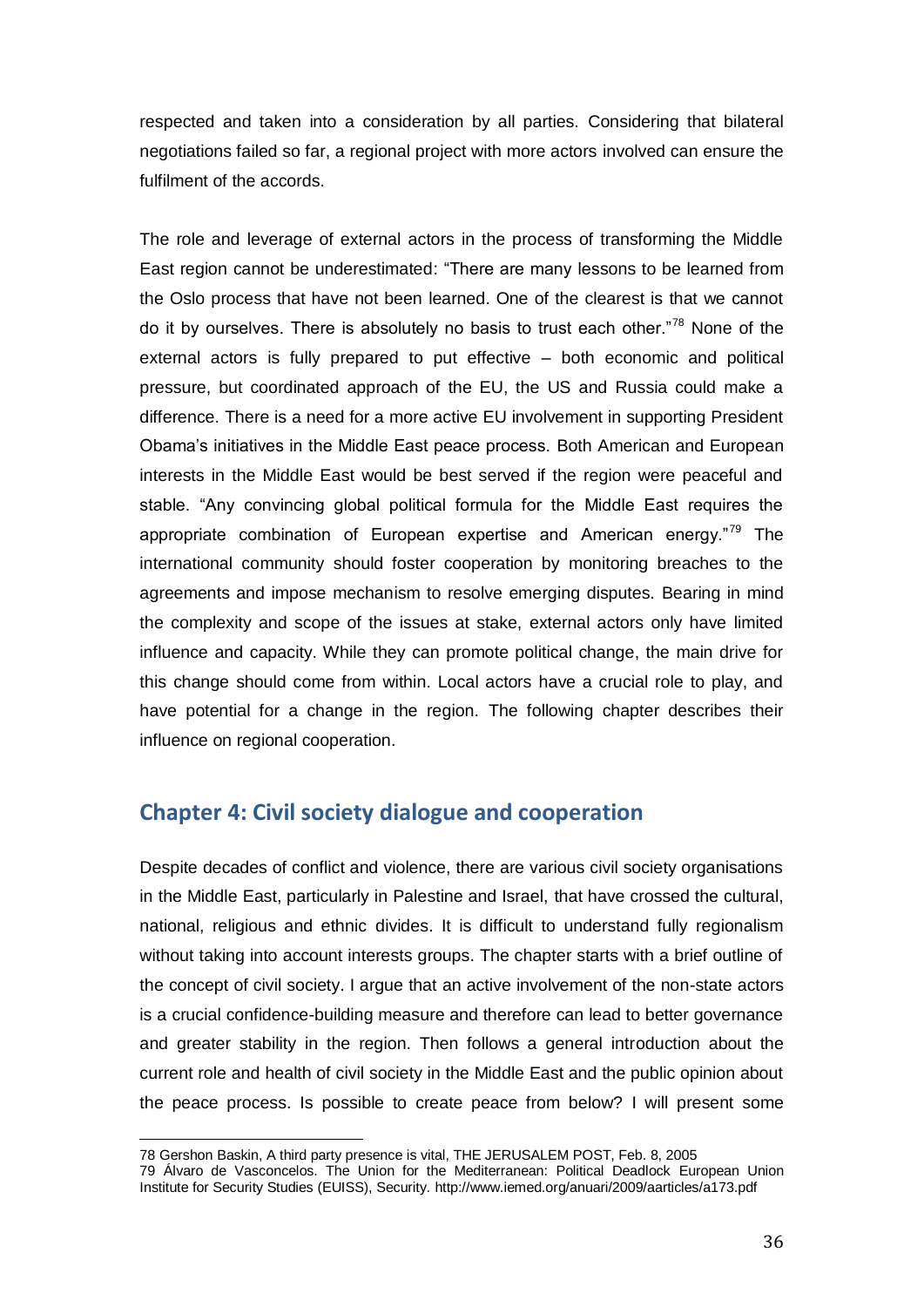respected and taken into a consideration by all parties. Considering that bilateral negotiations failed so far, a regional project with more actors involved can ensure the fulfilment of the accords.

The role and leverage of external actors in the process of transforming the Middle East region cannot be underestimated: "There are many lessons to be learned from the Oslo process that have not been learned. One of the clearest is that we cannot do it by ourselves. There is absolutely no basis to trust each other."[78] None of the external actors is fully prepared to put effective – both economic and political pressure, but coordinated approach of the EU, the US and Russia could make a difference. There is a need for a more active EU involvement in supporting President Obama's initiatives in the Middle East peace process. Both American and European interests in the Middle East would be best served if the region were peaceful and stable. "Any convincing global political formula for the Middle East requires the appropriate combination of European expertise and American energy."[79] The international community should foster cooperation by monitoring breaches to the agreements and impose mechanism to resolve emerging disputes. Bearing in mind the complexity and scope of the issues at stake, external actors only have limited influence and capacity. While they can promote political change, the main drive for this change should come from within. Local actors have a crucial role to play, and have potential for a change in the region. The following chapter describes their influence on regional cooperation.

## Chapter 4: Civil society dialogue and cooperation

Despite decades of conflict and violence, there are various civil society organisations in the Middle East, particularly in Palestine and Israel, that have crossed the cultural, national, religious and ethnic divides. It is difficult to understand fully regionalism without taking into account interests groups. The chapter starts with a brief outline of the concept of civil society. I argue that an active involvement of the non-state actors is a crucial confidence-building measure and therefore can lead to better governance and greater stability in the region. Then follows a general introduction about the current role and health of civil society in the Middle East and the public opinion about the peace process. Is possible to create peace from below? I will present some

---

78 Gershon Baskin, A third party presence is vital, THE JERUSALEM POST, Feb. 8, 2005

79 Álvaro de Vasconcelos. The Union for the Mediterranean: Political Deadlock European Union Institute for Security Studies (EUISS), Security. http://www.iemed.org/anuari/2009/aarticles/a173.pdf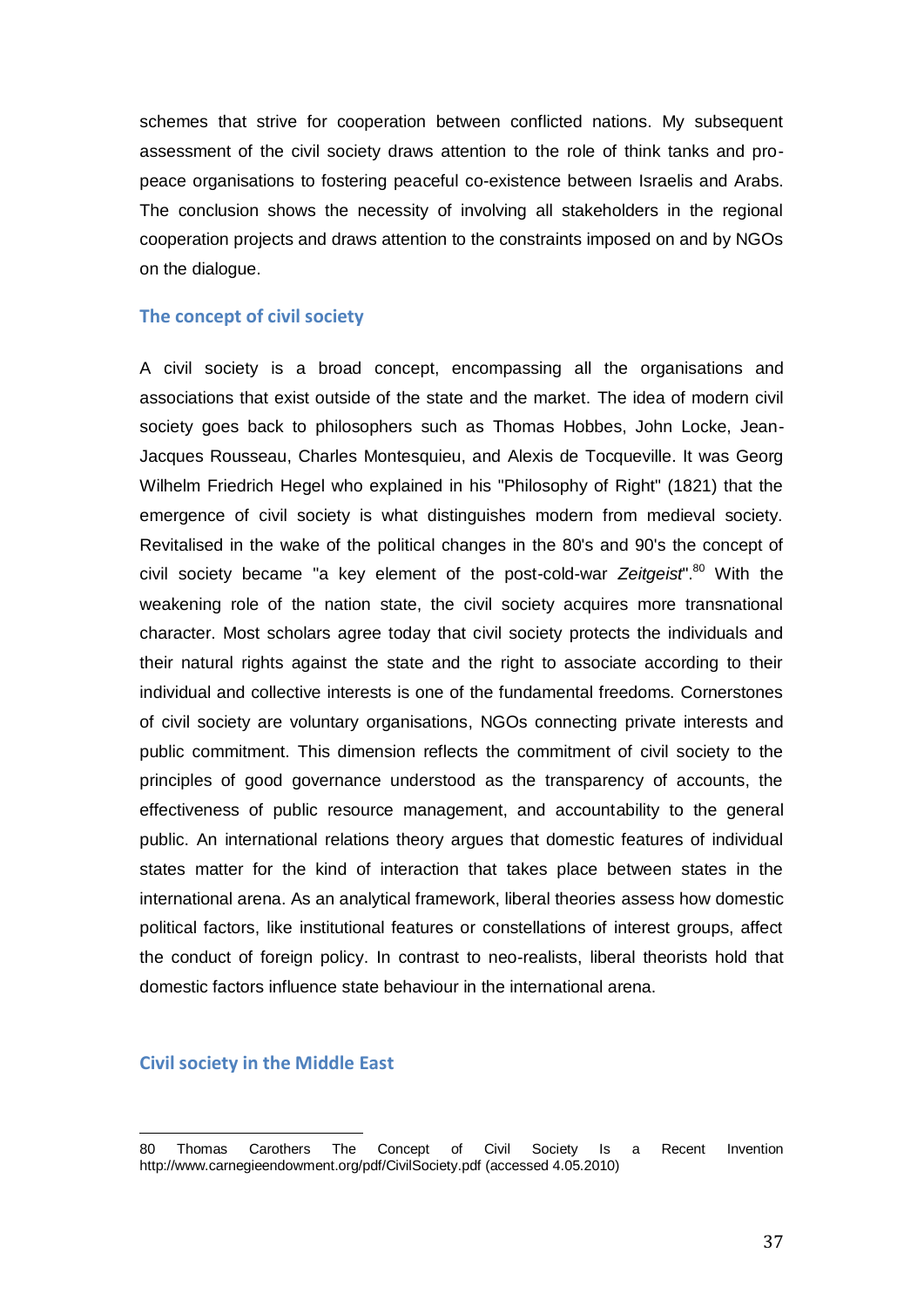schemes that strive for cooperation between conflicted nations. My subsequent assessment of the civil society draws attention to the role of think tanks and pro-peace organisations to fostering peaceful co-existence between Israelis and Arabs. The conclusion shows the necessity of involving all stakeholders in the regional cooperation projects and draws attention to the constraints imposed on and by NGOs on the dialogue.

## The concept of civil society

A civil society is a broad concept, encompassing all the organisations and associations that exist outside of the state and the market. The idea of modern civil society goes back to philosophers such as Thomas Hobbes, John Locke, Jean-Jacques Rousseau, Charles Montesquieu, and Alexis de Tocqueville. It was Georg Wilhelm Friedrich Hegel who explained in his "Philosophy of Right" (1821) that the emergence of civil society is what distinguishes modern from medieval society. Revitalised in the wake of the political changes in the 80's and 90's the concept of civil society became "a key element of the post-cold-war *Zeitgeist*".[80] With the weakening role of the nation state, the civil society acquires more transnational character. Most scholars agree today that civil society protects the individuals and their natural rights against the state and the right to associate according to their individual and collective interests is one of the fundamental freedoms. Cornerstones of civil society are voluntary organisations, NGOs connecting private interests and public commitment. This dimension reflects the commitment of civil society to the principles of good governance understood as the transparency of accounts, the effectiveness of public resource management, and accountability to the general public. An international relations theory argues that domestic features of individual states matter for the kind of interaction that takes place between states in the international arena. As an analytical framework, liberal theories assess how domestic political factors, like institutional features or constellations of interest groups, affect the conduct of foreign policy. In contrast to neo-realists, liberal theorists hold that domestic factors influence state behaviour in the international arena.

## Civil society in the Middle East

80 Thomas Carothers The Concept of Civil Society Is a Recent Invention http://www.carnegieendowment.org/pdf/CivilSociety.pdf (accessed 4.05.2010)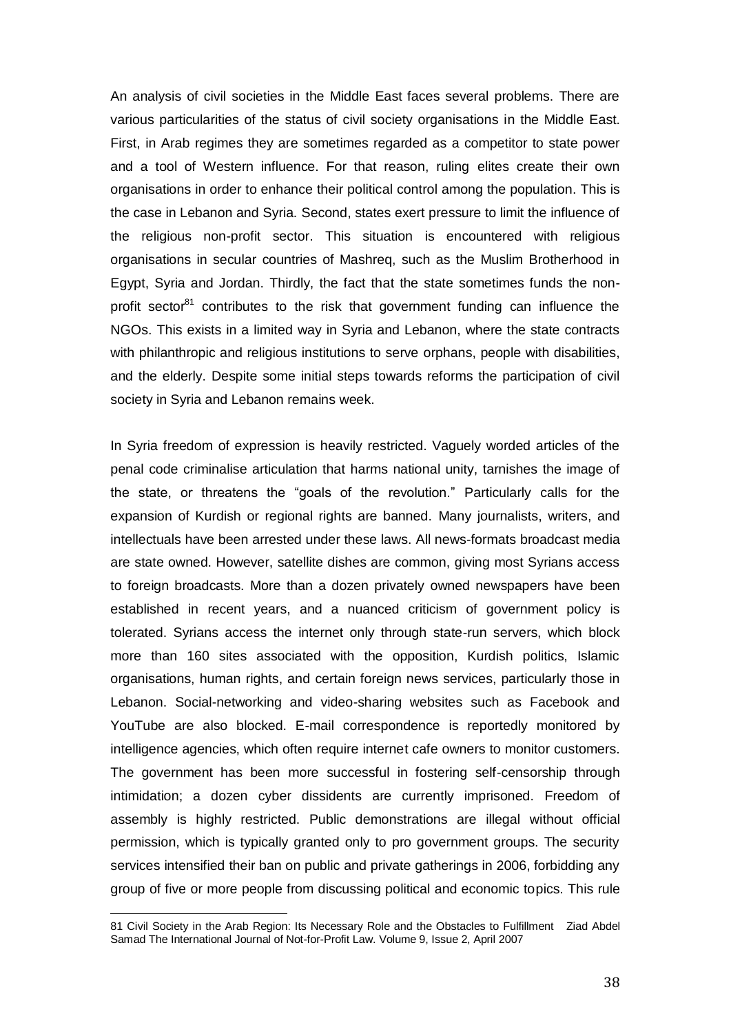An analysis of civil societies in the Middle East faces several problems. There are various particularities of the status of civil society organisations in the Middle East. First, in Arab regimes they are sometimes regarded as a competitor to state power and a tool of Western influence. For that reason, ruling elites create their own organisations in order to enhance their political control among the population. This is the case in Lebanon and Syria. Second, states exert pressure to limit the influence of the religious non-profit sector. This situation is encountered with religious organisations in secular countries of Mashreq, such as the Muslim Brotherhood in Egypt, Syria and Jordan. Thirdly, the fact that the state sometimes funds the non-profit sector[81] contributes to the risk that government funding can influence the NGOs. This exists in a limited way in Syria and Lebanon, where the state contracts with philanthropic and religious institutions to serve orphans, people with disabilities, and the elderly. Despite some initial steps towards reforms the participation of civil society in Syria and Lebanon remains week.

In Syria freedom of expression is heavily restricted. Vaguely worded articles of the penal code criminalise articulation that harms national unity, tarnishes the image of the state, or threatens the "goals of the revolution." Particularly calls for the expansion of Kurdish or regional rights are banned. Many journalists, writers, and intellectuals have been arrested under these laws. All news-formats broadcast media are state owned. However, satellite dishes are common, giving most Syrians access to foreign broadcasts. More than a dozen privately owned newspapers have been established in recent years, and a nuanced criticism of government policy is tolerated. Syrians access the internet only through state-run servers, which block more than 160 sites associated with the opposition, Kurdish politics, Islamic organisations, human rights, and certain foreign news services, particularly those in Lebanon. Social-networking and video-sharing websites such as Facebook and YouTube are also blocked. E-mail correspondence is reportedly monitored by intelligence agencies, which often require internet cafe owners to monitor customers. The government has been more successful in fostering self-censorship through intimidation; a dozen cyber dissidents are currently imprisoned. Freedom of assembly is highly restricted. Public demonstrations are illegal without official permission, which is typically granted only to pro government groups. The security services intensified their ban on public and private gatherings in 2006, forbidding any group of five or more people from discussing political and economic topics. This rule

---

81 Civil Society in the Arab Region: Its Necessary Role and the Obstacles to Fulfillment Ziad Abdel Samad The International Journal of Not-for-Profit Law. Volume 9, Issue 2, April 2007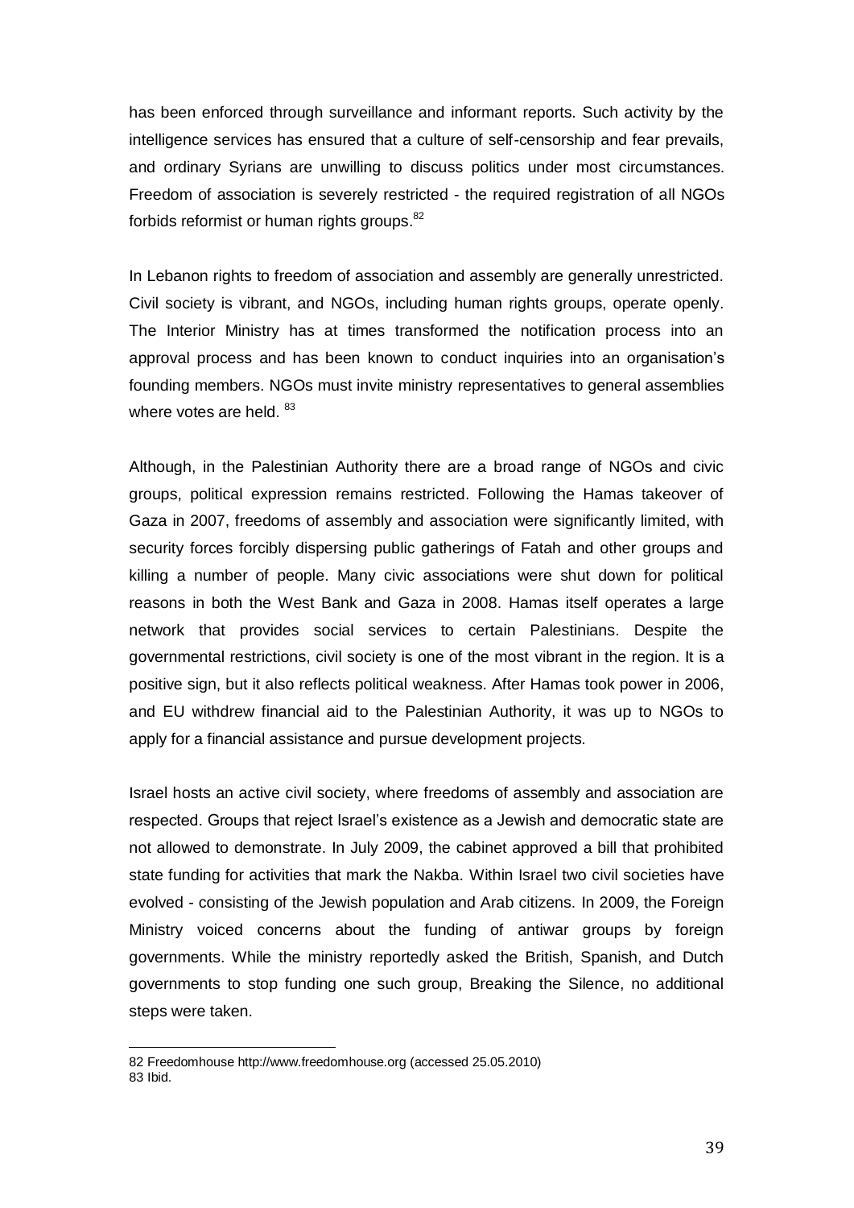has been enforced through surveillance and informant reports. Such activity by the intelligence services has ensured that a culture of self-censorship and fear prevails, and ordinary Syrians are unwilling to discuss politics under most circumstances. Freedom of association is severely restricted - the required registration of all NGOs forbids reformist or human rights groups.[82]

In Lebanon rights to freedom of association and assembly are generally unrestricted. Civil society is vibrant, and NGOs, including human rights groups, operate openly. The Interior Ministry has at times transformed the notification process into an approval process and has been known to conduct inquiries into an organisation's founding members. NGOs must invite ministry representatives to general assemblies where votes are held. [83]

Although, in the Palestinian Authority there are a broad range of NGOs and civic groups, political expression remains restricted. Following the Hamas takeover of Gaza in 2007, freedoms of assembly and association were significantly limited, with security forces forcibly dispersing public gatherings of Fatah and other groups and killing a number of people. Many civic associations were shut down for political reasons in both the West Bank and Gaza in 2008. Hamas itself operates a large network that provides social services to certain Palestinians. Despite the governmental restrictions, civil society is one of the most vibrant in the region. It is a positive sign, but it also reflects political weakness. After Hamas took power in 2006, and EU withdrew financial aid to the Palestinian Authority, it was up to NGOs to apply for a financial assistance and pursue development projects.

Israel hosts an active civil society, where freedoms of assembly and association are respected. Groups that reject Israel's existence as a Jewish and democratic state are not allowed to demonstrate. In July 2009, the cabinet approved a bill that prohibited state funding for activities that mark the Nakba. Within Israel two civil societies have evolved - consisting of the Jewish population and Arab citizens. In 2009, the Foreign Ministry voiced concerns about the funding of antiwar groups by foreign governments. While the ministry reportedly asked the British, Spanish, and Dutch governments to stop funding one such group, Breaking the Silence, no additional steps were taken.

---

82 Freedomhouse http://www.freedomhouse.org (accessed 25.05.2010)
83 Ibid.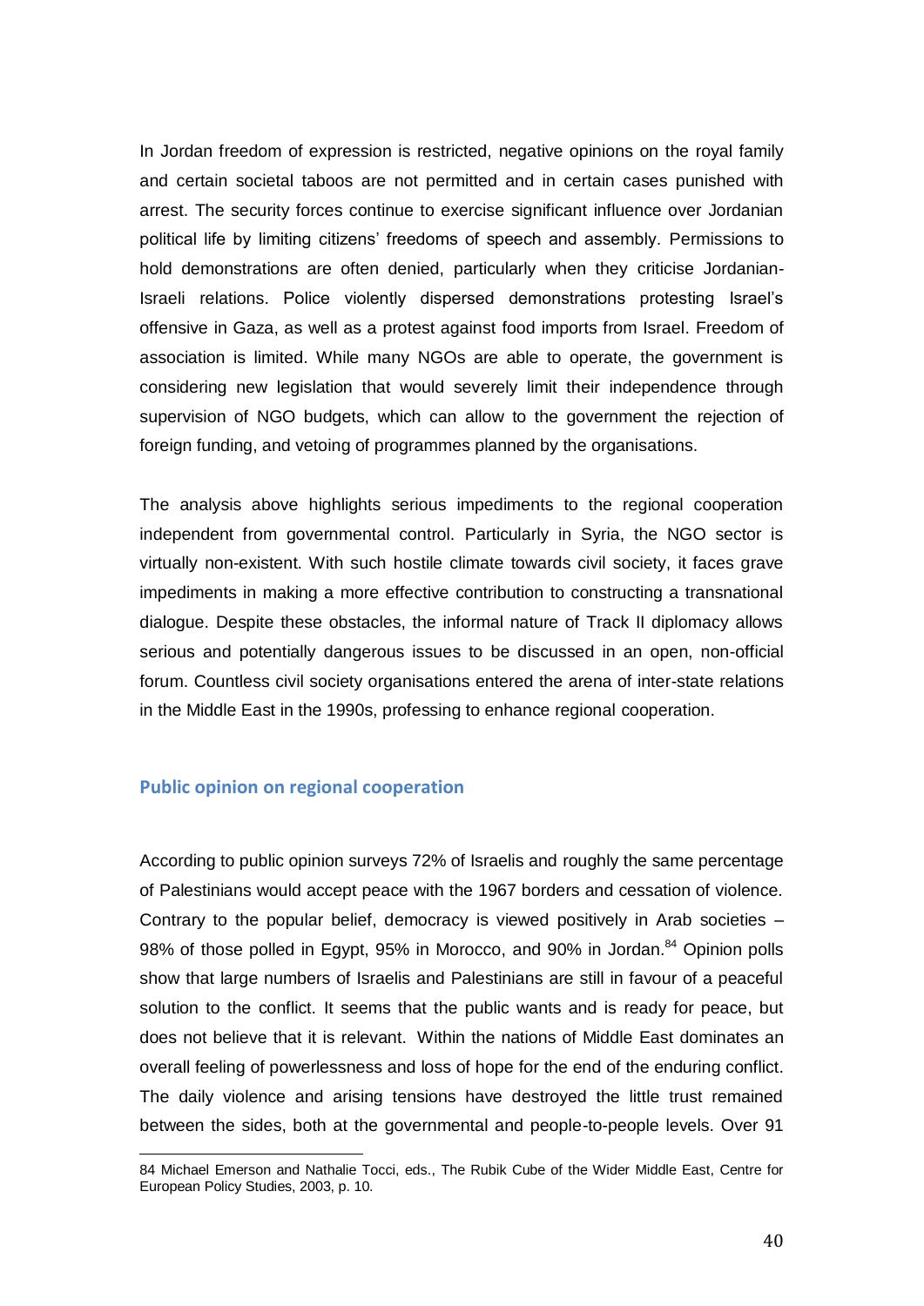In Jordan freedom of expression is restricted, negative opinions on the royal family and certain societal taboos are not permitted and in certain cases punished with arrest. The security forces continue to exercise significant influence over Jordanian political life by limiting citizens' freedoms of speech and assembly. Permissions to hold demonstrations are often denied, particularly when they criticise Jordanian-Israeli relations. Police violently dispersed demonstrations protesting Israel's offensive in Gaza, as well as a protest against food imports from Israel. Freedom of association is limited. While many NGOs are able to operate, the government is considering new legislation that would severely limit their independence through supervision of NGO budgets, which can allow to the government the rejection of foreign funding, and vetoing of programmes planned by the organisations.

The analysis above highlights serious impediments to the regional cooperation independent from governmental control. Particularly in Syria, the NGO sector is virtually non-existent. With such hostile climate towards civil society, it faces grave impediments in making a more effective contribution to constructing a transnational dialogue. Despite these obstacles, the informal nature of Track II diplomacy allows serious and potentially dangerous issues to be discussed in an open, non-official forum. Countless civil society organisations entered the arena of inter-state relations in the Middle East in the 1990s, professing to enhance regional cooperation.

## Public opinion on regional cooperation

According to public opinion surveys 72% of Israelis and roughly the same percentage of Palestinians would accept peace with the 1967 borders and cessation of violence. Contrary to the popular belief, democracy is viewed positively in Arab societies – 98% of those polled in Egypt, 95% in Morocco, and 90% in Jordan.[84] Opinion polls show that large numbers of Israelis and Palestinians are still in favour of a peaceful solution to the conflict. It seems that the public wants and is ready for peace, but does not believe that it is relevant. Within the nations of Middle East dominates an overall feeling of powerlessness and loss of hope for the end of the enduring conflict. The daily violence and arising tensions have destroyed the little trust remained between the sides, both at the governmental and people-to-people levels. Over 91

---

84 Michael Emerson and Nathalie Tocci, eds., The Rubik Cube of the Wider Middle East, Centre for European Policy Studies, 2003, p. 10.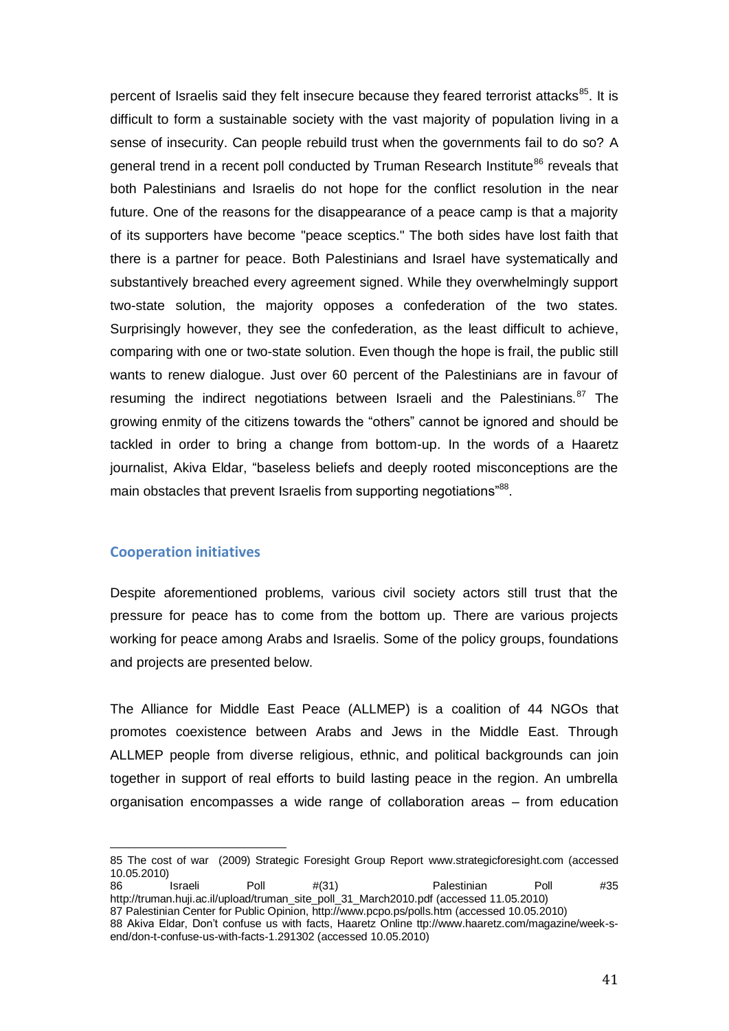percent of Israelis said they felt insecure because they feared terrorist attacks[85]. It is difficult to form a sustainable society with the vast majority of population living in a sense of insecurity. Can people rebuild trust when the governments fail to do so? A general trend in a recent poll conducted by Truman Research Institute[86] reveals that both Palestinians and Israelis do not hope for the conflict resolution in the near future. One of the reasons for the disappearance of a peace camp is that a majority of its supporters have become "peace sceptics." The both sides have lost faith that there is a partner for peace. Both Palestinians and Israel have systematically and substantively breached every agreement signed. While they overwhelmingly support two-state solution, the majority opposes a confederation of the two states. Surprisingly however, they see the confederation, as the least difficult to achieve, comparing with one or two-state solution. Even though the hope is frail, the public still wants to renew dialogue. Just over 60 percent of the Palestinians are in favour of resuming the indirect negotiations between Israeli and the Palestinians.[87] The growing enmity of the citizens towards the "others" cannot be ignored and should be tackled in order to bring a change from bottom-up. In the words of a Haaretz journalist, Akiva Eldar, "baseless beliefs and deeply rooted misconceptions are the main obstacles that prevent Israelis from supporting negotiations"[88].

## Cooperation initiatives

Despite aforementioned problems, various civil society actors still trust that the pressure for peace has to come from the bottom up. There are various projects working for peace among Arabs and Israelis. Some of the policy groups, foundations and projects are presented below.

The Alliance for Middle East Peace (ALLMEP) is a coalition of 44 NGOs that promotes coexistence between Arabs and Jews in the Middle East. Through ALLMEP people from diverse religious, ethnic, and political backgrounds can join together in support of real efforts to build lasting peace in the region. An umbrella organisation encompasses a wide range of collaboration areas – from education

---

85 The cost of war (2009) Strategic Foresight Group Report www.strategicforesight.com (accessed 10.05.2010)

86 Israeli Poll #(31) Palestinian Poll #35 http://truman.huji.ac.il/upload/truman_site_poll_31_March2010.pdf (accessed 11.05.2010)

87 Palestinian Center for Public Opinion, http://www.pcpo.ps/polls.htm (accessed 10.05.2010)

88 Akiva Eldar, Don't confuse us with facts, Haaretz Online ttp://www.haaretz.com/magazine/week-s-end/don-t-confuse-us-with-facts-1.291302 (accessed 10.05.2010)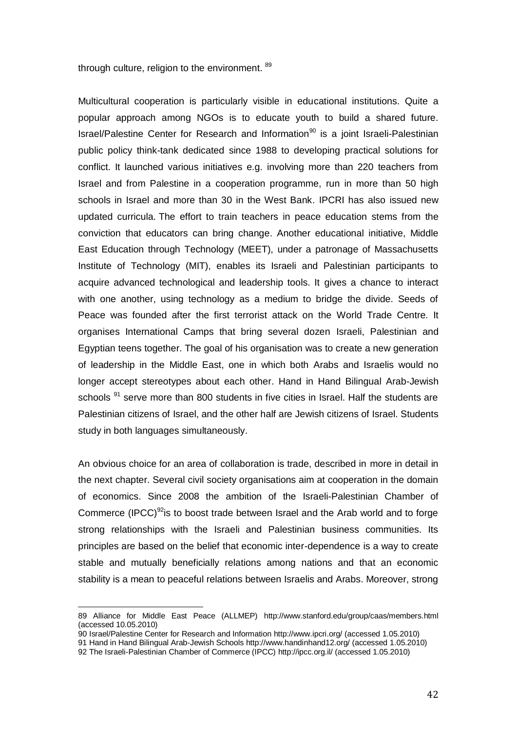through culture, religion to the environment. [89]

Multicultural cooperation is particularly visible in educational institutions. Quite a popular approach among NGOs is to educate youth to build a shared future. Israel/Palestine Center for Research and Information[90] is a joint Israeli-Palestinian public policy think-tank dedicated since 1988 to developing practical solutions for conflict. It launched various initiatives e.g. involving more than 220 teachers from Israel and from Palestine in a cooperation programme, run in more than 50 high schools in Israel and more than 30 in the West Bank. IPCRI has also issued new updated curricula. The effort to train teachers in peace education stems from the conviction that educators can bring change. Another educational initiative, Middle East Education through Technology (MEET), under a patronage of Massachusetts Institute of Technology (MIT), enables its Israeli and Palestinian participants to acquire advanced technological and leadership tools. It gives a chance to interact with one another, using technology as a medium to bridge the divide. Seeds of Peace was founded after the first terrorist attack on the World Trade Centre. It organises International Camps that bring several dozen Israeli, Palestinian and Egyptian teens together. The goal of his organisation was to create a new generation of leadership in the Middle East, one in which both Arabs and Israelis would no longer accept stereotypes about each other. Hand in Hand Bilingual Arab-Jewish schools [91] serve more than 800 students in five cities in Israel. Half the students are Palestinian citizens of Israel, and the other half are Jewish citizens of Israel. Students study in both languages simultaneously.

An obvious choice for an area of collaboration is trade, described in more in detail in the next chapter. Several civil society organisations aim at cooperation in the domain of economics. Since 2008 the ambition of the Israeli-Palestinian Chamber of Commerce (IPCC)[92]is to boost trade between Israel and the Arab world and to forge strong relationships with the Israeli and Palestinian business communities. Its principles are based on the belief that economic inter-dependence is a way to create stable and mutually beneficially relations among nations and that an economic stability is a mean to peaceful relations between Israelis and Arabs. Moreover, strong

---

89 Alliance for Middle East Peace (ALLMEP) http://www.stanford.edu/group/caas/members.html (accessed 10.05.2010)

90 Israel/Palestine Center for Research and Information http://www.ipcri.org/ (accessed 1.05.2010)

91 Hand in Hand Bilingual Arab-Jewish Schools http://www.handinhand12.org/ (accessed 1.05.2010)

92 The Israeli-Palestinian Chamber of Commerce (IPCC) http://ipcc.org.il/ (accessed 1.05.2010)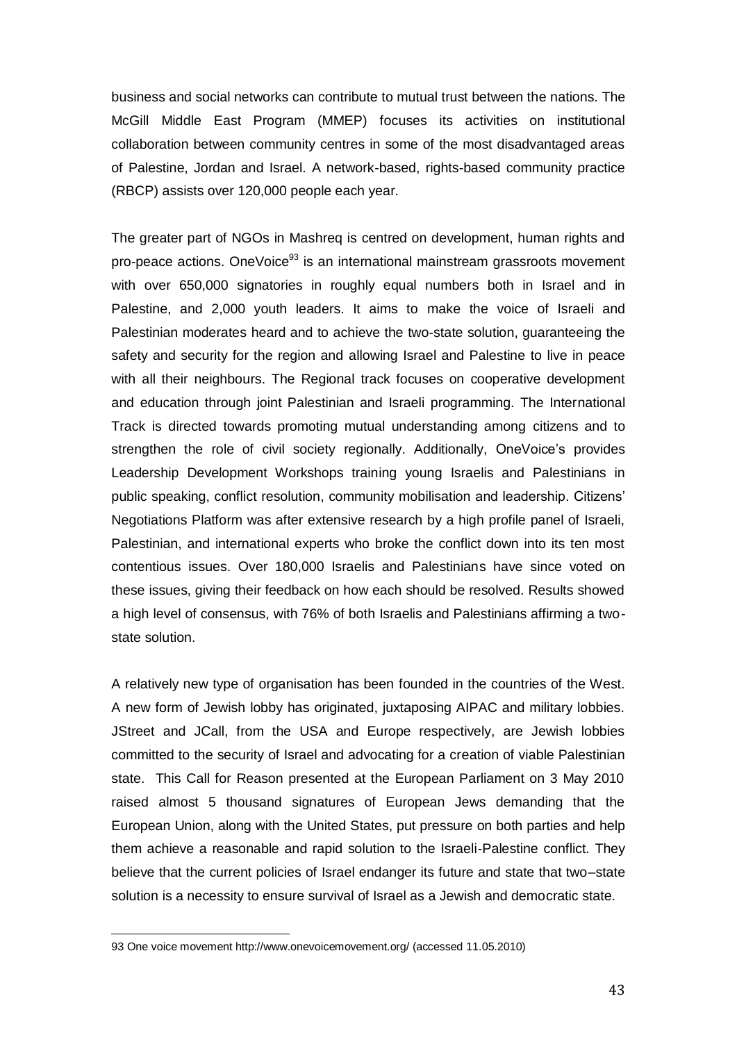business and social networks can contribute to mutual trust between the nations. The McGill Middle East Program (MMEP) focuses its activities on institutional collaboration between community centres in some of the most disadvantaged areas of Palestine, Jordan and Israel. A network-based, rights-based community practice (RBCP) assists over 120,000 people each year.

The greater part of NGOs in Mashreq is centred on development, human rights and pro-peace actions. OneVoice[93] is an international mainstream grassroots movement with over 650,000 signatories in roughly equal numbers both in Israel and in Palestine, and 2,000 youth leaders. It aims to make the voice of Israeli and Palestinian moderates heard and to achieve the two-state solution, guaranteeing the safety and security for the region and allowing Israel and Palestine to live in peace with all their neighbours. The Regional track focuses on cooperative development and education through joint Palestinian and Israeli programming. The International Track is directed towards promoting mutual understanding among citizens and to strengthen the role of civil society regionally. Additionally, OneVoice's provides Leadership Development Workshops training young Israelis and Palestinians in public speaking, conflict resolution, community mobilisation and leadership. Citizens' Negotiations Platform was after extensive research by a high profile panel of Israeli, Palestinian, and international experts who broke the conflict down into its ten most contentious issues. Over 180,000 Israelis and Palestinians have since voted on these issues, giving their feedback on how each should be resolved. Results showed a high level of consensus, with 76% of both Israelis and Palestinians affirming a two-state solution.

A relatively new type of organisation has been founded in the countries of the West. A new form of Jewish lobby has originated, juxtaposing AIPAC and military lobbies. JStreet and JCall, from the USA and Europe respectively, are Jewish lobbies committed to the security of Israel and advocating for a creation of viable Palestinian state. This Call for Reason presented at the European Parliament on 3 May 2010 raised almost 5 thousand signatures of European Jews demanding that the European Union, along with the United States, put pressure on both parties and help them achieve a reasonable and rapid solution to the Israeli-Palestine conflict. They believe that the current policies of Israel endanger its future and state that two–state solution is a necessity to ensure survival of Israel as a Jewish and democratic state.

93 One voice movement http://www.onevoicemovement.org/ (accessed 11.05.2010)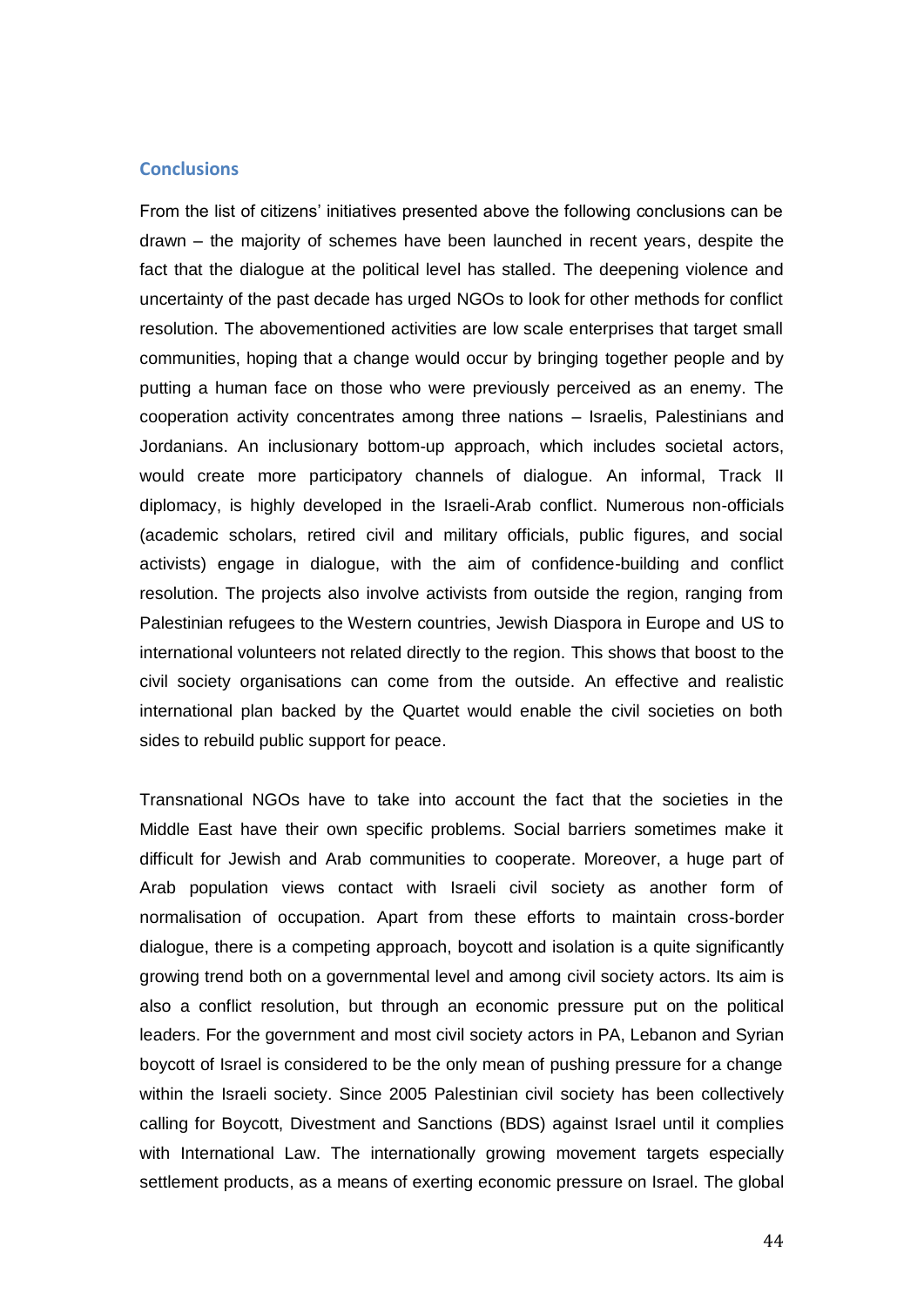## Conclusions

From the list of citizens' initiatives presented above the following conclusions can be drawn – the majority of schemes have been launched in recent years, despite the fact that the dialogue at the political level has stalled. The deepening violence and uncertainty of the past decade has urged NGOs to look for other methods for conflict resolution. The abovementioned activities are low scale enterprises that target small communities, hoping that a change would occur by bringing together people and by putting a human face on those who were previously perceived as an enemy. The cooperation activity concentrates among three nations – Israelis, Palestinians and Jordanians. An inclusionary bottom-up approach, which includes societal actors, would create more participatory channels of dialogue. An informal, Track II diplomacy, is highly developed in the Israeli-Arab conflict. Numerous non-officials (academic scholars, retired civil and military officials, public figures, and social activists) engage in dialogue, with the aim of confidence-building and conflict resolution. The projects also involve activists from outside the region, ranging from Palestinian refugees to the Western countries, Jewish Diaspora in Europe and US to international volunteers not related directly to the region. This shows that boost to the civil society organisations can come from the outside. An effective and realistic international plan backed by the Quartet would enable the civil societies on both sides to rebuild public support for peace.

Transnational NGOs have to take into account the fact that the societies in the Middle East have their own specific problems. Social barriers sometimes make it difficult for Jewish and Arab communities to cooperate. Moreover, a huge part of Arab population views contact with Israeli civil society as another form of normalisation of occupation. Apart from these efforts to maintain cross-border dialogue, there is a competing approach, boycott and isolation is a quite significantly growing trend both on a governmental level and among civil society actors. Its aim is also a conflict resolution, but through an economic pressure put on the political leaders. For the government and most civil society actors in PA, Lebanon and Syrian boycott of Israel is considered to be the only mean of pushing pressure for a change within the Israeli society. Since 2005 Palestinian civil society has been collectively calling for Boycott, Divestment and Sanctions (BDS) against Israel until it complies with International Law. The internationally growing movement targets especially settlement products, as a means of exerting economic pressure on Israel. The global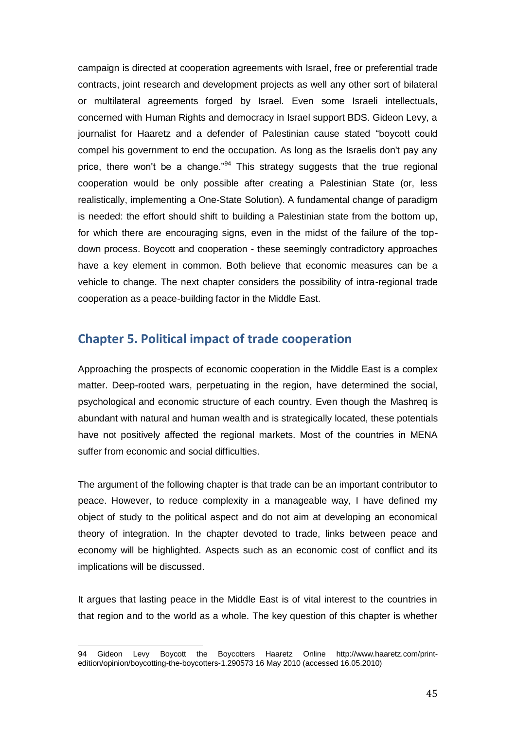campaign is directed at cooperation agreements with Israel, free or preferential trade contracts, joint research and development projects as well any other sort of bilateral or multilateral agreements forged by Israel. Even some Israeli intellectuals, concerned with Human Rights and democracy in Israel support BDS. Gideon Levy, a journalist for Haaretz and a defender of Palestinian cause stated "boycott could compel his government to end the occupation. As long as the Israelis don't pay any price, there won't be a change."[94] This strategy suggests that the true regional cooperation would be only possible after creating a Palestinian State (or, less realistically, implementing a One-State Solution). A fundamental change of paradigm is needed: the effort should shift to building a Palestinian state from the bottom up, for which there are encouraging signs, even in the midst of the failure of the top-down process. Boycott and cooperation - these seemingly contradictory approaches have a key element in common. Both believe that economic measures can be a vehicle to change. The next chapter considers the possibility of intra-regional trade cooperation as a peace-building factor in the Middle East.

## Chapter 5. Political impact of trade cooperation

Approaching the prospects of economic cooperation in the Middle East is a complex matter. Deep-rooted wars, perpetuating in the region, have determined the social, psychological and economic structure of each country. Even though the Mashreq is abundant with natural and human wealth and is strategically located, these potentials have not positively affected the regional markets. Most of the countries in MENA suffer from economic and social difficulties.

The argument of the following chapter is that trade can be an important contributor to peace. However, to reduce complexity in a manageable way, I have defined my object of study to the political aspect and do not aim at developing an economical theory of integration. In the chapter devoted to trade, links between peace and economy will be highlighted. Aspects such as an economic cost of conflict and its implications will be discussed.

It argues that lasting peace in the Middle East is of vital interest to the countries in that region and to the world as a whole. The key question of this chapter is whether

---

94 Gideon Levy Boycott the Boycotters Haaretz Online http://www.haaretz.com/print-edition/opinion/boycotting-the-boycotters-1.290573 16 May 2010 (accessed 16.05.2010)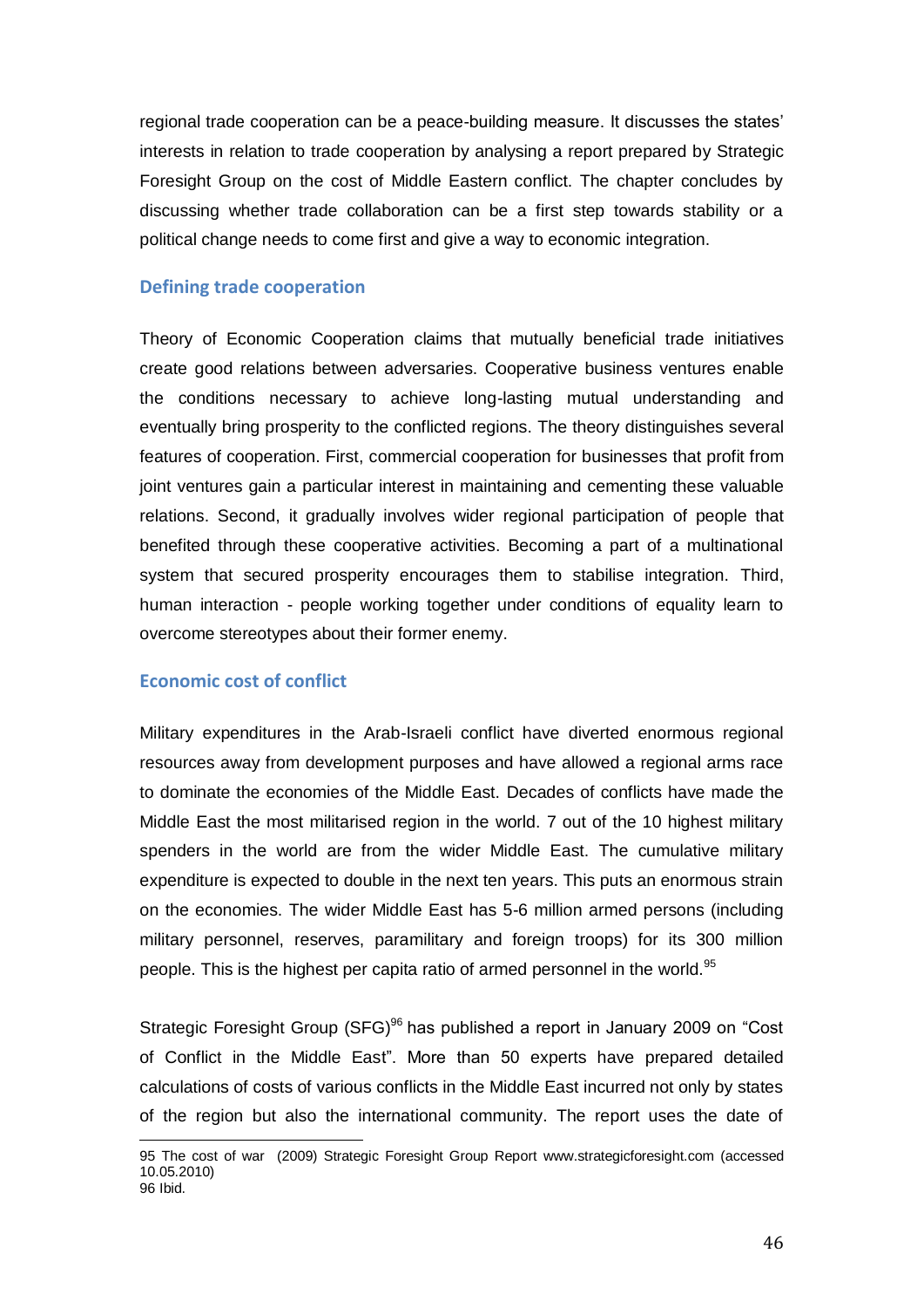regional trade cooperation can be a peace-building measure. It discusses the states' interests in relation to trade cooperation by analysing a report prepared by Strategic Foresight Group on the cost of Middle Eastern conflict. The chapter concludes by discussing whether trade collaboration can be a first step towards stability or a political change needs to come first and give a way to economic integration.

### Defining trade cooperation

Theory of Economic Cooperation claims that mutually beneficial trade initiatives create good relations between adversaries. Cooperative business ventures enable the conditions necessary to achieve long-lasting mutual understanding and eventually bring prosperity to the conflicted regions. The theory distinguishes several features of cooperation. First, commercial cooperation for businesses that profit from joint ventures gain a particular interest in maintaining and cementing these valuable relations. Second, it gradually involves wider regional participation of people that benefited through these cooperative activities. Becoming a part of a multinational system that secured prosperity encourages them to stabilise integration. Third, human interaction - people working together under conditions of equality learn to overcome stereotypes about their former enemy.

### Economic cost of conflict

Military expenditures in the Arab-Israeli conflict have diverted enormous regional resources away from development purposes and have allowed a regional arms race to dominate the economies of the Middle East. Decades of conflicts have made the Middle East the most militarised region in the world. 7 out of the 10 highest military spenders in the world are from the wider Middle East. The cumulative military expenditure is expected to double in the next ten years. This puts an enormous strain on the economies. The wider Middle East has 5-6 million armed persons (including military personnel, reserves, paramilitary and foreign troops) for its 300 million people. This is the highest per capita ratio of armed personnel in the world.[95]

Strategic Foresight Group (SFG)[96] has published a report in January 2009 on "Cost of Conflict in the Middle East". More than 50 experts have prepared detailed calculations of costs of various conflicts in the Middle East incurred not only by states of the region but also the international community. The report uses the date of

---

95 The cost of war (2009) Strategic Foresight Group Report www.strategicforesight.com (accessed 10.05.2010)
96 Ibid.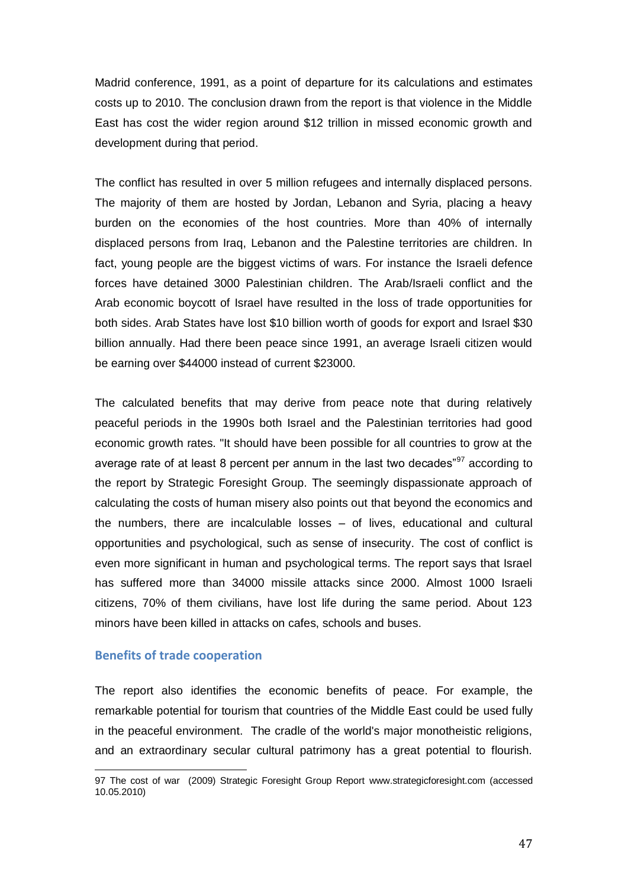Madrid conference, 1991, as a point of departure for its calculations and estimates costs up to 2010. The conclusion drawn from the report is that violence in the Middle East has cost the wider region around $12 trillion in missed economic growth and development during that period.

The conflict has resulted in over 5 million refugees and internally displaced persons. The majority of them are hosted by Jordan, Lebanon and Syria, placing a heavy burden on the economies of the host countries. More than 40% of internally displaced persons from Iraq, Lebanon and the Palestine territories are children. In fact, young people are the biggest victims of wars. For instance the Israeli defence forces have detained 3000 Palestinian children. The Arab/Israeli conflict and the Arab economic boycott of Israel have resulted in the loss of trade opportunities for both sides. Arab States have lost $10 billion worth of goods for export and Israel $30 billion annually. Had there been peace since 1991, an average Israeli citizen would be earning over $44000 instead of current $23000.

The calculated benefits that may derive from peace note that during relatively peaceful periods in the 1990s both Israel and the Palestinian territories had good economic growth rates. "It should have been possible for all countries to grow at the average rate of at least 8 percent per annum in the last two decades"[97] according to the report by Strategic Foresight Group. The seemingly dispassionate approach of calculating the costs of human misery also points out that beyond the economics and the numbers, there are incalculable losses – of lives, educational and cultural opportunities and psychological, such as sense of insecurity. The cost of conflict is even more significant in human and psychological terms. The report says that Israel has suffered more than 34000 missile attacks since 2000. Almost 1000 Israeli citizens, 70% of them civilians, have lost life during the same period. About 123 minors have been killed in attacks on cafes, schools and buses.

## Benefits of trade cooperation

The report also identifies the economic benefits of peace. For example, the remarkable potential for tourism that countries of the Middle East could be used fully in the peaceful environment. The cradle of the world's major monotheistic religions, and an extraordinary secular cultural patrimony has a great potential to flourish.

---

97 The cost of war (2009) Strategic Foresight Group Report www.strategicforesight.com (accessed 10.05.2010)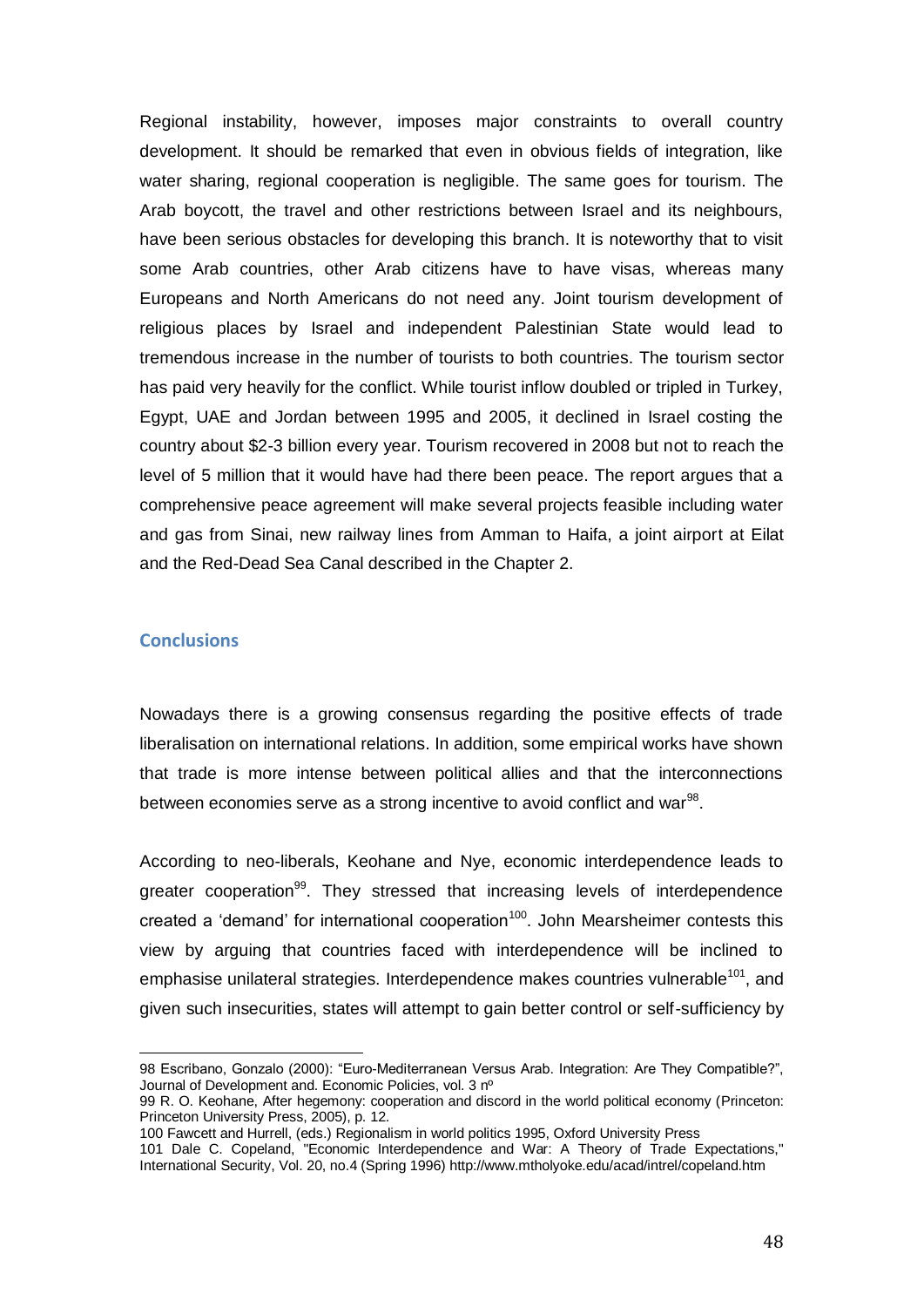Regional instability, however, imposes major constraints to overall country development. It should be remarked that even in obvious fields of integration, like water sharing, regional cooperation is negligible. The same goes for tourism. The Arab boycott, the travel and other restrictions between Israel and its neighbours, have been serious obstacles for developing this branch. It is noteworthy that to visit some Arab countries, other Arab citizens have to have visas, whereas many Europeans and North Americans do not need any. Joint tourism development of religious places by Israel and independent Palestinian State would lead to tremendous increase in the number of tourists to both countries. The tourism sector has paid very heavily for the conflict. While tourist inflow doubled or tripled in Turkey, Egypt, UAE and Jordan between 1995 and 2005, it declined in Israel costing the country about $2-3 billion every year. Tourism recovered in 2008 but not to reach the level of 5 million that it would have had there been peace. The report argues that a comprehensive peace agreement will make several projects feasible including water and gas from Sinai, new railway lines from Amman to Haifa, a joint airport at Eilat and the Red-Dead Sea Canal described in the Chapter 2.

## Conclusions

Nowadays there is a growing consensus regarding the positive effects of trade liberalisation on international relations. In addition, some empirical works have shown that trade is more intense between political allies and that the interconnections between economies serve as a strong incentive to avoid conflict and war[98].

According to neo-liberals, Keohane and Nye, economic interdependence leads to greater cooperation[99]. They stressed that increasing levels of interdependence created a 'demand' for international cooperation[100]. John Mearsheimer contests this view by arguing that countries faced with interdependence will be inclined to emphasise unilateral strategies. Interdependence makes countries vulnerable[101], and given such insecurities, states will attempt to gain better control or self-sufficiency by

---

98 Escribano, Gonzalo (2000): "Euro-Mediterranean Versus Arab. Integration: Are They Compatible?", Journal of Development and. Economic Policies, vol. 3 nº

99 R. O. Keohane, After hegemony: cooperation and discord in the world political economy (Princeton: Princeton University Press, 2005), p. 12.

100 Fawcett and Hurrell, (eds.) Regionalism in world politics 1995, Oxford University Press

101 Dale C. Copeland, "Economic Interdependence and War: A Theory of Trade Expectations," International Security, Vol. 20, no.4 (Spring 1996) http://www.mtholyoke.edu/acad/intrel/copeland.htm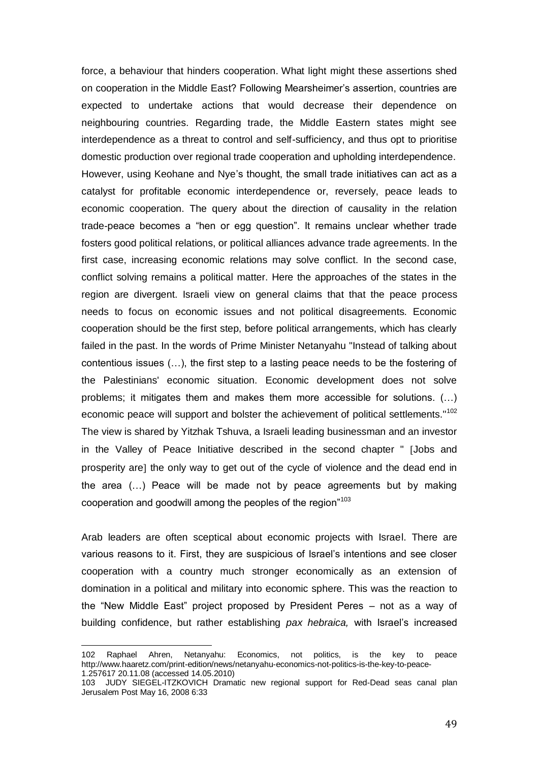force, a behaviour that hinders cooperation. What light might these assertions shed on cooperation in the Middle East? Following Mearsheimer's assertion, countries are expected to undertake actions that would decrease their dependence on neighbouring countries. Regarding trade, the Middle Eastern states might see interdependence as a threat to control and self-sufficiency, and thus opt to prioritise domestic production over regional trade cooperation and upholding interdependence. However, using Keohane and Nye's thought, the small trade initiatives can act as a catalyst for profitable economic interdependence or, reversely, peace leads to economic cooperation. The query about the direction of causality in the relation trade-peace becomes a "hen or egg question". It remains unclear whether trade fosters good political relations, or political alliances advance trade agreements. In the first case, increasing economic relations may solve conflict. In the second case, conflict solving remains a political matter. Here the approaches of the states in the region are divergent. Israeli view on general claims that that the peace process needs to focus on economic issues and not political disagreements. Economic cooperation should be the first step, before political arrangements, which has clearly failed in the past. In the words of Prime Minister Netanyahu "Instead of talking about contentious issues (…), the first step to a lasting peace needs to be the fostering of the Palestinians' economic situation. Economic development does not solve problems; it mitigates them and makes them more accessible for solutions. (…) economic peace will support and bolster the achievement of political settlements."[102] The view is shared by Yitzhak Tshuva, a Israeli leading businessman and an investor in the Valley of Peace Initiative described in the second chapter " [Jobs and prosperity are] the only way to get out of the cycle of violence and the dead end in the area (…) Peace will be made not by peace agreements but by making cooperation and goodwill among the peoples of the region"[103]

Arab leaders are often sceptical about economic projects with Israel. There are various reasons to it. First, they are suspicious of Israel's intentions and see closer cooperation with a country much stronger economically as an extension of domination in a political and military into economic sphere. This was the reaction to the "New Middle East" project proposed by President Peres – not as a way of building confidence, but rather establishing *pax hebraica,* with Israel's increased

---

102 Raphael Ahren, Netanyahu: Economics, not politics, is the key to peace http://www.haaretz.com/print-edition/news/netanyahu-economics-not-politics-is-the-key-to-peace-1.257617 20.11.08 (accessed 14.05.2010)

103 JUDY SIEGEL-ITZKOVICH Dramatic new regional support for Red-Dead seas canal plan Jerusalem Post May 16, 2008 6:33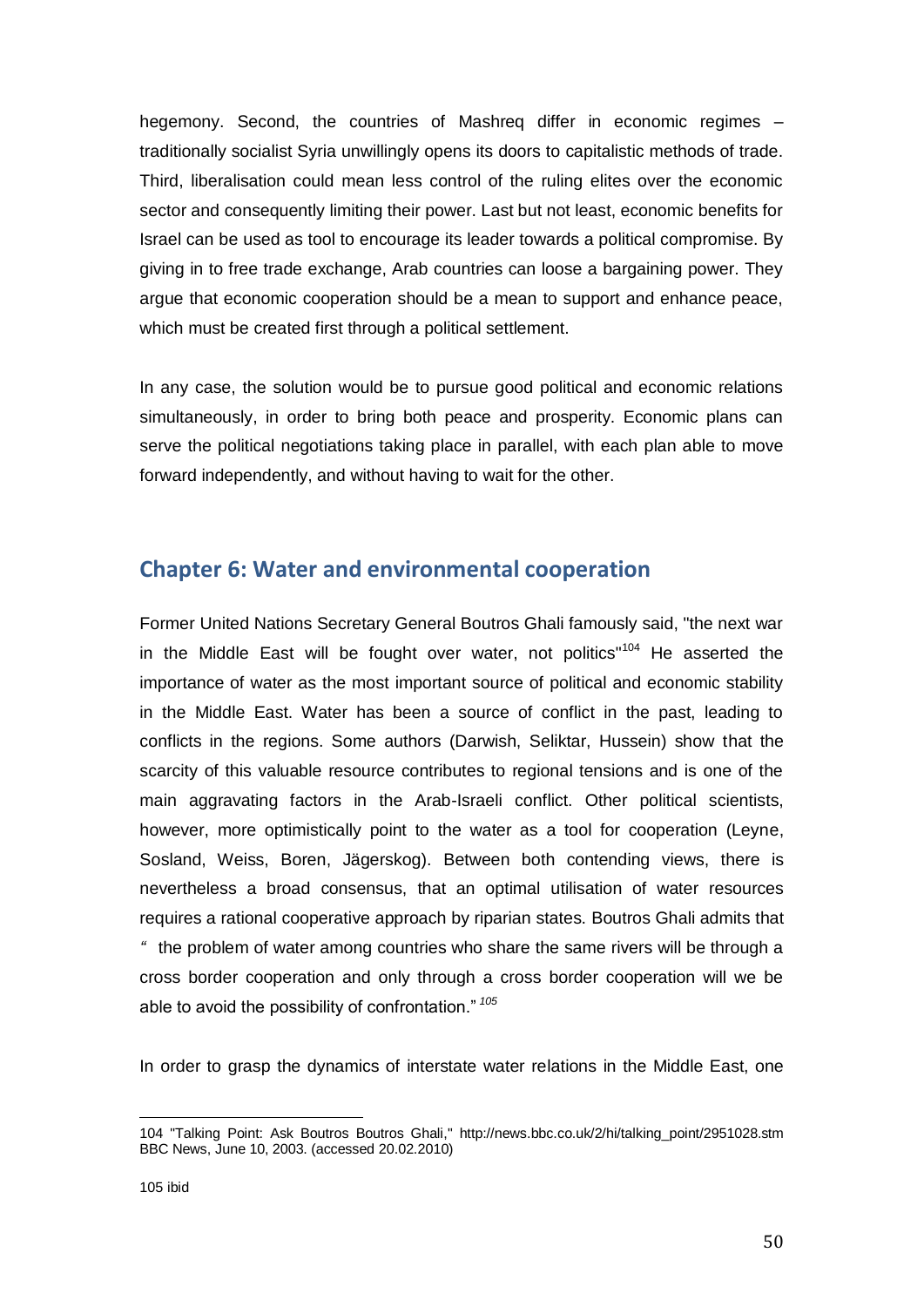hegemony. Second, the countries of Mashreq differ in economic regimes – traditionally socialist Syria unwillingly opens its doors to capitalistic methods of trade. Third, liberalisation could mean less control of the ruling elites over the economic sector and consequently limiting their power. Last but not least, economic benefits for Israel can be used as tool to encourage its leader towards a political compromise. By giving in to free trade exchange, Arab countries can loose a bargaining power. They argue that economic cooperation should be a mean to support and enhance peace, which must be created first through a political settlement.

In any case, the solution would be to pursue good political and economic relations simultaneously, in order to bring both peace and prosperity. Economic plans can serve the political negotiations taking place in parallel, with each plan able to move forward independently, and without having to wait for the other.

## Chapter 6: Water and environmental cooperation

Former United Nations Secretary General Boutros Ghali famously said, "the next war in the Middle East will be fought over water, not politics"[104] He asserted the importance of water as the most important source of political and economic stability in the Middle East. Water has been a source of conflict in the past, leading to conflicts in the regions. Some authors (Darwish, Seliktar, Hussein) show that the scarcity of this valuable resource contributes to regional tensions and is one of the main aggravating factors in the Arab-Israeli conflict. Other political scientists, however, more optimistically point to the water as a tool for cooperation (Leyne, Sosland, Weiss, Boren, Jägerskog). Between both contending views, there is nevertheless a broad consensus, that an optimal utilisation of water resources requires a rational cooperative approach by riparian states. Boutros Ghali admits that " the problem of water among countries who share the same rivers will be through a cross border cooperation and only through a cross border cooperation will we be able to avoid the possibility of confrontation." [105]

In order to grasp the dynamics of interstate water relations in the Middle East, one

104 "Talking Point: Ask Boutros Boutros Ghali," http://news.bbc.co.uk/2/hi/talking_point/2951028.stm BBC News, June 10, 2003. (accessed 20.02.2010)

105 ibid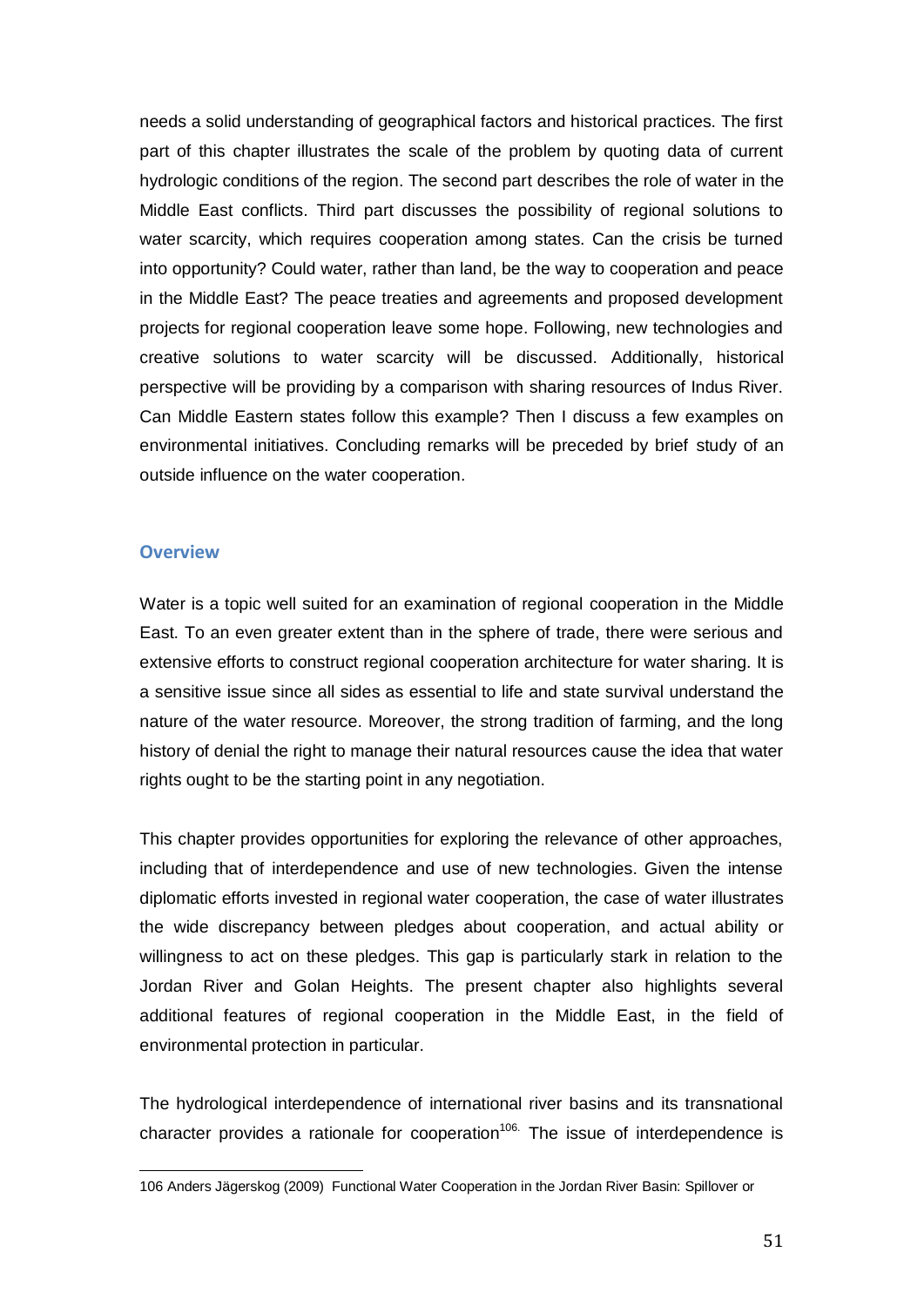needs a solid understanding of geographical factors and historical practices. The first part of this chapter illustrates the scale of the problem by quoting data of current hydrologic conditions of the region. The second part describes the role of water in the Middle East conflicts. Third part discusses the possibility of regional solutions to water scarcity, which requires cooperation among states. Can the crisis be turned into opportunity? Could water, rather than land, be the way to cooperation and peace in the Middle East? The peace treaties and agreements and proposed development projects for regional cooperation leave some hope. Following, new technologies and creative solutions to water scarcity will be discussed. Additionally, historical perspective will be providing by a comparison with sharing resources of Indus River. Can Middle Eastern states follow this example? Then I discuss a few examples on environmental initiatives. Concluding remarks will be preceded by brief study of an outside influence on the water cooperation.

## Overview

Water is a topic well suited for an examination of regional cooperation in the Middle East. To an even greater extent than in the sphere of trade, there were serious and extensive efforts to construct regional cooperation architecture for water sharing. It is a sensitive issue since all sides as essential to life and state survival understand the nature of the water resource. Moreover, the strong tradition of farming, and the long history of denial the right to manage their natural resources cause the idea that water rights ought to be the starting point in any negotiation.

This chapter provides opportunities for exploring the relevance of other approaches, including that of interdependence and use of new technologies. Given the intense diplomatic efforts invested in regional water cooperation, the case of water illustrates the wide discrepancy between pledges about cooperation, and actual ability or willingness to act on these pledges. This gap is particularly stark in relation to the Jordan River and Golan Heights. The present chapter also highlights several additional features of regional cooperation in the Middle East, in the field of environmental protection in particular.

The hydrological interdependence of international river basins and its transnational character provides a rationale for cooperation[106.] The issue of interdependence is

106 Anders Jägerskog (2009) Functional Water Cooperation in the Jordan River Basin: Spillover or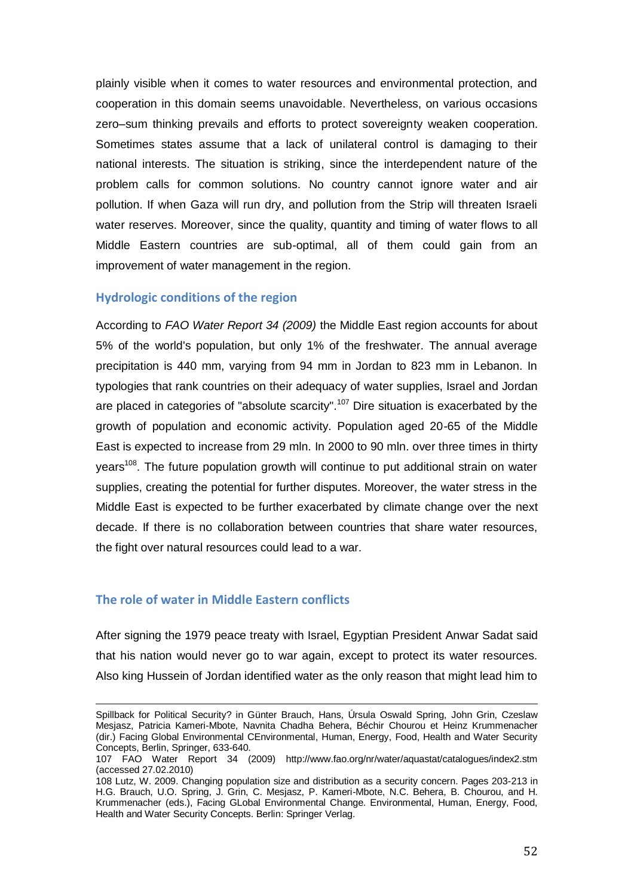plainly visible when it comes to water resources and environmental protection, and cooperation in this domain seems unavoidable. Nevertheless, on various occasions zero–sum thinking prevails and efforts to protect sovereignty weaken cooperation. Sometimes states assume that a lack of unilateral control is damaging to their national interests. The situation is striking, since the interdependent nature of the problem calls for common solutions. No country cannot ignore water and air pollution. If when Gaza will run dry, and pollution from the Strip will threaten Israeli water reserves. Moreover, since the quality, quantity and timing of water flows to all Middle Eastern countries are sub-optimal, all of them could gain from an improvement of water management in the region.

## Hydrologic conditions of the region

According to *FAO Water Report 34 (2009)* the Middle East region accounts for about 5% of the world's population, but only 1% of the freshwater. The annual average precipitation is 440 mm, varying from 94 mm in Jordan to 823 mm in Lebanon. In typologies that rank countries on their adequacy of water supplies, Israel and Jordan are placed in categories of "absolute scarcity".[107] Dire situation is exacerbated by the growth of population and economic activity. Population aged 20-65 of the Middle East is expected to increase from 29 mln. In 2000 to 90 mln. over three times in thirty years[108]. The future population growth will continue to put additional strain on water supplies, creating the potential for further disputes. Moreover, the water stress in the Middle East is expected to be further exacerbated by climate change over the next decade. If there is no collaboration between countries that share water resources, the fight over natural resources could lead to a war.

## The role of water in Middle Eastern conflicts

After signing the 1979 peace treaty with Israel, Egyptian President Anwar Sadat said that his nation would never go to war again, except to protect its water resources. Also king Hussein of Jordan identified water as the only reason that might lead him to

---

Spillback for Political Security? in Günter Brauch, Hans, Úrsula Oswald Spring, John Grin, Czeslaw Mesjasz, Patricia Kameri-Mbote, Navnita Chadha Behera, Béchir Chourou et Heinz Krummenacher (dir.) Facing Global Environmental CEnvironmental, Human, Energy, Food, Health and Water Security Concepts, Berlin, Springer, 633-640.

107 FAO Water Report 34 (2009) http://www.fao.org/nr/water/aquastat/catalogues/index2.stm (accessed 27.02.2010)

108 Lutz, W. 2009. Changing population size and distribution as a security concern. Pages 203-213 in H.G. Brauch, U.O. Spring, J. Grin, C. Mesjasz, P. Kameri-Mbote, N.C. Behera, B. Chourou, and H. Krummenacher (eds.), Facing GLobal Environmental Change. Environmental, Human, Energy, Food, Health and Water Security Concepts. Berlin: Springer Verlag.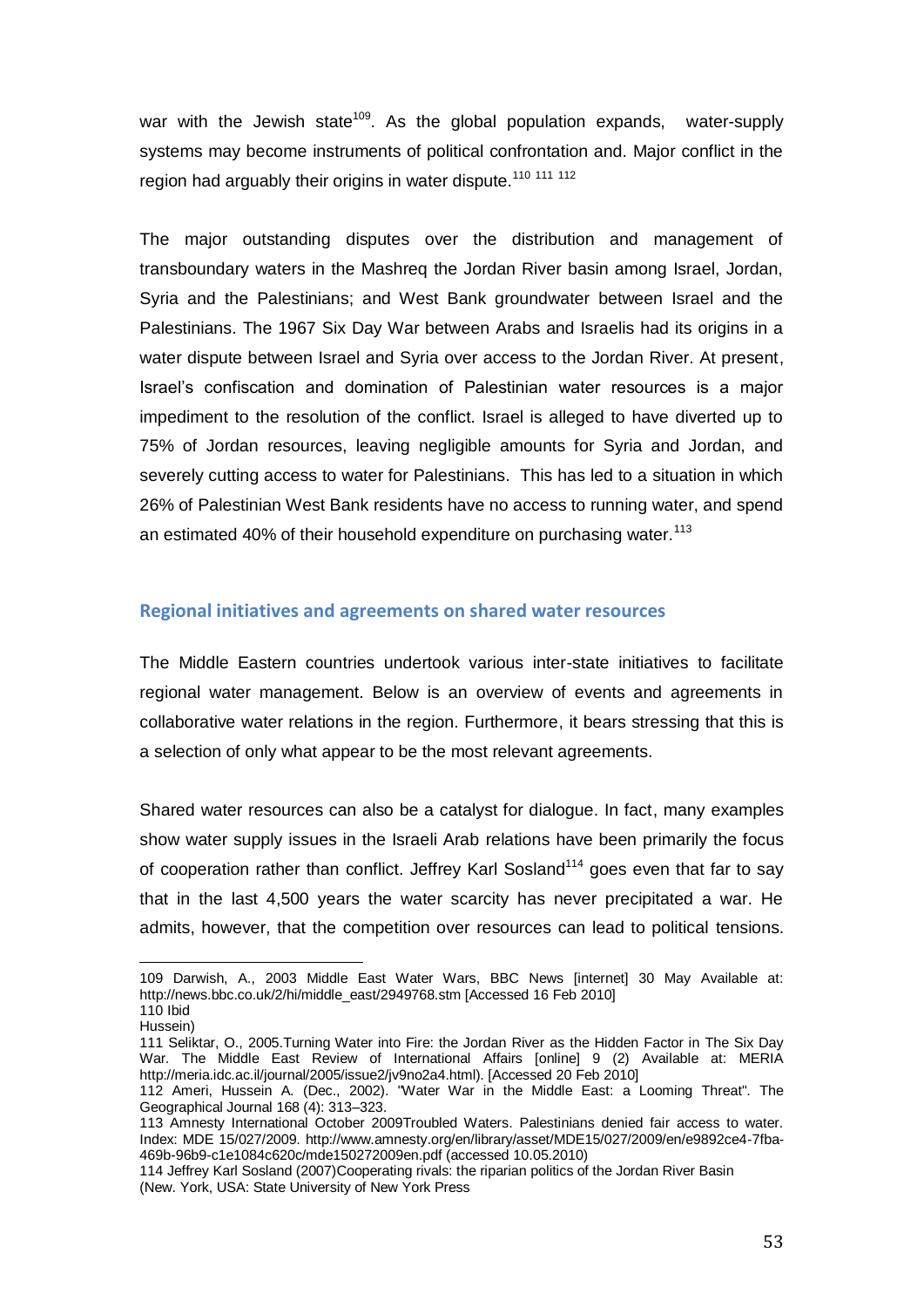war with the Jewish state[109]. As the global population expands, water-supply systems may become instruments of political confrontation and. Major conflict in the region had arguably their origins in water dispute.[110] [111] [112]

The major outstanding disputes over the distribution and management of transboundary waters in the Mashreq the Jordan River basin among Israel, Jordan, Syria and the Palestinians; and West Bank groundwater between Israel and the Palestinians. The 1967 Six Day War between Arabs and Israelis had its origins in a water dispute between Israel and Syria over access to the Jordan River. At present, Israel's confiscation and domination of Palestinian water resources is a major impediment to the resolution of the conflict. Israel is alleged to have diverted up to 75% of Jordan resources, leaving negligible amounts for Syria and Jordan, and severely cutting access to water for Palestinians. This has led to a situation in which 26% of Palestinian West Bank residents have no access to running water, and spend an estimated 40% of their household expenditure on purchasing water.[113]

## Regional initiatives and agreements on shared water resources

The Middle Eastern countries undertook various inter-state initiatives to facilitate regional water management. Below is an overview of events and agreements in collaborative water relations in the region. Furthermore, it bears stressing that this is a selection of only what appear to be the most relevant agreements.

Shared water resources can also be a catalyst for dialogue. In fact, many examples show water supply issues in the Israeli Arab relations have been primarily the focus of cooperation rather than conflict. Jeffrey Karl Sosland[114] goes even that far to say that in the last 4,500 years the water scarcity has never precipitated a war. He admits, however, that the competition over resources can lead to political tensions.

---

109 Darwish, A., 2003 Middle East Water Wars, BBC News [internet] 30 May Available at: http://news.bbc.co.uk/2/hi/middle_east/2949768.stm [Accessed 16 Feb 2010]

110 Ibid
Hussein)

111 Seliktar, O., 2005.Turning Water into Fire: the Jordan River as the Hidden Factor in The Six Day War. The Middle East Review of International Affairs [online] 9 (2) Available at: MERIA http://meria.idc.ac.il/journal/2005/issue2/jv9no2a4.html). [Accessed 20 Feb 2010]

112 Ameri, Hussein A. (Dec., 2002). "Water War in the Middle East: a Looming Threat". The Geographical Journal 168 (4): 313–323.

113 Amnesty International October 2009Troubled Waters. Palestinians denied fair access to water. Index: MDE 15/027/2009. http://www.amnesty.org/en/library/asset/MDE15/027/2009/en/e9892ce4-7fba-469b-96b9-c1e1084c620c/mde150272009en.pdf (accessed 10.05.2010)

114 Jeffrey Karl Sosland (2007)Cooperating rivals: the riparian politics of the Jordan River Basin (New. York, USA: State University of New York Press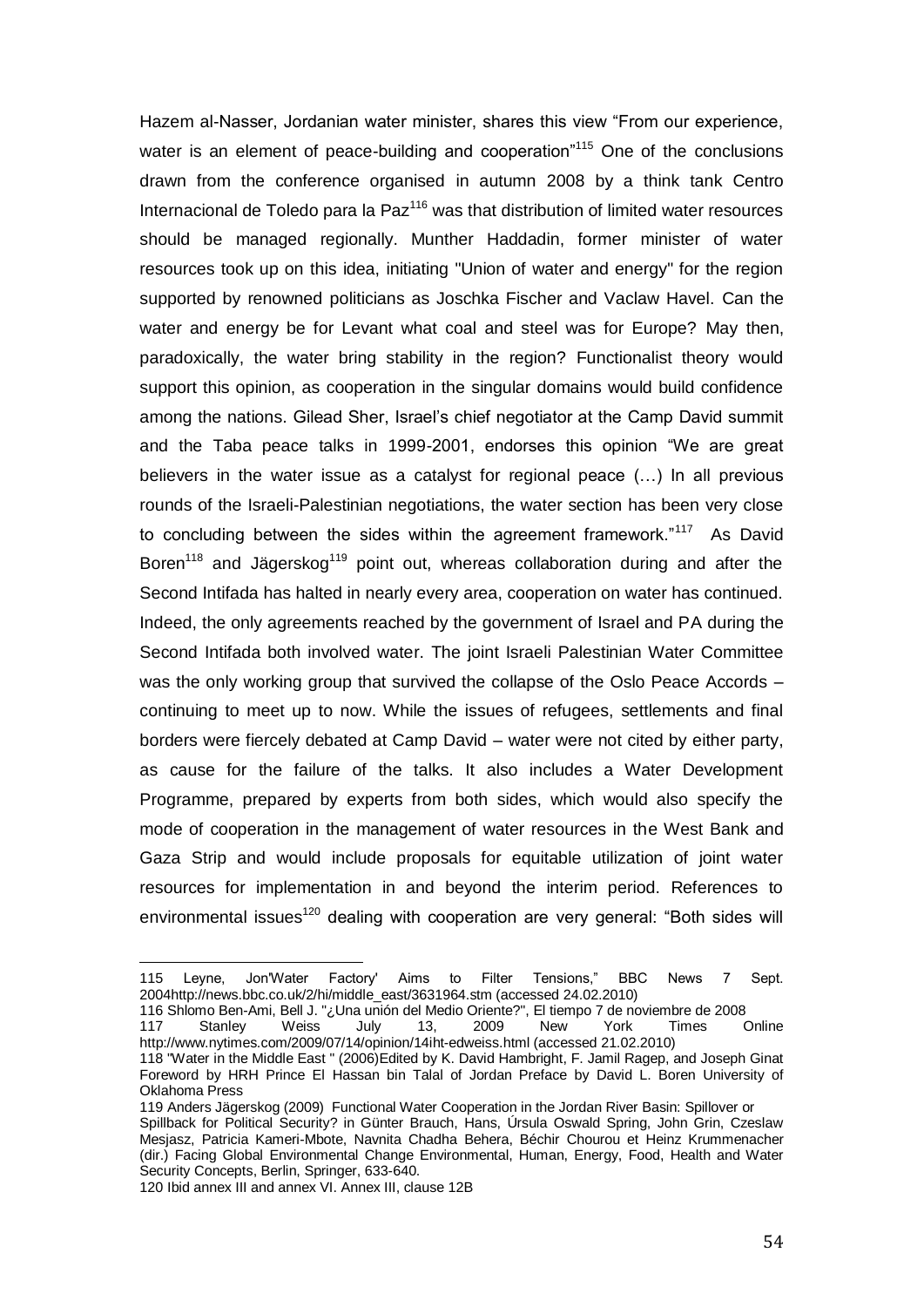Hazem al-Nasser, Jordanian water minister, shares this view "From our experience, water is an element of peace-building and cooperation"[115] One of the conclusions drawn from the conference organised in autumn 2008 by a think tank Centro Internacional de Toledo para la Paz[116] was that distribution of limited water resources should be managed regionally. Munther Haddadin, former minister of water resources took up on this idea, initiating "Union of water and energy" for the region supported by renowned politicians as Joschka Fischer and Vaclaw Havel. Can the water and energy be for Levant what coal and steel was for Europe? May then, paradoxically, the water bring stability in the region? Functionalist theory would support this opinion, as cooperation in the singular domains would build confidence among the nations. Gilead Sher, Israel's chief negotiator at the Camp David summit and the Taba peace talks in 1999-2001, endorses this opinion "We are great believers in the water issue as a catalyst for regional peace (…) In all previous rounds of the Israeli-Palestinian negotiations, the water section has been very close to concluding between the sides within the agreement framework."[117] As David Boren[118] and Jägerskog[119] point out, whereas collaboration during and after the Second Intifada has halted in nearly every area, cooperation on water has continued. Indeed, the only agreements reached by the government of Israel and PA during the Second Intifada both involved water. The joint Israeli Palestinian Water Committee was the only working group that survived the collapse of the Oslo Peace Accords – continuing to meet up to now. While the issues of refugees, settlements and final borders were fiercely debated at Camp David – water were not cited by either party, as cause for the failure of the talks. It also includes a Water Development Programme, prepared by experts from both sides, which would also specify the mode of cooperation in the management of water resources in the West Bank and Gaza Strip and would include proposals for equitable utilization of joint water resources for implementation in and beyond the interim period. References to environmental issues[120] dealing with cooperation are very general: "Both sides will

---

115 Leyne, Jon'Water Factory' Aims to Filter Tensions," BBC News 7 Sept. 2004http://news.bbc.co.uk/2/hi/middle_east/3631964.stm (accessed 24.02.2010)

116 Shlomo Ben-Ami, Bell J. "¿Una unión del Medio Oriente?", El tiempo 7 de noviembre de 2008

117 Stanley Weiss July 13, 2009 New York Times Online http://www.nytimes.com/2009/07/14/opinion/14iht-edweiss.html (accessed 21.02.2010)

118 "Water in the Middle East " (2006)Edited by K. David Hambright, F. Jamil Ragep, and Joseph Ginat Foreword by HRH Prince El Hassan bin Talal of Jordan Preface by David L. Boren University of Oklahoma Press

119 Anders Jägerskog (2009) Functional Water Cooperation in the Jordan River Basin: Spillover or Spillback for Political Security? in Günter Brauch, Hans, Úrsula Oswald Spring, John Grin, Czeslaw Mesjasz, Patricia Kameri-Mbote, Navnita Chadha Behera, Béchir Chourou et Heinz Krummenacher (dir.) Facing Global Environmental Change Environmental, Human, Energy, Food, Health and Water Security Concepts, Berlin, Springer, 633-640.

120 Ibid annex III and annex VI. Annex III, clause 12B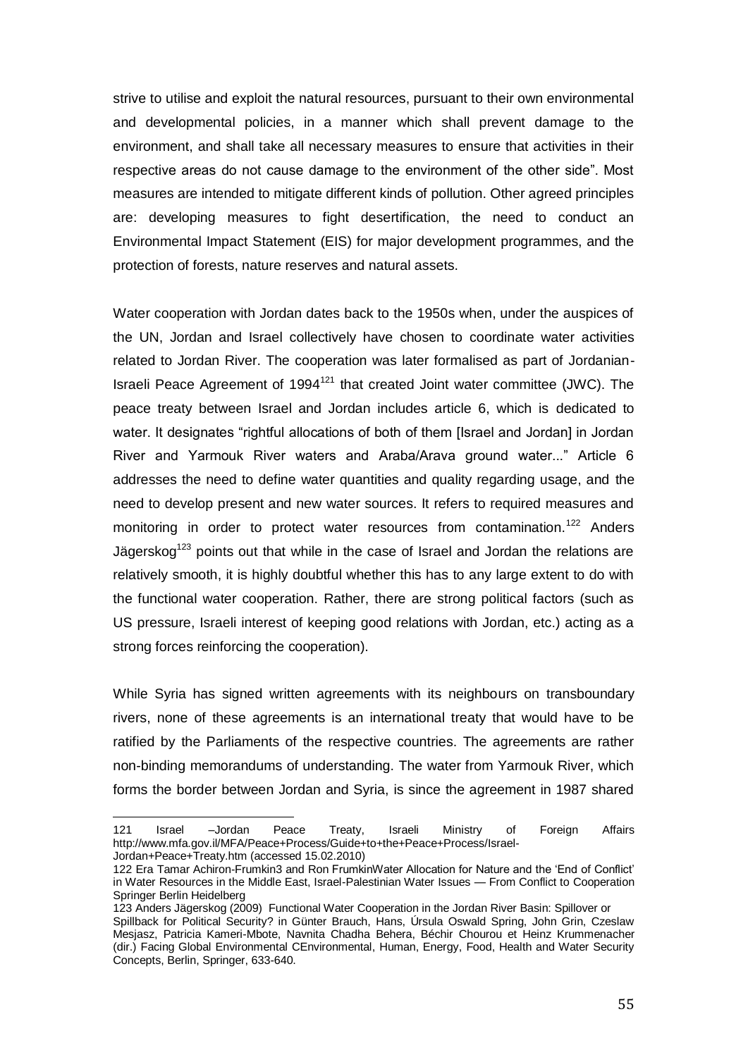strive to utilise and exploit the natural resources, pursuant to their own environmental and developmental policies, in a manner which shall prevent damage to the environment, and shall take all necessary measures to ensure that activities in their respective areas do not cause damage to the environment of the other side". Most measures are intended to mitigate different kinds of pollution. Other agreed principles are: developing measures to fight desertification, the need to conduct an Environmental Impact Statement (EIS) for major development programmes, and the protection of forests, nature reserves and natural assets.

Water cooperation with Jordan dates back to the 1950s when, under the auspices of the UN, Jordan and Israel collectively have chosen to coordinate water activities related to Jordan River. The cooperation was later formalised as part of Jordanian-Israeli Peace Agreement of 1994[121] that created Joint water committee (JWC). The peace treaty between Israel and Jordan includes article 6, which is dedicated to water. It designates "rightful allocations of both of them [Israel and Jordan] in Jordan River and Yarmouk River waters and Araba/Arava ground water..." Article 6 addresses the need to define water quantities and quality regarding usage, and the need to develop present and new water sources. It refers to required measures and monitoring in order to protect water resources from contamination.[122] Anders Jägerskog[123] points out that while in the case of Israel and Jordan the relations are relatively smooth, it is highly doubtful whether this has to any large extent to do with the functional water cooperation. Rather, there are strong political factors (such as US pressure, Israeli interest of keeping good relations with Jordan, etc.) acting as a strong forces reinforcing the cooperation).

While Syria has signed written agreements with its neighbours on transboundary rivers, none of these agreements is an international treaty that would have to be ratified by the Parliaments of the respective countries. The agreements are rather non-binding memorandums of understanding. The water from Yarmouk River, which forms the border between Jordan and Syria, is since the agreement in 1987 shared

---

121 Israel –Jordan Peace Treaty, Israeli Ministry of Foreign Affairs http://www.mfa.gov.il/MFA/Peace+Process/Guide+to+the+Peace+Process/Israel-Jordan+Peace+Treaty.htm (accessed 15.02.2010)

122 Era Tamar Achiron-Frumkin3 and Ron FrumkinWater Allocation for Nature and the 'End of Conflict' in Water Resources in the Middle East, Israel-Palestinian Water Issues — From Conflict to Cooperation Springer Berlin Heidelberg

123 Anders Jägerskog (2009) Functional Water Cooperation in the Jordan River Basin: Spillover or Spillback for Political Security? in Günter Brauch, Hans, Úrsula Oswald Spring, John Grin, Czeslaw Mesjasz, Patricia Kameri-Mbote, Navnita Chadha Behera, Béchir Chourou et Heinz Krummenacher (dir.) Facing Global Environmental CEnvironmental, Human, Energy, Food, Health and Water Security Concepts, Berlin, Springer, 633-640.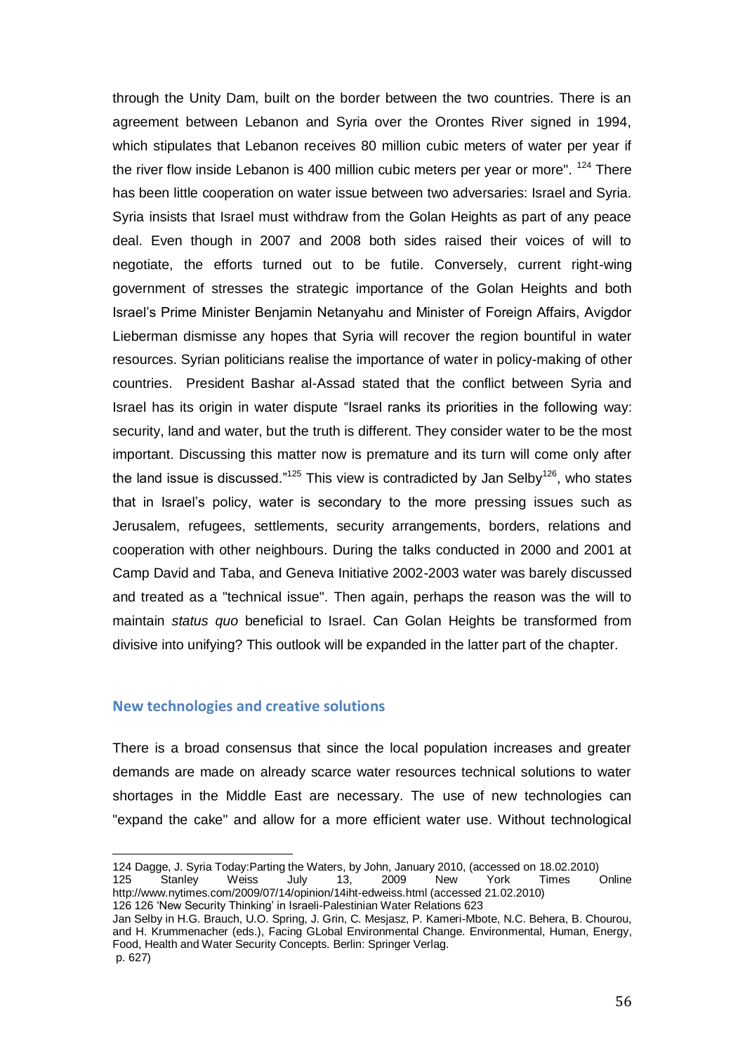through the Unity Dam, built on the border between the two countries. There is an agreement between Lebanon and Syria over the Orontes River signed in 1994, which stipulates that Lebanon receives 80 million cubic meters of water per year if the river flow inside Lebanon is 400 million cubic meters per year or more". [124] There has been little cooperation on water issue between two adversaries: Israel and Syria. Syria insists that Israel must withdraw from the Golan Heights as part of any peace deal. Even though in 2007 and 2008 both sides raised their voices of will to negotiate, the efforts turned out to be futile. Conversely, current right-wing government of stresses the strategic importance of the Golan Heights and both Israel's Prime Minister Benjamin Netanyahu and Minister of Foreign Affairs, Avigdor Lieberman dismisse any hopes that Syria will recover the region bountiful in water resources. Syrian politicians realise the importance of water in policy-making of other countries. President Bashar al-Assad stated that the conflict between Syria and Israel has its origin in water dispute "Israel ranks its priorities in the following way: security, land and water, but the truth is different. They consider water to be the most important. Discussing this matter now is premature and its turn will come only after the land issue is discussed."[125] This view is contradicted by Jan Selby[126], who states that in Israel's policy, water is secondary to the more pressing issues such as Jerusalem, refugees, settlements, security arrangements, borders, relations and cooperation with other neighbours. During the talks conducted in 2000 and 2001 at Camp David and Taba, and Geneva Initiative 2002-2003 water was barely discussed and treated as a "technical issue". Then again, perhaps the reason was the will to maintain *status quo* beneficial to Israel. Can Golan Heights be transformed from divisive into unifying? This outlook will be expanded in the latter part of the chapter.

## New technologies and creative solutions

There is a broad consensus that since the local population increases and greater demands are made on already scarce water resources technical solutions to water shortages in the Middle East are necessary. The use of new technologies can "expand the cake" and allow for a more efficient water use. Without technological

---

124 Dagge, J. Syria Today:Parting the Waters, by John, January 2010, (accessed on 18.02.2010)

125 Stanley Weiss July 13, 2009 New York Times Online http://www.nytimes.com/2009/07/14/opinion/14iht-edweiss.html (accessed 21.02.2010)

126 126 'New Security Thinking' in Israeli-Palestinian Water Relations 623

Jan Selby in H.G. Brauch, U.O. Spring, J. Grin, C. Mesjasz, P. Kameri-Mbote, N.C. Behera, B. Chourou, and H. Krummenacher (eds.), Facing GLobal Environmental Change. Environmental, Human, Energy, Food, Health and Water Security Concepts. Berlin: Springer Verlag.
p. 627)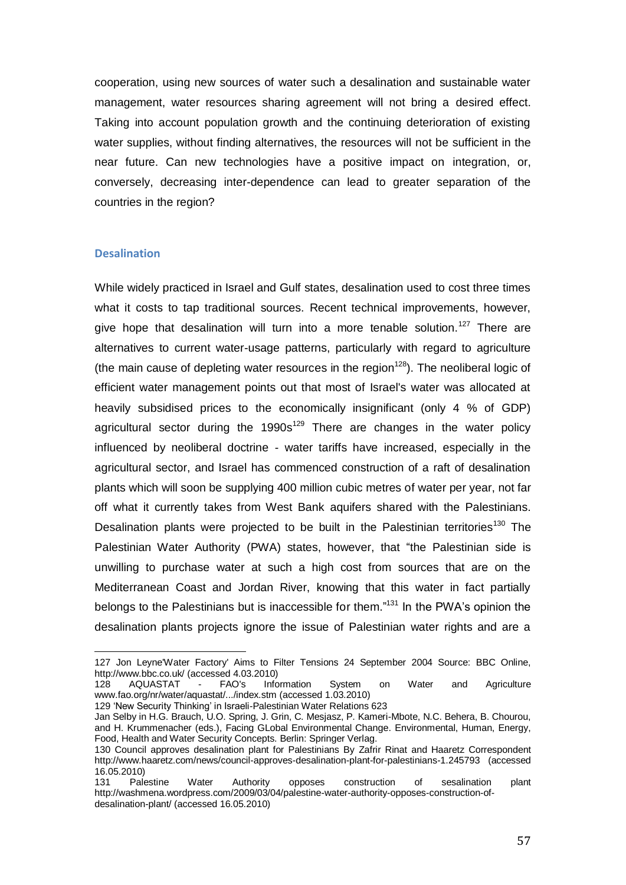cooperation, using new sources of water such a desalination and sustainable water management, water resources sharing agreement will not bring a desired effect. Taking into account population growth and the continuing deterioration of existing water supplies, without finding alternatives, the resources will not be sufficient in the near future. Can new technologies have a positive impact on integration, or, conversely, decreasing inter-dependence can lead to greater separation of the countries in the region?

### Desalination

While widely practiced in Israel and Gulf states, desalination used to cost three times what it costs to tap traditional sources. Recent technical improvements, however, give hope that desalination will turn into a more tenable solution.[127] There are alternatives to current water-usage patterns, particularly with regard to agriculture (the main cause of depleting water resources in the region[128]). The neoliberal logic of efficient water management points out that most of Israel's water was allocated at heavily subsidised prices to the economically insignificant (only 4 % of GDP) agricultural sector during the 1990s[129] There are changes in the water policy influenced by neoliberal doctrine - water tariffs have increased, especially in the agricultural sector, and Israel has commenced construction of a raft of desalination plants which will soon be supplying 400 million cubic metres of water per year, not far off what it currently takes from West Bank aquifers shared with the Palestinians. Desalination plants were projected to be built in the Palestinian territories[130] The Palestinian Water Authority (PWA) states, however, that "the Palestinian side is unwilling to purchase water at such a high cost from sources that are on the Mediterranean Coast and Jordan River, knowing that this water in fact partially belongs to the Palestinians but is inaccessible for them."[131] In the PWA's opinion the desalination plants projects ignore the issue of Palestinian water rights and are a

---

127 Jon Leyne'Water Factory' Aims to Filter Tensions 24 September 2004 Source: BBC Online, http://www.bbc.co.uk/ (accessed 4.03.2010)

128 AQUASTAT - FAO's Information System on Water and Agriculture www.fao.org/nr/water/aquastat/.../index.stm (accessed 1.03.2010)

129 'New Security Thinking' in Israeli-Palestinian Water Relations 623
Jan Selby in H.G. Brauch, U.O. Spring, J. Grin, C. Mesjasz, P. Kameri-Mbote, N.C. Behera, B. Chourou, and H. Krummenacher (eds.), Facing GLobal Environmental Change. Environmental, Human, Energy, Food, Health and Water Security Concepts. Berlin: Springer Verlag.

130 Council approves desalination plant for Palestinians By Zafrir Rinat and Haaretz Correspondent http://www.haaretz.com/news/council-approves-desalination-plant-for-palestinians-1.245793 (accessed 16.05.2010)

131 Palestine Water Authority opposes construction of sesalination plant http://washmena.wordpress.com/2009/03/04/palestine-water-authority-opposes-construction-of-desalination-plant/ (accessed 16.05.2010)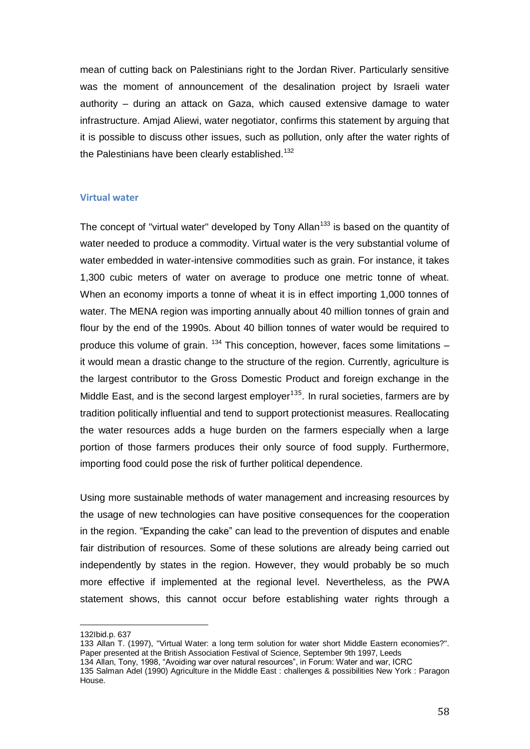mean of cutting back on Palestinians right to the Jordan River. Particularly sensitive was the moment of announcement of the desalination project by Israeli water authority – during an attack on Gaza, which caused extensive damage to water infrastructure. Amjad Aliewi, water negotiator, confirms this statement by arguing that it is possible to discuss other issues, such as pollution, only after the water rights of the Palestinians have been clearly established.[132]

### Virtual water

The concept of "virtual water" developed by Tony Allan[133] is based on the quantity of water needed to produce a commodity. Virtual water is the very substantial volume of water embedded in water-intensive commodities such as grain. For instance, it takes 1,300 cubic meters of water on average to produce one metric tonne of wheat. When an economy imports a tonne of wheat it is in effect importing 1,000 tonnes of water. The MENA region was importing annually about 40 million tonnes of grain and flour by the end of the 1990s. About 40 billion tonnes of water would be required to produce this volume of grain. [134] This conception, however, faces some limitations – it would mean a drastic change to the structure of the region. Currently, agriculture is the largest contributor to the Gross Domestic Product and foreign exchange in the Middle East, and is the second largest employer[135]. In rural societies, farmers are by tradition politically influential and tend to support protectionist measures. Reallocating the water resources adds a huge burden on the farmers especially when a large portion of those farmers produces their only source of food supply. Furthermore, importing food could pose the risk of further political dependence.

Using more sustainable methods of water management and increasing resources by the usage of new technologies can have positive consequences for the cooperation in the region. "Expanding the cake" can lead to the prevention of disputes and enable fair distribution of resources. Some of these solutions are already being carried out independently by states in the region. However, they would probably be so much more effective if implemented at the regional level. Nevertheless, as the PWA statement shows, this cannot occur before establishing water rights through a

---

132Ibid.p. 637

133 Allan T. (1997), "Virtual Water: a long term solution for water short Middle Eastern economies?". Paper presented at the British Association Festival of Science, September 9th 1997, Leeds

134 Allan, Tony, 1998, "Avoiding war over natural resources", in Forum: Water and war, ICRC

135 Salman Adel (1990) Agriculture in the Middle East : challenges & possibilities New York : Paragon House.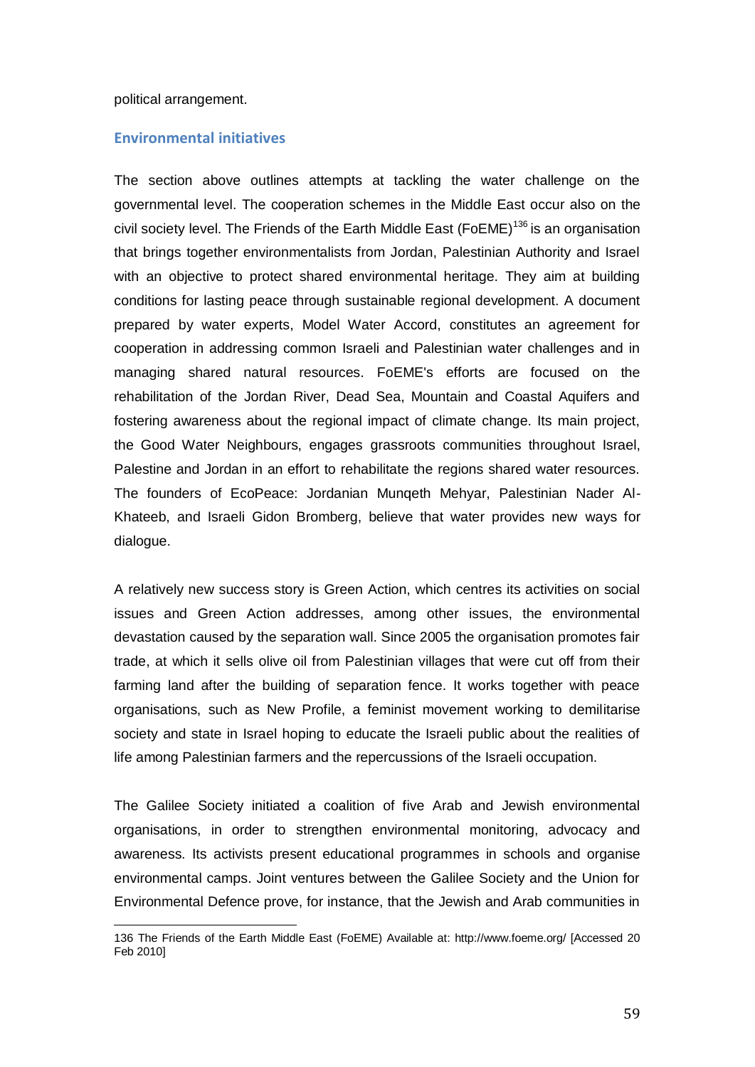political arrangement.

## Environmental initiatives

The section above outlines attempts at tackling the water challenge on the governmental level. The cooperation schemes in the Middle East occur also on the civil society level. The Friends of the Earth Middle East (FoEME)[136] is an organisation that brings together environmentalists from Jordan, Palestinian Authority and Israel with an objective to protect shared environmental heritage. They aim at building conditions for lasting peace through sustainable regional development. A document prepared by water experts, Model Water Accord, constitutes an agreement for cooperation in addressing common Israeli and Palestinian water challenges and in managing shared natural resources. FoEME's efforts are focused on the rehabilitation of the Jordan River, Dead Sea, Mountain and Coastal Aquifers and fostering awareness about the regional impact of climate change. Its main project, the Good Water Neighbours, engages grassroots communities throughout Israel, Palestine and Jordan in an effort to rehabilitate the regions shared water resources. The founders of EcoPeace: Jordanian Munqeth Mehyar, Palestinian Nader Al-Khateeb, and Israeli Gidon Bromberg, believe that water provides new ways for dialogue.

A relatively new success story is Green Action, which centres its activities on social issues and Green Action addresses, among other issues, the environmental devastation caused by the separation wall. Since 2005 the organisation promotes fair trade, at which it sells olive oil from Palestinian villages that were cut off from their farming land after the building of separation fence. It works together with peace organisations, such as New Profile, a feminist movement working to demilitarise society and state in Israel hoping to educate the Israeli public about the realities of life among Palestinian farmers and the repercussions of the Israeli occupation.

The Galilee Society initiated a coalition of five Arab and Jewish environmental organisations, in order to strengthen environmental monitoring, advocacy and awareness. Its activists present educational programmes in schools and organise environmental camps. Joint ventures between the Galilee Society and the Union for Environmental Defence prove, for instance, that the Jewish and Arab communities in

136 The Friends of the Earth Middle East (FoEME) Available at: http://www.foeme.org/ [Accessed 20 Feb 2010]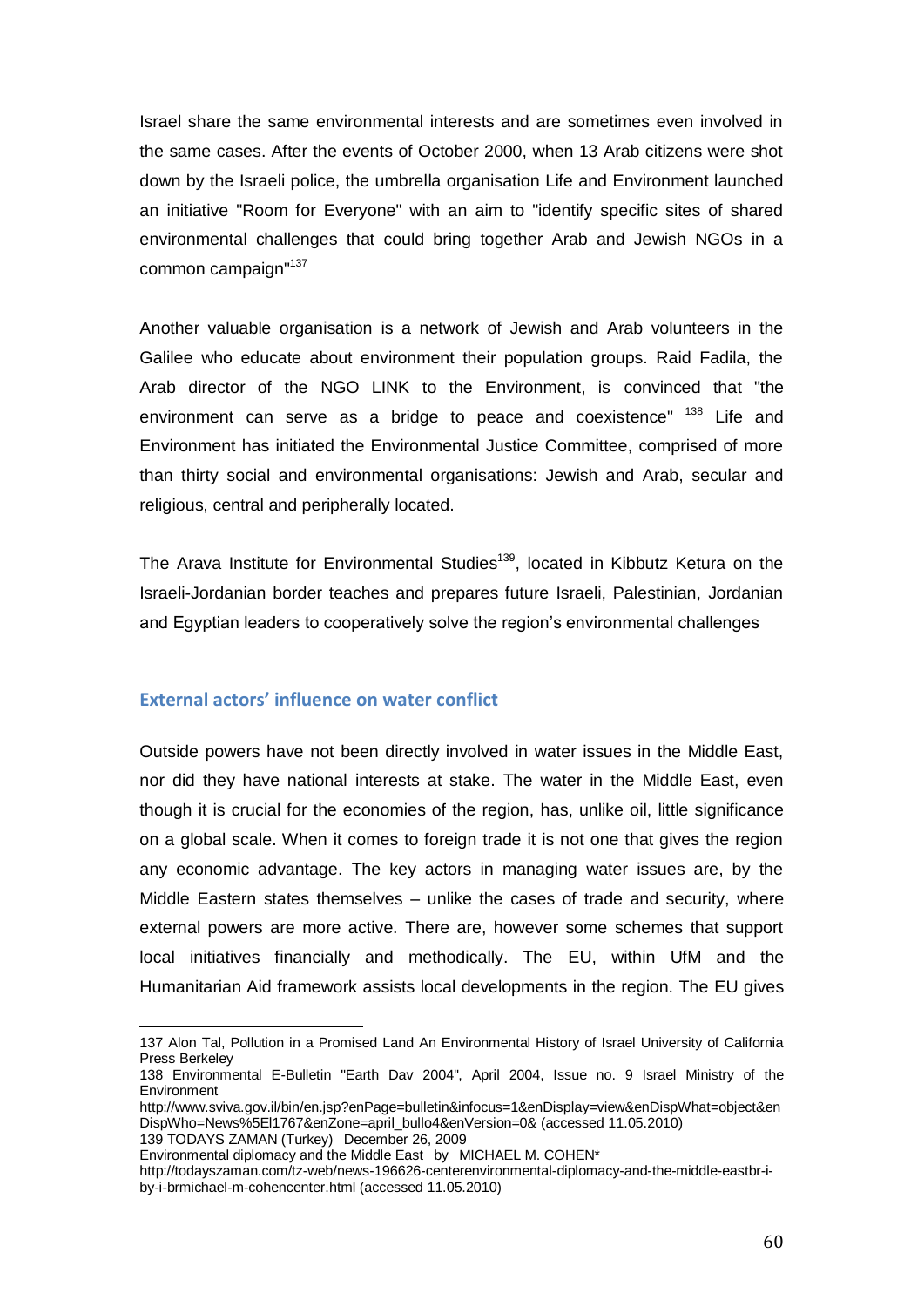Israel share the same environmental interests and are sometimes even involved in the same cases. After the events of October 2000, when 13 Arab citizens were shot down by the Israeli police, the umbrella organisation Life and Environment launched an initiative "Room for Everyone" with an aim to "identify specific sites of shared environmental challenges that could bring together Arab and Jewish NGOs in a common campaign"[137]

Another valuable organisation is a network of Jewish and Arab volunteers in the Galilee who educate about environment their population groups. Raid Fadila, the Arab director of the NGO LINK to the Environment, is convinced that "the environment can serve as a bridge to peace and coexistence" [138] Life and Environment has initiated the Environmental Justice Committee, comprised of more than thirty social and environmental organisations: Jewish and Arab, secular and religious, central and peripherally located.

The Arava Institute for Environmental Studies[139], located in Kibbutz Ketura on the Israeli-Jordanian border teaches and prepares future Israeli, Palestinian, Jordanian and Egyptian leaders to cooperatively solve the region's environmental challenges

## External actors' influence on water conflict

Outside powers have not been directly involved in water issues in the Middle East, nor did they have national interests at stake. The water in the Middle East, even though it is crucial for the economies of the region, has, unlike oil, little significance on a global scale. When it comes to foreign trade it is not one that gives the region any economic advantage. The key actors in managing water issues are, by the Middle Eastern states themselves – unlike the cases of trade and security, where external powers are more active. There are, however some schemes that support local initiatives financially and methodically. The EU, within UfM and the Humanitarian Aid framework assists local developments in the region. The EU gives

---

137 Alon Tal, Pollution in a Promised Land An Environmental History of Israel University of California Press Berkeley

138 Environmental E-Bulletin "Earth Dav 2004", April 2004, Issue no. 9 Israel Ministry of the Environment
http://www.sviva.gov.il/bin/en.jsp?enPage=bulletin&infocus=1&enDisplay=view&enDispWhat=object&enDispWho=News%5El1767&enZone=april_bull04&enVersion=0& (accessed 11.05.2010)

139 TODAYS ZAMAN (Turkey) December 26, 2009
Environmental diplomacy and the Middle East by MICHAEL M. COHEN*
http://todayszaman.com/tz-web/news-196626-centerenvironmental-diplomacy-and-the-middle-eastbr-i-by-i-brmichael-m-cohencenter.html (accessed 11.05.2010)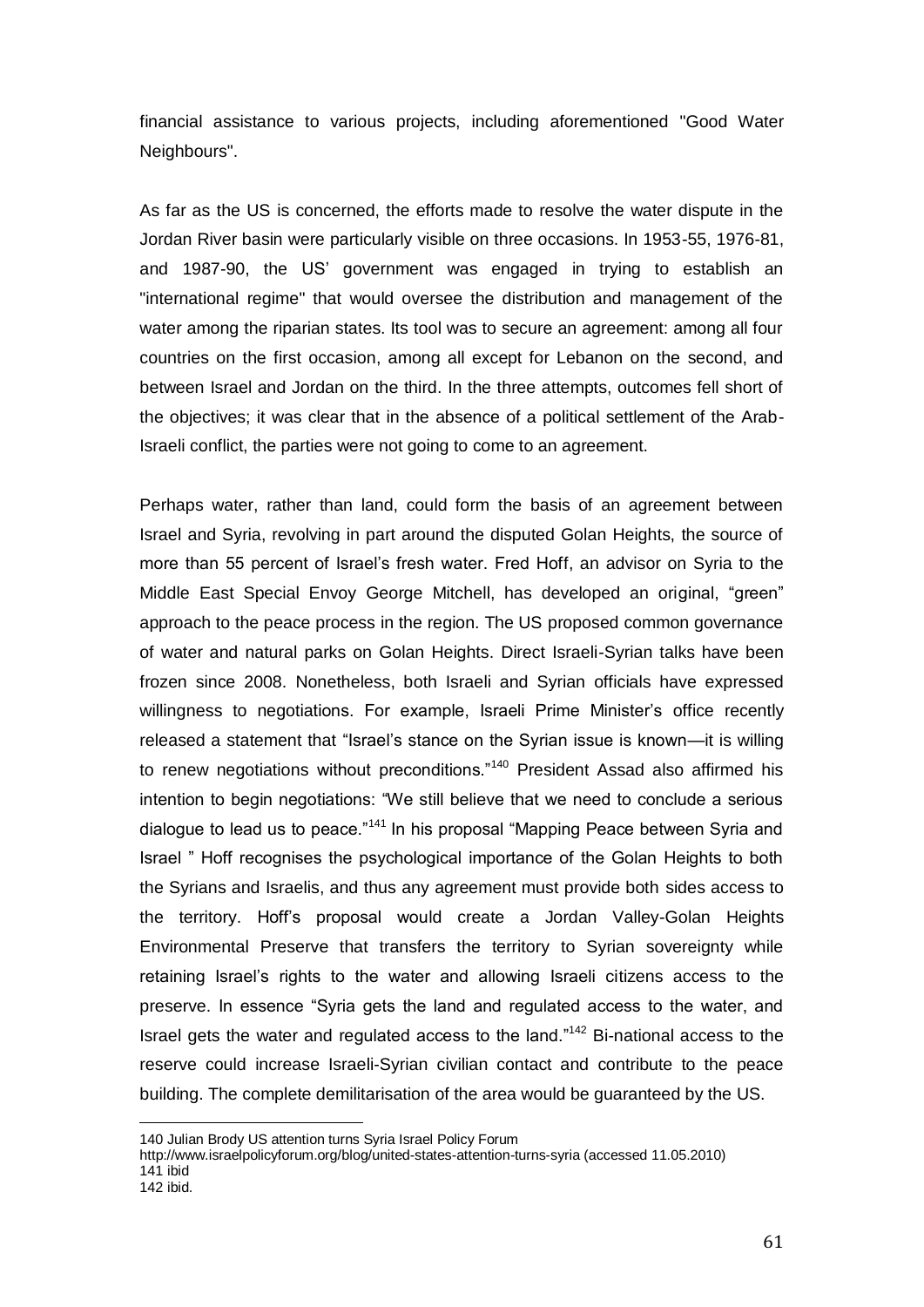financial assistance to various projects, including aforementioned "Good Water Neighbours".

As far as the US is concerned, the efforts made to resolve the water dispute in the Jordan River basin were particularly visible on three occasions. In 1953-55, 1976-81, and 1987-90, the US' government was engaged in trying to establish an "international regime" that would oversee the distribution and management of the water among the riparian states. Its tool was to secure an agreement: among all four countries on the first occasion, among all except for Lebanon on the second, and between Israel and Jordan on the third. In the three attempts, outcomes fell short of the objectives; it was clear that in the absence of a political settlement of the Arab-Israeli conflict, the parties were not going to come to an agreement.

Perhaps water, rather than land, could form the basis of an agreement between Israel and Syria, revolving in part around the disputed Golan Heights, the source of more than 55 percent of Israel's fresh water. Fred Hoff, an advisor on Syria to the Middle East Special Envoy George Mitchell, has developed an original, "green" approach to the peace process in the region. The US proposed common governance of water and natural parks on Golan Heights. Direct Israeli-Syrian talks have been frozen since 2008. Nonetheless, both Israeli and Syrian officials have expressed willingness to negotiations. For example, Israeli Prime Minister's office recently released a statement that "Israel's stance on the Syrian issue is known—it is willing to renew negotiations without preconditions."[140] President Assad also affirmed his intention to begin negotiations: "We still believe that we need to conclude a serious dialogue to lead us to peace."[141] In his proposal "Mapping Peace between Syria and Israel " Hoff recognises the psychological importance of the Golan Heights to both the Syrians and Israelis, and thus any agreement must provide both sides access to the territory. Hoff's proposal would create a Jordan Valley-Golan Heights Environmental Preserve that transfers the territory to Syrian sovereignty while retaining Israel's rights to the water and allowing Israeli citizens access to the preserve. In essence "Syria gets the land and regulated access to the water, and Israel gets the water and regulated access to the land."[142] Bi-national access to the reserve could increase Israeli-Syrian civilian contact and contribute to the peace building. The complete demilitarisation of the area would be guaranteed by the US.

---

140 Julian Brody US attention turns Syria Israel Policy Forum
http://www.israelpolicyforum.org/blog/united-states-attention-turns-syria (accessed 11.05.2010)
141 ibid
142 ibid.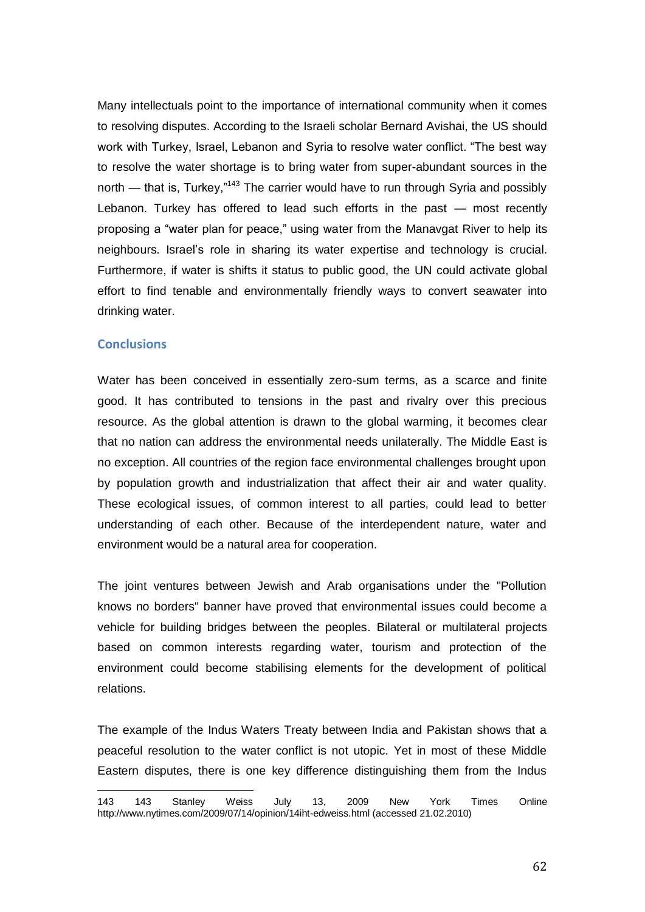Many intellectuals point to the importance of international community when it comes to resolving disputes. According to the Israeli scholar Bernard Avishai, the US should work with Turkey, Israel, Lebanon and Syria to resolve water conflict. "The best way to resolve the water shortage is to bring water from super-abundant sources in the north — that is, Turkey,"[143] The carrier would have to run through Syria and possibly Lebanon. Turkey has offered to lead such efforts in the past — most recently proposing a "water plan for peace," using water from the Manavgat River to help its neighbours. Israel's role in sharing its water expertise and technology is crucial. Furthermore, if water is shifts it status to public good, the UN could activate global effort to find tenable and environmentally friendly ways to convert seawater into drinking water.

## Conclusions

Water has been conceived in essentially zero-sum terms, as a scarce and finite good. It has contributed to tensions in the past and rivalry over this precious resource. As the global attention is drawn to the global warming, it becomes clear that no nation can address the environmental needs unilaterally. The Middle East is no exception. All countries of the region face environmental challenges brought upon by population growth and industrialization that affect their air and water quality. These ecological issues, of common interest to all parties, could lead to better understanding of each other. Because of the interdependent nature, water and environment would be a natural area for cooperation.

The joint ventures between Jewish and Arab organisations under the "Pollution knows no borders" banner have proved that environmental issues could become a vehicle for building bridges between the peoples. Bilateral or multilateral projects based on common interests regarding water, tourism and protection of the environment could become stabilising elements for the development of political relations.

The example of the Indus Waters Treaty between India and Pakistan shows that a peaceful resolution to the water conflict is not utopic. Yet in most of these Middle Eastern disputes, there is one key difference distinguishing them from the Indus

---

143 143 Stanley Weiss July 13, 2009 New York Times Online http://www.nytimes.com/2009/07/14/opinion/14iht-edweiss.html (accessed 21.02.2010)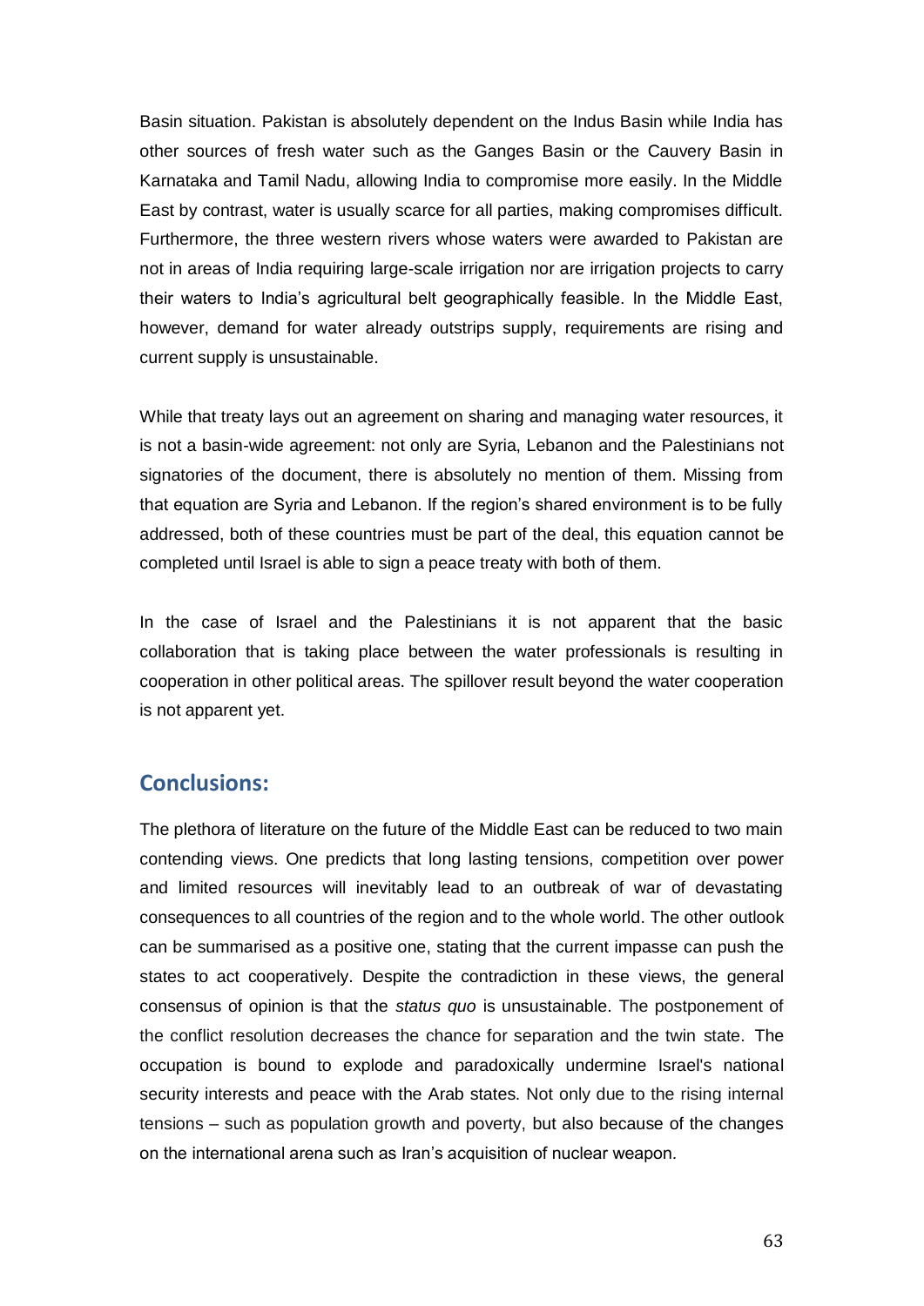Basin situation. Pakistan is absolutely dependent on the Indus Basin while India has other sources of fresh water such as the Ganges Basin or the Cauvery Basin in Karnataka and Tamil Nadu, allowing India to compromise more easily. In the Middle East by contrast, water is usually scarce for all parties, making compromises difficult. Furthermore, the three western rivers whose waters were awarded to Pakistan are not in areas of India requiring large-scale irrigation nor are irrigation projects to carry their waters to India's agricultural belt geographically feasible. In the Middle East, however, demand for water already outstrips supply, requirements are rising and current supply is unsustainable.

While that treaty lays out an agreement on sharing and managing water resources, it is not a basin-wide agreement: not only are Syria, Lebanon and the Palestinians not signatories of the document, there is absolutely no mention of them. Missing from that equation are Syria and Lebanon. If the region's shared environment is to be fully addressed, both of these countries must be part of the deal, this equation cannot be completed until Israel is able to sign a peace treaty with both of them.

In the case of Israel and the Palestinians it is not apparent that the basic collaboration that is taking place between the water professionals is resulting in cooperation in other political areas. The spillover result beyond the water cooperation is not apparent yet.

## Conclusions:

The plethora of literature on the future of the Middle East can be reduced to two main contending views. One predicts that long lasting tensions, competition over power and limited resources will inevitably lead to an outbreak of war of devastating consequences to all countries of the region and to the whole world. The other outlook can be summarised as a positive one, stating that the current impasse can push the states to act cooperatively. Despite the contradiction in these views, the general consensus of opinion is that the *status quo* is unsustainable. The postponement of the conflict resolution decreases the chance for separation and the twin state. The occupation is bound to explode and paradoxically undermine Israel's national security interests and peace with the Arab states. Not only due to the rising internal tensions – such as population growth and poverty, but also because of the changes on the international arena such as Iran's acquisition of nuclear weapon.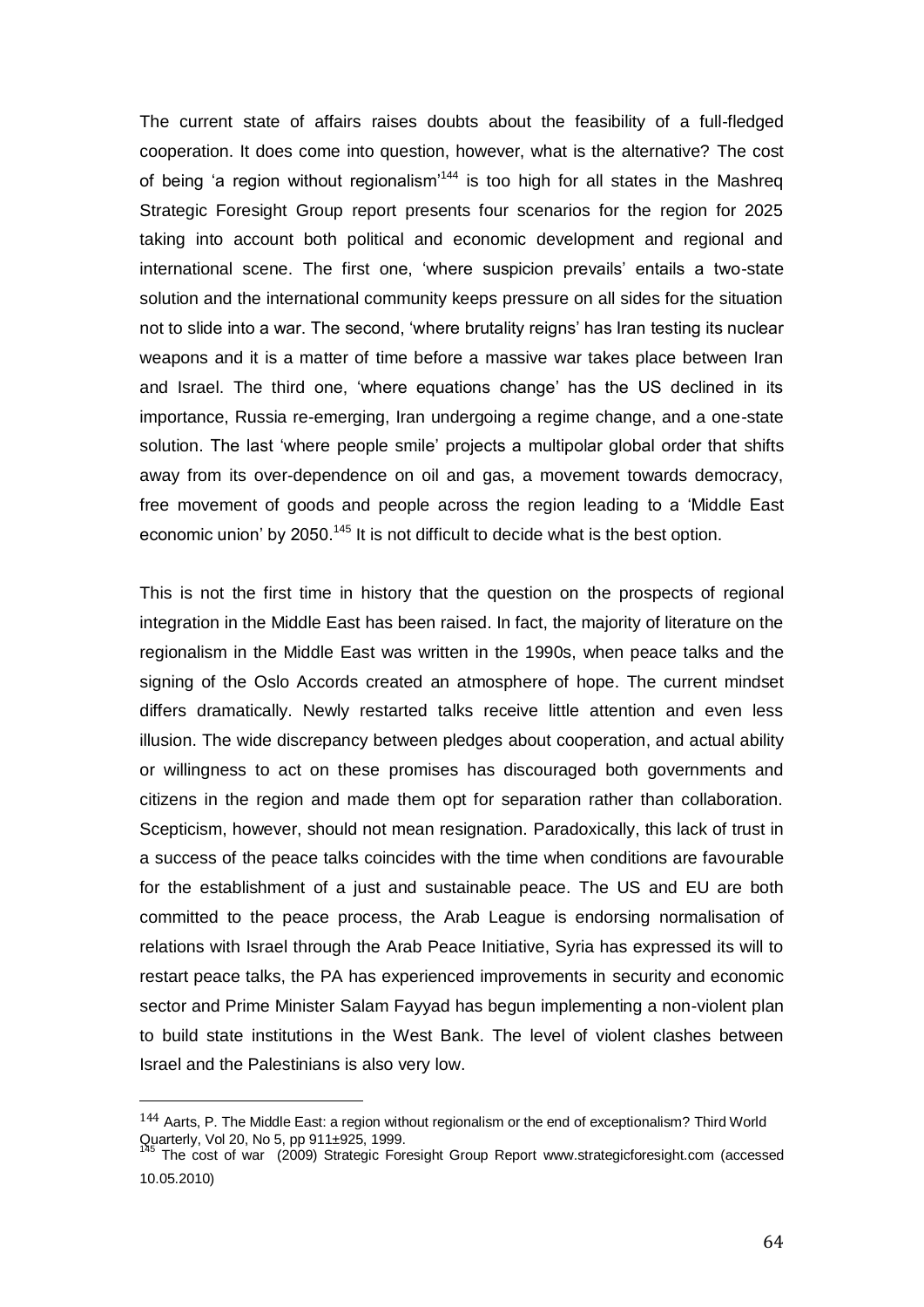The current state of affairs raises doubts about the feasibility of a full-fledged cooperation. It does come into question, however, what is the alternative? The cost of being 'a region without regionalism'[144] is too high for all states in the Mashreq Strategic Foresight Group report presents four scenarios for the region for 2025 taking into account both political and economic development and regional and international scene. The first one, 'where suspicion prevails' entails a two-state solution and the international community keeps pressure on all sides for the situation not to slide into a war. The second, 'where brutality reigns' has Iran testing its nuclear weapons and it is a matter of time before a massive war takes place between Iran and Israel. The third one, 'where equations change' has the US declined in its importance, Russia re-emerging, Iran undergoing a regime change, and a one-state solution. The last 'where people smile' projects a multipolar global order that shifts away from its over-dependence on oil and gas, a movement towards democracy, free movement of goods and people across the region leading to a 'Middle East economic union' by 2050.[145] It is not difficult to decide what is the best option.

This is not the first time in history that the question on the prospects of regional integration in the Middle East has been raised. In fact, the majority of literature on the regionalism in the Middle East was written in the 1990s, when peace talks and the signing of the Oslo Accords created an atmosphere of hope. The current mindset differs dramatically. Newly restarted talks receive little attention and even less illusion. The wide discrepancy between pledges about cooperation, and actual ability or willingness to act on these promises has discouraged both governments and citizens in the region and made them opt for separation rather than collaboration. Scepticism, however, should not mean resignation. Paradoxically, this lack of trust in a success of the peace talks coincides with the time when conditions are favourable for the establishment of a just and sustainable peace. The US and EU are both committed to the peace process, the Arab League is endorsing normalisation of relations with Israel through the Arab Peace Initiative, Syria has expressed its will to restart peace talks, the PA has experienced improvements in security and economic sector and Prime Minister Salam Fayyad has begun implementing a non-violent plan to build state institutions in the West Bank. The level of violent clashes between Israel and the Palestinians is also very low.

---

[144] Aarts, P. The Middle East: a region without regionalism or the end of exceptionalism? Third World Quarterly, Vol 20, No 5, pp 911±925, 1999.

[145] The cost of war (2009) Strategic Foresight Group Report www.strategicforesight.com (accessed 10.05.2010)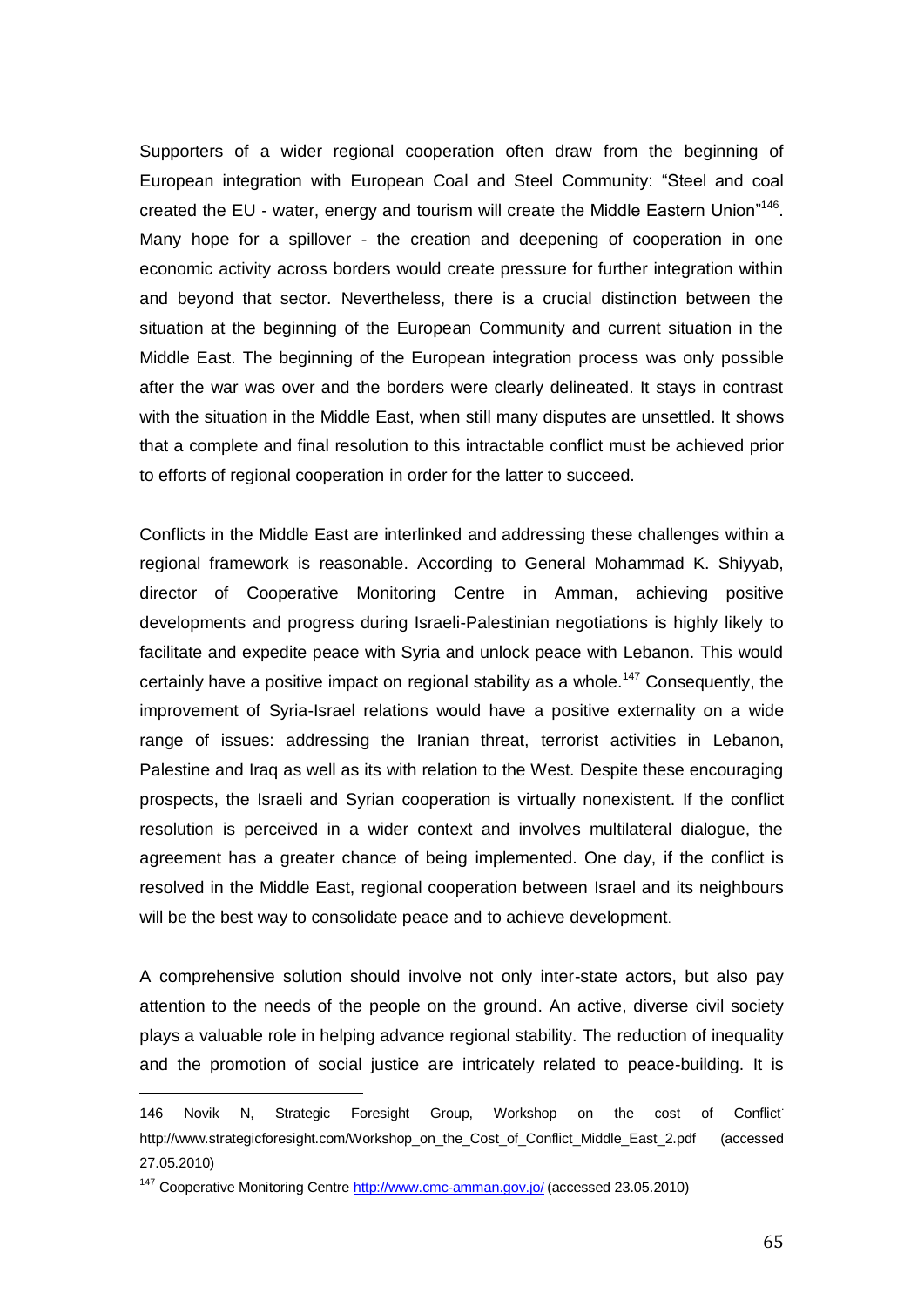Supporters of a wider regional cooperation often draw from the beginning of European integration with European Coal and Steel Community: "Steel and coal created the EU - water, energy and tourism will create the Middle Eastern Union"[146]. Many hope for a spillover - the creation and deepening of cooperation in one economic activity across borders would create pressure for further integration within and beyond that sector. Nevertheless, there is a crucial distinction between the situation at the beginning of the European Community and current situation in the Middle East. The beginning of the European integration process was only possible after the war was over and the borders were clearly delineated. It stays in contrast with the situation in the Middle East, when still many disputes are unsettled. It shows that a complete and final resolution to this intractable conflict must be achieved prior to efforts of regional cooperation in order for the latter to succeed.

Conflicts in the Middle East are interlinked and addressing these challenges within a regional framework is reasonable. According to General Mohammad K. Shiyyab, director of Cooperative Monitoring Centre in Amman, achieving positive developments and progress during Israeli-Palestinian negotiations is highly likely to facilitate and expedite peace with Syria and unlock peace with Lebanon. This would certainly have a positive impact on regional stability as a whole.[147] Consequently, the improvement of Syria-Israel relations would have a positive externality on a wide range of issues: addressing the Iranian threat, terrorist activities in Lebanon, Palestine and Iraq as well as its with relation to the West. Despite these encouraging prospects, the Israeli and Syrian cooperation is virtually nonexistent. If the conflict resolution is perceived in a wider context and involves multilateral dialogue, the agreement has a greater chance of being implemented. One day, if the conflict is resolved in the Middle East, regional cooperation between Israel and its neighbours will be the best way to consolidate peace and to achieve development.

A comprehensive solution should involve not only inter-state actors, but also pay attention to the needs of the people on the ground. An active, diverse civil society plays a valuable role in helping advance regional stability. The reduction of inequality and the promotion of social justice are intricately related to peace-building. It is

---

146 Novik N, Strategic Foresight Group, Workshop on the cost of Conflict http://www.strategicforesight.com/Workshop_on_the_Cost_of_Conflict_Middle_East_2.pdf (accessed 27.05.2010)

147 Cooperative Monitoring Centre http://www.cmc-amman.gov.jo/ (accessed 23.05.2010)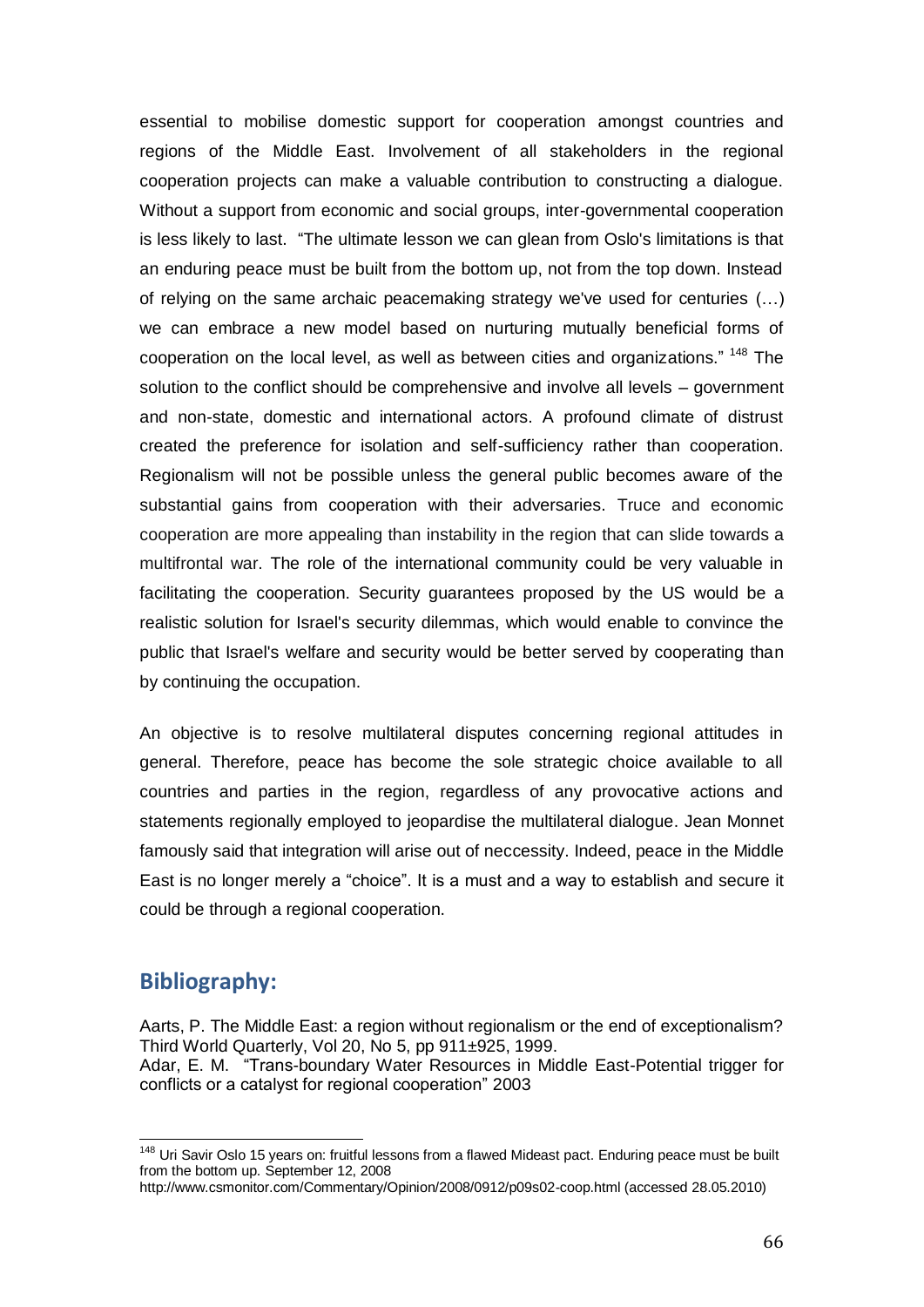essential to mobilise domestic support for cooperation amongst countries and regions of the Middle East. Involvement of all stakeholders in the regional cooperation projects can make a valuable contribution to constructing a dialogue. Without a support from economic and social groups, inter-governmental cooperation is less likely to last. "The ultimate lesson we can glean from Oslo's limitations is that an enduring peace must be built from the bottom up, not from the top down. Instead of relying on the same archaic peacemaking strategy we've used for centuries (…) we can embrace a new model based on nurturing mutually beneficial forms of cooperation on the local level, as well as between cities and organizations." [148] The solution to the conflict should be comprehensive and involve all levels – government and non-state, domestic and international actors. A profound climate of distrust created the preference for isolation and self-sufficiency rather than cooperation. Regionalism will not be possible unless the general public becomes aware of the substantial gains from cooperation with their adversaries. Truce and economic cooperation are more appealing than instability in the region that can slide towards a multifrontal war. The role of the international community could be very valuable in facilitating the cooperation. Security guarantees proposed by the US would be a realistic solution for Israel's security dilemmas, which would enable to convince the public that Israel's welfare and security would be better served by cooperating than by continuing the occupation.

An objective is to resolve multilateral disputes concerning regional attitudes in general. Therefore, peace has become the sole strategic choice available to all countries and parties in the region, regardless of any provocative actions and statements regionally employed to jeopardise the multilateral dialogue. Jean Monnet famously said that integration will arise out of neccessity. Indeed, peace in the Middle East is no longer merely a "choice". It is a must and a way to establish and secure it could be through a regional cooperation.

## Bibliography:

Aarts, P. The Middle East: a region without regionalism or the end of exceptionalism? Third World Quarterly, Vol 20, No 5, pp 911±925, 1999.
Adar, E. M. "Trans-boundary Water Resources in Middle East-Potential trigger for conflicts or a catalyst for regional cooperation" 2003

---

[148] Uri Savir Oslo 15 years on: fruitful lessons from a flawed Mideast pact. Enduring peace must be built from the bottom up. September 12, 2008
http://www.csmonitor.com/Commentary/Opinion/2008/0912/p09s02-coop.html (accessed 28.05.2010)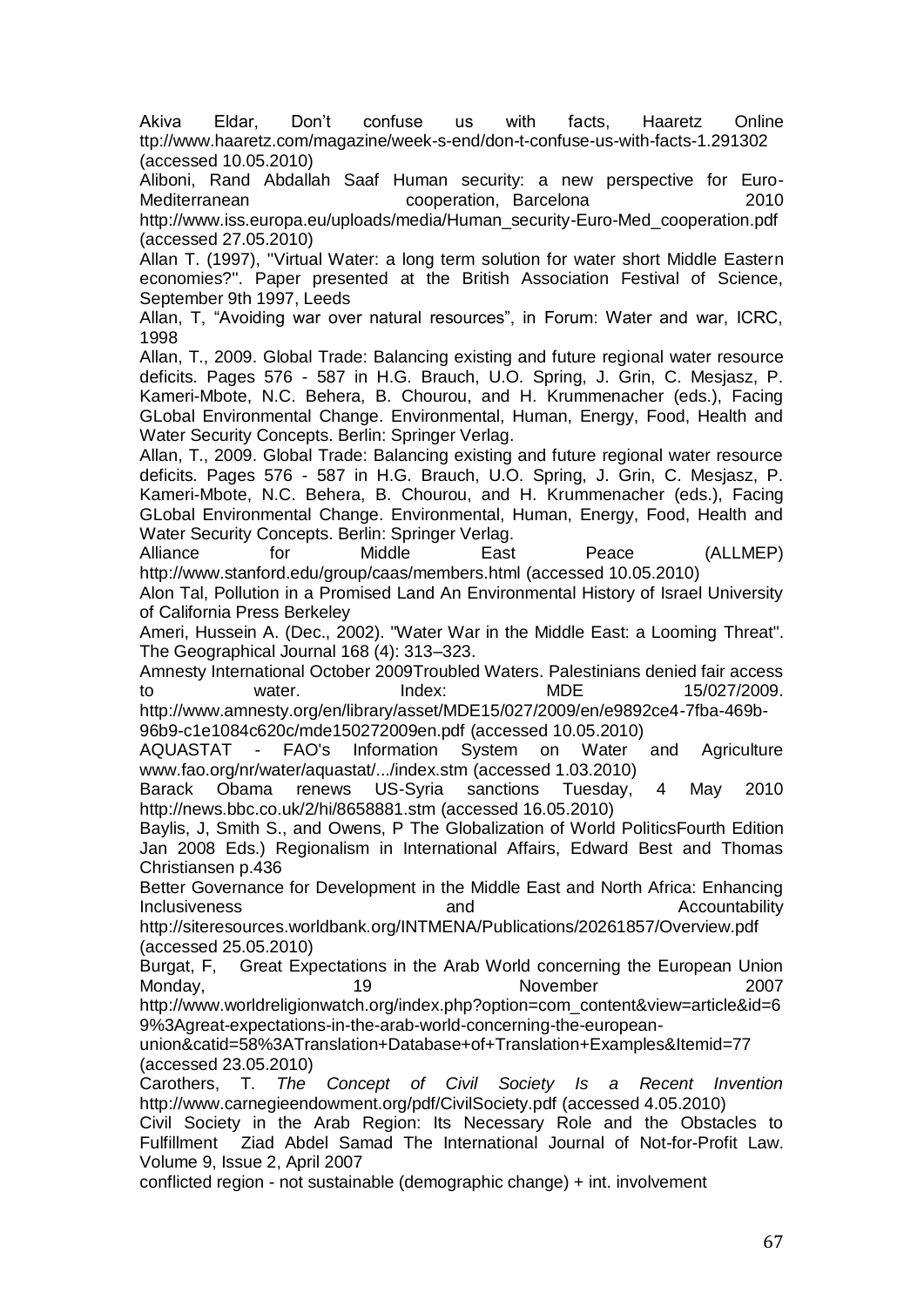Akiva Eldar, Don't confuse us with facts, Haaretz Online ttp://www.haaretz.com/magazine/week-s-end/don-t-confuse-us-with-facts-1.291302 (accessed 10.05.2010)

Aliboni, Rand Abdallah Saaf Human security: a new perspective for Euro-Mediterranean cooperation, Barcelona 2010 http://www.iss.europa.eu/uploads/media/Human_security-Euro-Med_cooperation.pdf (accessed 27.05.2010)

Allan T. (1997), "Virtual Water: a long term solution for water short Middle Eastern economies?". Paper presented at the British Association Festival of Science, September 9th 1997, Leeds

Allan, T, "Avoiding war over natural resources", in Forum: Water and war, ICRC, 1998

Allan, T., 2009. Global Trade: Balancing existing and future regional water resource deficits. Pages 576 - 587 in H.G. Brauch, U.O. Spring, J. Grin, C. Mesjasz, P. Kameri-Mbote, N.C. Behera, B. Chourou, and H. Krummenacher (eds.), Facing GLobal Environmental Change. Environmental, Human, Energy, Food, Health and Water Security Concepts. Berlin: Springer Verlag.

Allan, T., 2009. Global Trade: Balancing existing and future regional water resource deficits. Pages 576 - 587 in H.G. Brauch, U.O. Spring, J. Grin, C. Mesjasz, P. Kameri-Mbote, N.C. Behera, B. Chourou, and H. Krummenacher (eds.), Facing GLobal Environmental Change. Environmental, Human, Energy, Food, Health and Water Security Concepts. Berlin: Springer Verlag.

Alliance for Middle East Peace (ALLMEP) http://www.stanford.edu/group/caas/members.html (accessed 10.05.2010)

Alon Tal, Pollution in a Promised Land An Environmental History of Israel University of California Press Berkeley

Ameri, Hussein A. (Dec., 2002). "Water War in the Middle East: a Looming Threat". The Geographical Journal 168 (4): 313–323.

Amnesty International October 2009Troubled Waters. Palestinians denied fair access to water. Index: MDE 15/027/2009. http://www.amnesty.org/en/library/asset/MDE15/027/2009/en/e9892ce4-7fba-469b-96b9-c1e1084c620c/mde150272009en.pdf (accessed 10.05.2010)

AQUASTAT - FAO's Information System on Water and Agriculture www.fao.org/nr/water/aquastat/.../index.stm (accessed 1.03.2010)

Barack Obama renews US-Syria sanctions Tuesday, 4 May 2010 http://news.bbc.co.uk/2/hi/8658881.stm (accessed 16.05.2010)

Baylis, J, Smith S., and Owens, P The Globalization of World PoliticsFourth Edition Jan 2008 Eds.) Regionalism in International Affairs, Edward Best and Thomas Christiansen p.436

Better Governance for Development in the Middle East and North Africa: Enhancing Inclusiveness and Accountability http://siteresources.worldbank.org/INTMENA/Publications/20261857/Overview.pdf (accessed 25.05.2010)

Burgat, F, Great Expectations in the Arab World concerning the European Union Monday, 19 November 2007 http://www.worldreligionwatch.org/index.php?option=com_content&view=article&id=69%3Agreat-expectations-in-the-arab-world-concerning-the-european-union&catid=58%3ATranslation+Database+of+Translation+Examples&Itemid=77 (accessed 23.05.2010)

Carothers, T. *The Concept of Civil Society Is a Recent Invention* http://www.carnegieendowment.org/pdf/CivilSociety.pdf (accessed 4.05.2010)

Civil Society in the Arab Region: Its Necessary Role and the Obstacles to Fulfillment Ziad Abdel Samad The International Journal of Not-for-Profit Law. Volume 9, Issue 2, April 2007

conflicted region - not sustainable (demographic change) + int. involvement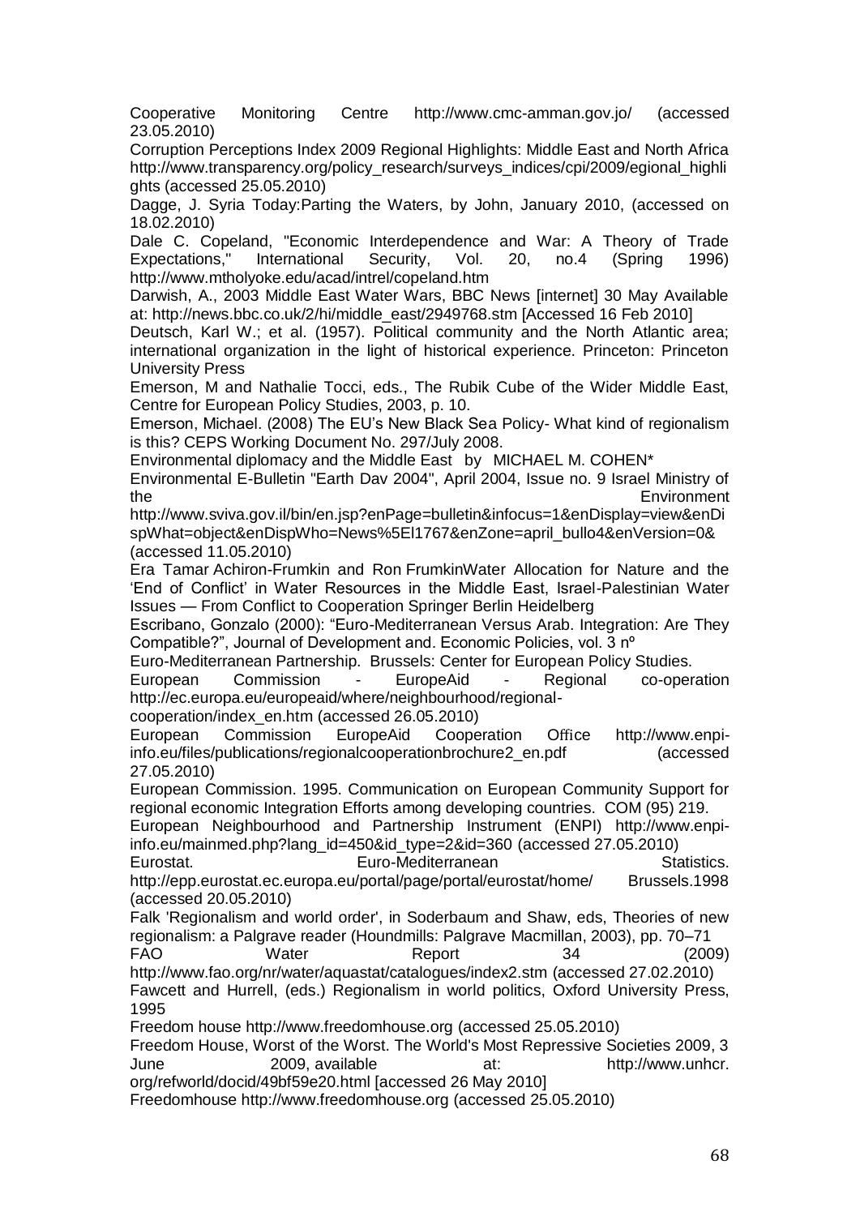Cooperative Monitoring Centre http://www.cmc-amman.gov.jo/ (accessed 23.05.2010)

Corruption Perceptions Index 2009 Regional Highlights: Middle East and North Africa http://www.transparency.org/policy_research/surveys_indices/cpi/2009/egional_highlights (accessed 25.05.2010)

Dagge, J. Syria Today:Parting the Waters, by John, January 2010, (accessed on 18.02.2010)

Dale C. Copeland, "Economic Interdependence and War: A Theory of Trade Expectations," International Security, Vol. 20, no.4 (Spring 1996) http://www.mtholyoke.edu/acad/intrel/copeland.htm

Darwish, A., 2003 Middle East Water Wars, BBC News [internet] 30 May Available at: http://news.bbc.co.uk/2/hi/middle_east/2949768.stm [Accessed 16 Feb 2010]

Deutsch, Karl W.; et al. (1957). Political community and the North Atlantic area; international organization in the light of historical experience. Princeton: Princeton University Press

Emerson, M and Nathalie Tocci, eds., The Rubik Cube of the Wider Middle East, Centre for European Policy Studies, 2003, p. 10.

Emerson, Michael. (2008) The EU's New Black Sea Policy- What kind of regionalism is this? CEPS Working Document No. 297/July 2008.

Environmental diplomacy and the Middle East by MICHAEL M. COHEN*

Environmental E-Bulletin "Earth Dav 2004", April 2004, Issue no. 9 Israel Ministry of the Environment http://www.sviva.gov.il/bin/en.jsp?enPage=bulletin&infocus=1&enDisplay=view&enDispWhat=object&enDispWho=News%5El1767&enZone=april_bullo4&enVersion=0& (accessed 11.05.2010)

Era Tamar Achiron-Frumkin and Ron FrumkinWater Allocation for Nature and the 'End of Conflict' in Water Resources in the Middle East, Israel-Palestinian Water Issues — From Conflict to Cooperation Springer Berlin Heidelberg

Escribano, Gonzalo (2000): "Euro-Mediterranean Versus Arab. Integration: Are They Compatible?", Journal of Development and. Economic Policies, vol. 3 nº

Euro-Mediterranean Partnership. Brussels: Center for European Policy Studies.

European Commission - EuropeAid - Regional co-operation http://ec.europa.eu/europeaid/where/neighbourhood/regional-cooperation/index_en.htm (accessed 26.05.2010)

European Commission EuropeAid Cooperation Office http://www.enpi-info.eu/files/publications/regionalcooperationbrochure2_en.pdf (accessed 27.05.2010)

European Commission. 1995. Communication on European Community Support for regional economic Integration Efforts among developing countries. COM (95) 219.

European Neighbourhood and Partnership Instrument (ENPI) http://www.enpi-info.eu/mainmed.php?lang_id=450&id_type=2&id=360 (accessed 27.05.2010)

Eurostat. Euro-Mediterranean Statistics. http://epp.eurostat.ec.europa.eu/portal/page/portal/eurostat/home/ Brussels.1998 (accessed 20.05.2010)

Falk 'Regionalism and world order', in Soderbaum and Shaw, eds, Theories of new regionalism: a Palgrave reader (Houndmills: Palgrave Macmillan, 2003), pp. 70–71

FAO Water Report 34 (2009) http://www.fao.org/nr/water/aquastat/catalogues/index2.stm (accessed 27.02.2010)

Fawcett and Hurrell, (eds.) Regionalism in world politics, Oxford University Press, 1995

Freedom house http://www.freedomhouse.org (accessed 25.05.2010)

Freedom House, Worst of the Worst. The World's Most Repressive Societies 2009, 3 June 2009, available at: http://www.unhcr.org/refworld/docid/49bf59e20.html [accessed 26 May 2010]

Freedomhouse http://www.freedomhouse.org (accessed 25.05.2010)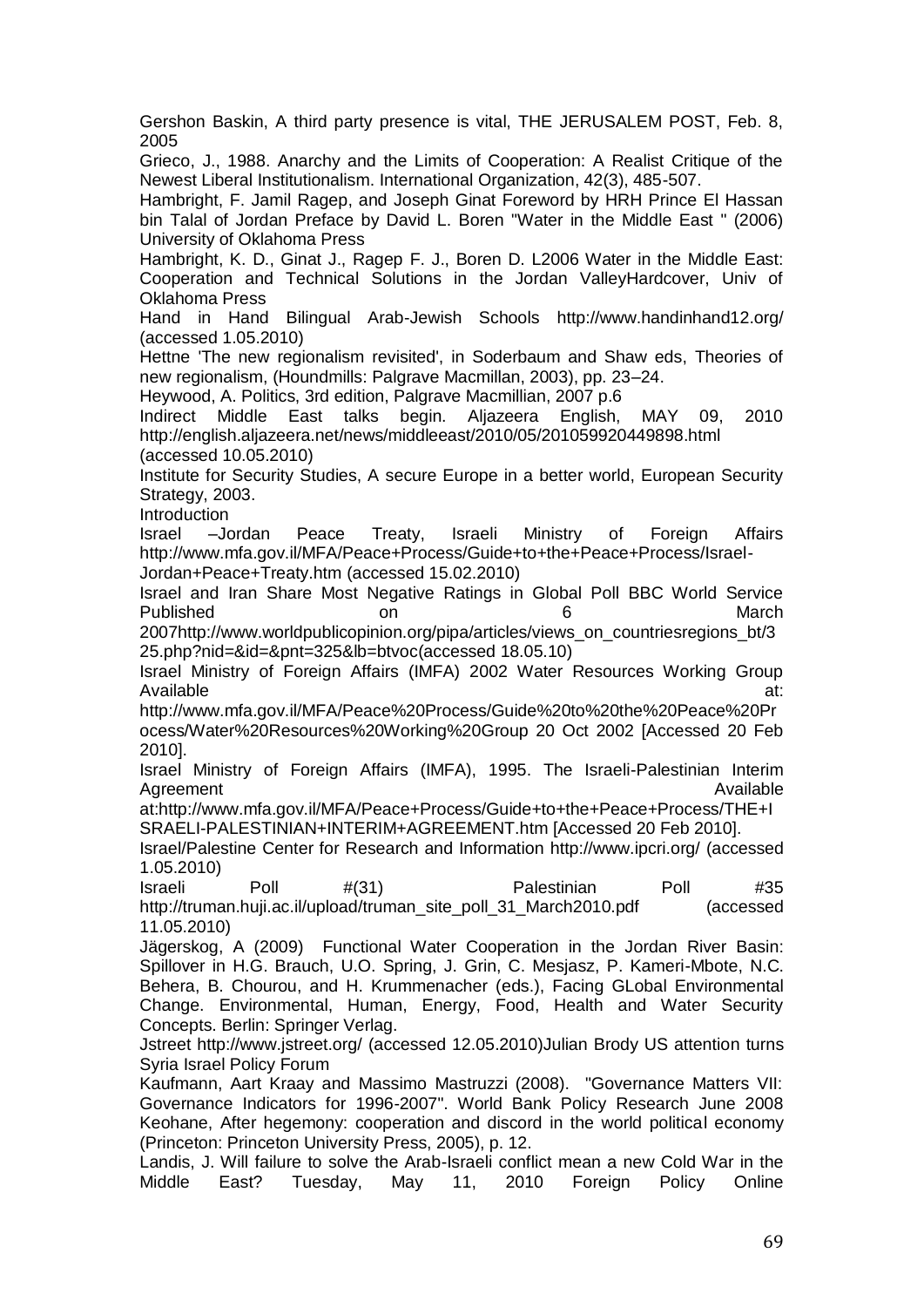Gershon Baskin, A third party presence is vital, THE JERUSALEM POST, Feb. 8, 2005

Grieco, J., 1988. Anarchy and the Limits of Cooperation: A Realist Critique of the Newest Liberal Institutionalism. International Organization, 42(3), 485-507.

Hambright, F. Jamil Ragep, and Joseph Ginat Foreword by HRH Prince El Hassan bin Talal of Jordan Preface by David L. Boren "Water in the Middle East " (2006) University of Oklahoma Press

Hambright, K. D., Ginat J., Ragep F. J., Boren D. L2006 Water in the Middle East: Cooperation and Technical Solutions in the Jordan ValleyHardcover, Univ of Oklahoma Press

Hand in Hand Bilingual Arab-Jewish Schools http://www.handinhand12.org/ (accessed 1.05.2010)

Hettne 'The new regionalism revisited', in Soderbaum and Shaw eds, Theories of new regionalism, (Houndmills: Palgrave Macmillan, 2003), pp. 23–24.

Heywood, A. Politics, 3rd edition, Palgrave Macmillian, 2007 p.6

Indirect Middle East talks begin. Aljazeera English, MAY 09, 2010 http://english.aljazeera.net/news/middleeast/2010/05/201059920449898.html (accessed 10.05.2010)

Institute for Security Studies, A secure Europe in a better world, European Security Strategy, 2003.

Introduction

Israel –Jordan Peace Treaty, Israeli Ministry of Foreign Affairs http://www.mfa.gov.il/MFA/Peace+Process/Guide+to+the+Peace+Process/Israel-Jordan+Peace+Treaty.htm (accessed 15.02.2010)

Israel and Iran Share Most Negative Ratings in Global Poll BBC World Service Published on 6 March 2007http://www.worldpublicopinion.org/pipa/articles/views_on_countriesregions_bt/325.php?nid=&id=&pnt=325&lb=btvoc(accessed 18.05.10)

Israel Ministry of Foreign Affairs (IMFA) 2002 Water Resources Working Group Available at: http://www.mfa.gov.il/MFA/Peace%20Process/Guide%20to%20the%20Peace%20Process/Water%20Resources%20Working%20Group 20 Oct 2002 [Accessed 20 Feb 2010].

Israel Ministry of Foreign Affairs (IMFA), 1995. The Israeli-Palestinian Interim Agreement Available at:http://www.mfa.gov.il/MFA/Peace+Process/Guide+to+the+Peace+Process/THE+ISRAELI-PALESTINIAN+INTERIM+AGREEMENT.htm [Accessed 20 Feb 2010].

Israel/Palestine Center for Research and Information http://www.ipcri.org/ (accessed 1.05.2010)

Israeli Poll #(31) Palestinian Poll #35 http://truman.huji.ac.il/upload/truman_site_poll_31_March2010.pdf (accessed 11.05.2010)

Jägerskog, A (2009) Functional Water Cooperation in the Jordan River Basin: Spillover in H.G. Brauch, U.O. Spring, J. Grin, C. Mesjasz, P. Kameri-Mbote, N.C. Behera, B. Chourou, and H. Krummenacher (eds.), Facing GLobal Environmental Change. Environmental, Human, Energy, Food, Health and Water Security Concepts. Berlin: Springer Verlag.

Jstreet http://www.jstreet.org/ (accessed 12.05.2010)Julian Brody US attention turns Syria Israel Policy Forum

Kaufmann, Aart Kraay and Massimo Mastruzzi (2008). "Governance Matters VII: Governance Indicators for 1996-2007". World Bank Policy Research June 2008

Keohane, After hegemony: cooperation and discord in the world political economy (Princeton: Princeton University Press, 2005), p. 12.

Landis, J. Will failure to solve the Arab-Israeli conflict mean a new Cold War in the Middle East? Tuesday, May 11, 2010 Foreign Policy Online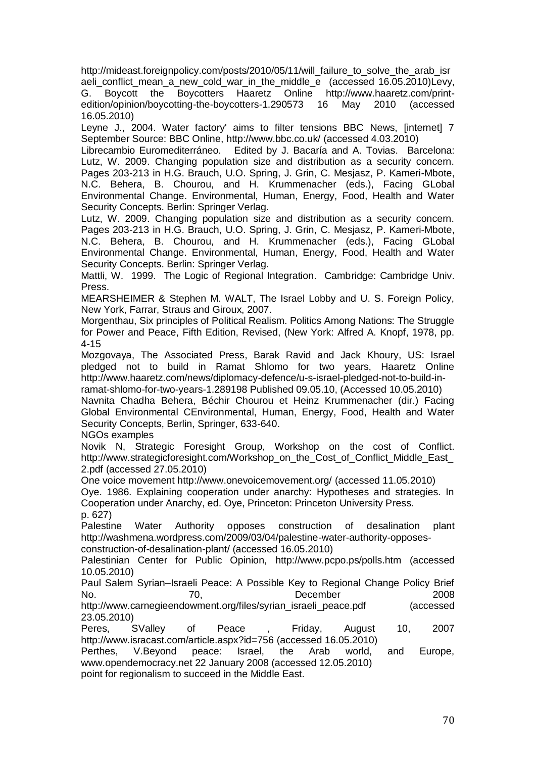http://mideast.foreignpolicy.com/posts/2010/05/11/will_failure_to_solve_the_arab_israeli_conflict_mean_a_new_cold_war_in_the_middle_e (accessed 16.05.2010)Levy, G. Boycott the Boycotters Haaretz Online http://www.haaretz.com/print-edition/opinion/boycotting-the-boycotters-1.290573 16 May 2010 (accessed 16.05.2010)

Leyne J., 2004. Water factory' aims to filter tensions BBC News, [internet] 7 September Source: BBC Online, http://www.bbc.co.uk/ (accessed 4.03.2010)

Librecambio Euromediterráneo. Edited by J. Bacaría and A. Tovias. Barcelona: Lutz, W. 2009. Changing population size and distribution as a security concern. Pages 203-213 in H.G. Brauch, U.O. Spring, J. Grin, C. Mesjasz, P. Kameri-Mbote, N.C. Behera, B. Chourou, and H. Krummenacher (eds.), Facing GLobal Environmental Change. Environmental, Human, Energy, Food, Health and Water Security Concepts. Berlin: Springer Verlag.

Lutz, W. 2009. Changing population size and distribution as a security concern. Pages 203-213 in H.G. Brauch, U.O. Spring, J. Grin, C. Mesjasz, P. Kameri-Mbote, N.C. Behera, B. Chourou, and H. Krummenacher (eds.), Facing GLobal Environmental Change. Environmental, Human, Energy, Food, Health and Water Security Concepts. Berlin: Springer Verlag.

Mattli, W. 1999. The Logic of Regional Integration. Cambridge: Cambridge Univ. Press.

MEARSHEIMER & Stephen M. WALT, The Israel Lobby and U. S. Foreign Policy, New York, Farrar, Straus and Giroux, 2007.

Morgenthau, Six principles of Political Realism. Politics Among Nations: The Struggle for Power and Peace, Fifth Edition, Revised, (New York: Alfred A. Knopf, 1978, pp. 4-15

Mozgovaya, The Associated Press, Barak Ravid and Jack Khoury, US: Israel pledged not to build in Ramat Shlomo for two years, Haaretz Online http://www.haaretz.com/news/diplomacy-defence/u-s-israel-pledged-not-to-build-in-ramat-shlomo-for-two-years-1.289198 Published 09.05.10, (Accessed 10.05.2010)

Navnita Chadha Behera, Béchir Chourou et Heinz Krummenacher (dir.) Facing Global Environmental CEnvironmental, Human, Energy, Food, Health and Water Security Concepts, Berlin, Springer, 633-640.

NGOs examples

Novik N, Strategic Foresight Group, Workshop on the cost of Conflict. http://www.strategicforesight.com/Workshop_on_the_Cost_of_Conflict_Middle_East_2.pdf (accessed 27.05.2010)

One voice movement http://www.onevoicemovement.org/ (accessed 11.05.2010)

Oye. 1986. Explaining cooperation under anarchy: Hypotheses and strategies. In Cooperation under Anarchy, ed. Oye, Princeton: Princeton University Press.
p. 627)

Palestine Water Authority opposes construction of desalination plant http://washmena.wordpress.com/2009/03/04/palestine-water-authority-opposes-construction-of-desalination-plant/ (accessed 16.05.2010)

Palestinian Center for Public Opinion, http://www.pcpo.ps/polls.htm (accessed 10.05.2010)

Paul Salem Syrian–Israeli Peace: A Possible Key to Regional Change Policy Brief No. 70, December 2008 http://www.carnegieendowment.org/files/syrian_israeli_peace.pdf (accessed 23.05.2010)

Peres, SValley of Peace , Friday, August 10, 2007 http://www.isracast.com/article.aspx?id=756 (accessed 16.05.2010)

Perthes, V.Beyond peace: Israel, the Arab world, and Europe, www.opendemocracy.net 22 January 2008 (accessed 12.05.2010)

point for regionalism to succeed in the Middle East.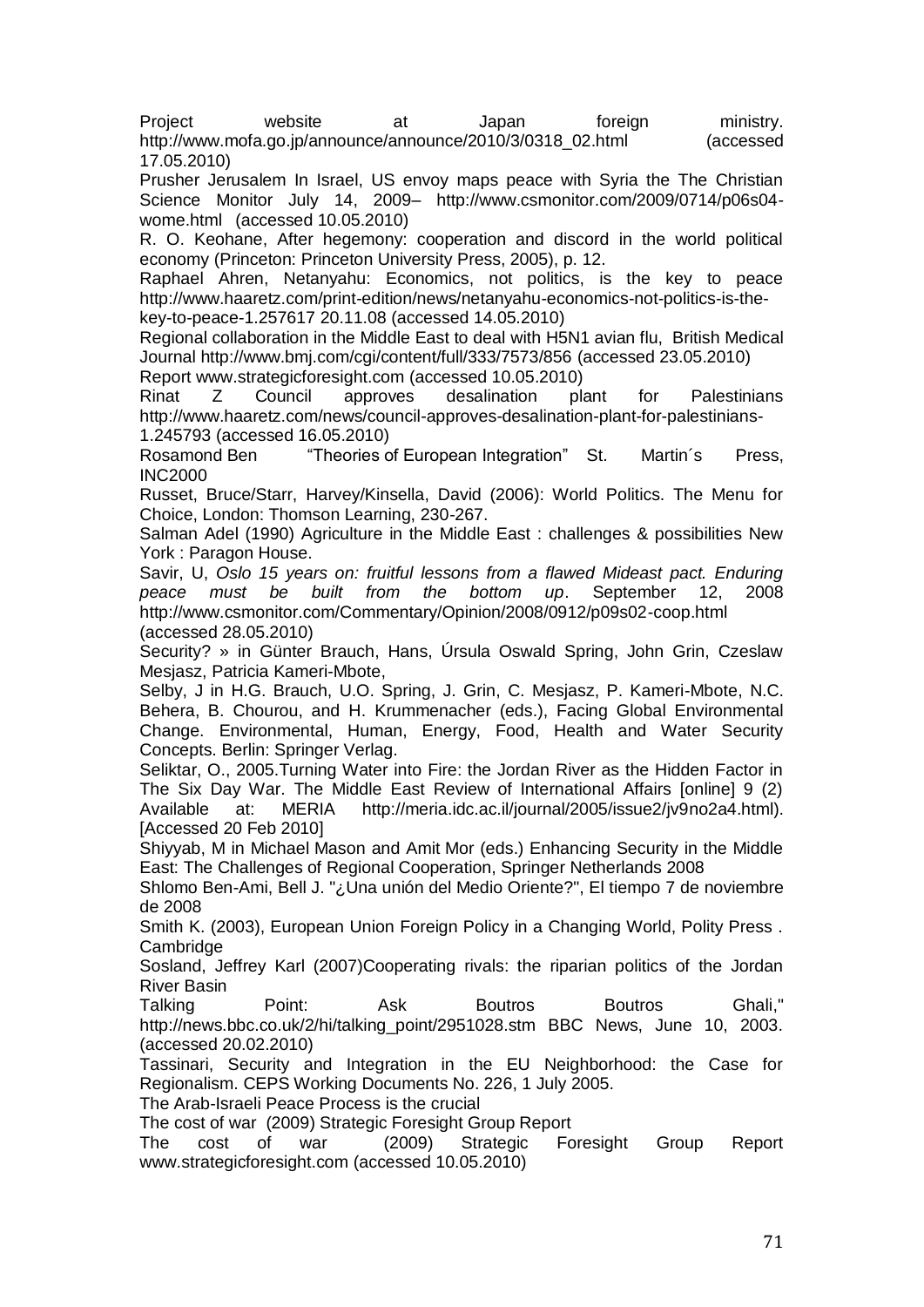Project website at Japan foreign ministry. http://www.mofa.go.jp/announce/announce/2010/3/0318_02.html (accessed 17.05.2010)

Prusher Jerusalem In Israel, US envoy maps peace with Syria the The Christian Science Monitor July 14, 2009– http://www.csmonitor.com/2009/0714/p06s04-wome.html (accessed 10.05.2010)

R. O. Keohane, After hegemony: cooperation and discord in the world political economy (Princeton: Princeton University Press, 2005), p. 12.

Raphael Ahren, Netanyahu: Economics, not politics, is the key to peace http://www.haaretz.com/print-edition/news/netanyahu-economics-not-politics-is-the-key-to-peace-1.257617 20.11.08 (accessed 14.05.2010)

Regional collaboration in the Middle East to deal with H5N1 avian flu, British Medical Journal http://www.bmj.com/cgi/content/full/333/7573/856 (accessed 23.05.2010)

Report www.strategicforesight.com (accessed 10.05.2010)

Rinat Z Council approves desalination plant for Palestinians http://www.haaretz.com/news/council-approves-desalination-plant-for-palestinians-1.245793 (accessed 16.05.2010)

Rosamond Ben "Theories of European Integration" St. Martin´s Press, INC2000

Russet, Bruce/Starr, Harvey/Kinsella, David (2006): World Politics. The Menu for Choice, London: Thomson Learning, 230-267.

Salman Adel (1990) Agriculture in the Middle East : challenges & possibilities New York : Paragon House.

Savir, U, *Oslo 15 years on: fruitful lessons from a flawed Mideast pact. Enduring peace must be built from the bottom up*. September 12, 2008 http://www.csmonitor.com/Commentary/Opinion/2008/0912/p09s02-coop.html (accessed 28.05.2010)

Security? » in Günter Brauch, Hans, Úrsula Oswald Spring, John Grin, Czeslaw Mesjasz, Patricia Kameri-Mbote,

Selby, J in H.G. Brauch, U.O. Spring, J. Grin, C. Mesjasz, P. Kameri-Mbote, N.C. Behera, B. Chourou, and H. Krummenacher (eds.), Facing Global Environmental Change. Environmental, Human, Energy, Food, Health and Water Security Concepts. Berlin: Springer Verlag.

Seliktar, O., 2005.Turning Water into Fire: the Jordan River as the Hidden Factor in The Six Day War. The Middle East Review of International Affairs [online] 9 (2) Available at: MERIA http://meria.idc.ac.il/journal/2005/issue2/jv9no2a4.html). [Accessed 20 Feb 2010]

Shiyyab, M in Michael Mason and Amit Mor (eds.) Enhancing Security in the Middle East: The Challenges of Regional Cooperation, Springer Netherlands 2008

Shlomo Ben-Ami, Bell J. "¿Una unión del Medio Oriente?", El tiempo 7 de noviembre de 2008

Smith K. (2003), European Union Foreign Policy in a Changing World, Polity Press . Cambridge

Sosland, Jeffrey Karl (2007)Cooperating rivals: the riparian politics of the Jordan River Basin

Talking Point: Ask Boutros Boutros Ghali," http://news.bbc.co.uk/2/hi/talking_point/2951028.stm BBC News, June 10, 2003. (accessed 20.02.2010)

Tassinari, Security and Integration in the EU Neighborhood: the Case for Regionalism. CEPS Working Documents No. 226, 1 July 2005.

The Arab-Israeli Peace Process is the crucial

The cost of war (2009) Strategic Foresight Group Report

The cost of war (2009) Strategic Foresight Group Report www.strategicforesight.com (accessed 10.05.2010)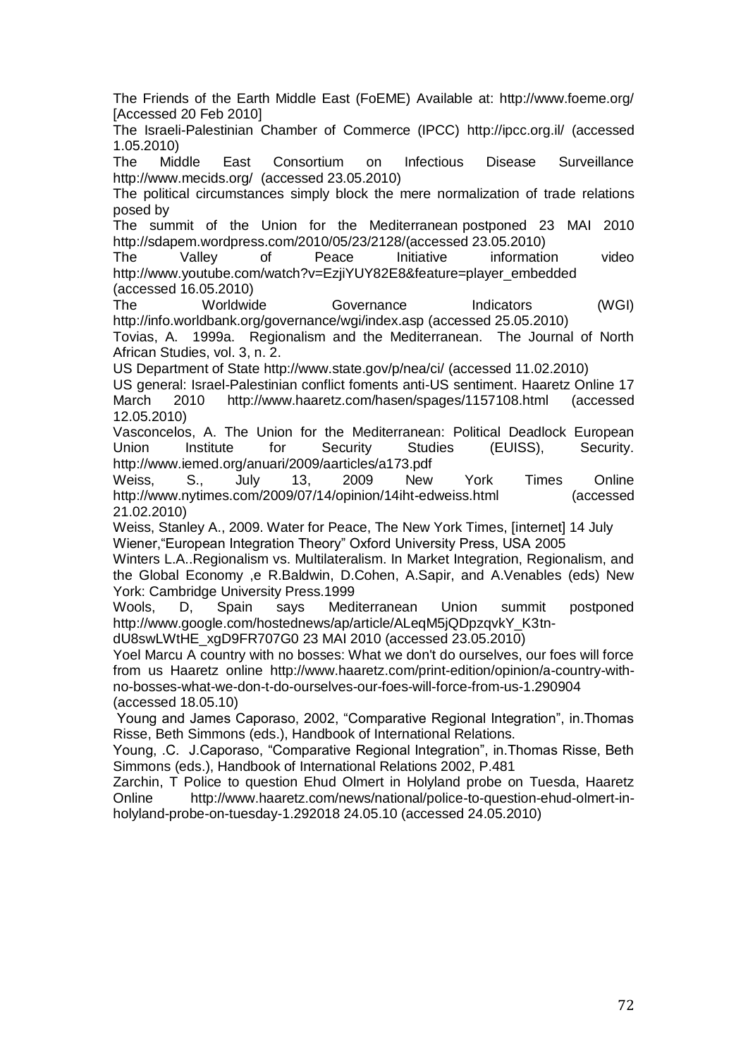The Friends of the Earth Middle East (FoEME) Available at: http://www.foeme.org/ [Accessed 20 Feb 2010]

The Israeli-Palestinian Chamber of Commerce (IPCC) http://ipcc.org.il/ (accessed 1.05.2010)

The Middle East Consortium on Infectious Disease Surveillance http://www.mecids.org/ (accessed 23.05.2010)

The political circumstances simply block the mere normalization of trade relations posed by

The summit of the Union for the Mediterranean postponed 23 MAI 2010 http://sdapem.wordpress.com/2010/05/23/2128/(accessed 23.05.2010)

The Valley of Peace Initiative information video http://www.youtube.com/watch?v=EzjiYUY82E8&feature=player_embedded (accessed 16.05.2010)

The Worldwide Governance Indicators (WGI) http://info.worldbank.org/governance/wgi/index.asp (accessed 25.05.2010)

Tovias, A. 1999a. Regionalism and the Mediterranean. The Journal of North African Studies, vol. 3, n. 2.

US Department of State http://www.state.gov/p/nea/ci/ (accessed 11.02.2010)

US general: Israel-Palestinian conflict foments anti-US sentiment. Haaretz Online 17 March 2010 http://www.haaretz.com/hasen/spages/1157108.html (accessed 12.05.2010)

Vasconcelos, A. The Union for the Mediterranean: Political Deadlock European Union Institute for Security Studies (EUISS), Security. http://www.iemed.org/anuari/2009/aarticles/a173.pdf

Weiss, S., July 13, 2009 New York Times Online http://www.nytimes.com/2009/07/14/opinion/14iht-edweiss.html (accessed 21.02.2010)

Weiss, Stanley A., 2009. Water for Peace, The New York Times, [internet] 14 July

Wiener,"European Integration Theory" Oxford University Press, USA 2005

Winters L.A..Regionalism vs. Multilateralism. In Market Integration, Regionalism, and the Global Economy ,e R.Baldwin, D.Cohen, A.Sapir, and A.Venables (eds) New York: Cambridge University Press.1999

Wools, D, Spain says Mediterranean Union summit postponed http://www.google.com/hostednews/ap/article/ALeqM5jQDpzqvkY_K3tn-dU8swLWtHE_xgD9FR707G0 23 MAI 2010 (accessed 23.05.2010)

Yoel Marcu A country with no bosses: What we don't do ourselves, our foes will force from us Haaretz online http://www.haaretz.com/print-edition/opinion/a-country-with-no-bosses-what-we-don-t-do-ourselves-our-foes-will-force-from-us-1.290904 (accessed 18.05.10)

Young and James Caporaso, 2002, "Comparative Regional Integration", in.Thomas Risse, Beth Simmons (eds.), Handbook of International Relations.

Young, .C. J.Caporaso, "Comparative Regional Integration", in.Thomas Risse, Beth Simmons (eds.), Handbook of International Relations 2002, P.481

Zarchin, T Police to question Ehud Olmert in Holyland probe on Tuesda, Haaretz Online http://www.haaretz.com/news/national/police-to-question-ehud-olmert-in-holyland-probe-on-tuesday-1.292018 24.05.10 (accessed 24.05.2010)